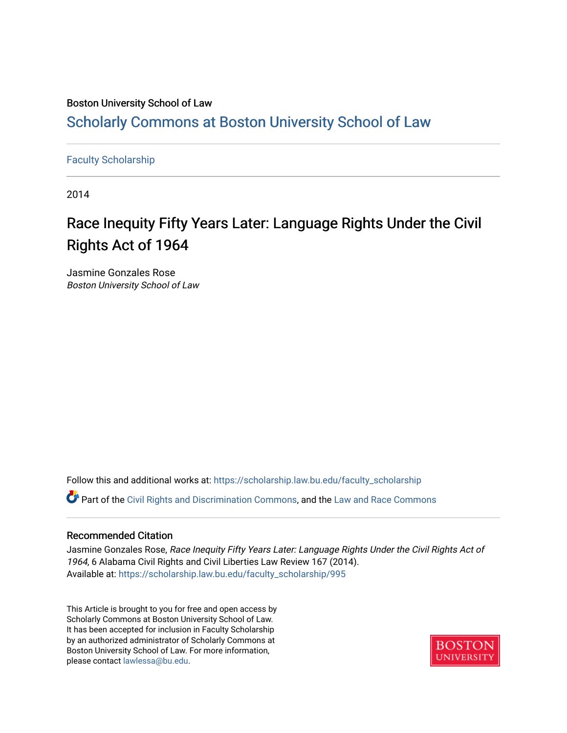Boston University School of Law

# Scholarly Commons at Boston University School of Law

Faculty Scholarship

2014

# Race Inequity Fifty Years Later: Language Rights Under the Civil Rights Act of 1964

Jasmine Gonzales Rose
*Boston University School of Law*

Follow this and additional works at: https://scholarship.law.bu.edu/faculty_scholarship

Part of the Civil Rights and Discrimination Commons, and the Law and Race Commons

## Recommended Citation

Jasmine Gonzales Rose, *Race Inequity Fifty Years Later: Language Rights Under the Civil Rights Act of 1964*, 6 Alabama Civil Rights and Civil Liberties Law Review 167 (2014).
Available at: https://scholarship.law.bu.edu/faculty_scholarship/995

This Article is brought to you for free and open access by Scholarly Commons at Boston University School of Law. It has been accepted for inclusion in Faculty Scholarship by an authorized administrator of Scholarly Commons at Boston University School of Law. For more information, please contact lawlessa@bu.edu.

BOSTON UNIVERSITY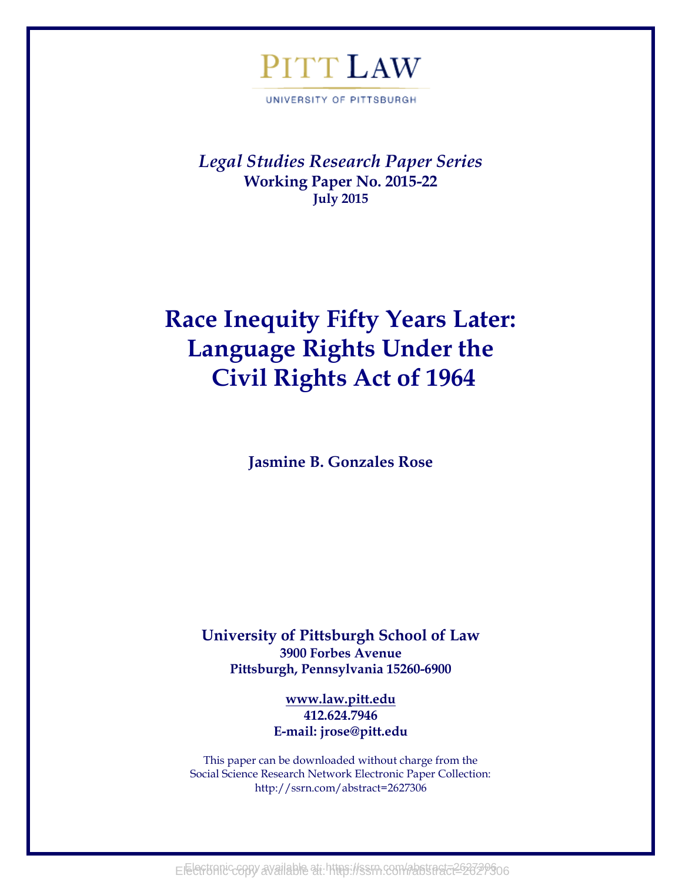PITT LAW

UNIVERSITY OF PITTSBURGH

*Legal Studies Research Paper Series*
**Working Paper No. 2015-22**
**July 2015**

# Race Inequity Fifty Years Later: Language Rights Under the Civil Rights Act of 1964

**Jasmine B. Gonzales Rose**

**University of Pittsburgh School of Law**
**3900 Forbes Avenue**
**Pittsburgh, Pennsylvania 15260-6900**

**www.law.pitt.edu**
**412.624.7946**
**E-mail: jrose@pitt.edu**

This paper can be downloaded without charge from the
Social Science Research Network Electronic Paper Collection:
http://ssrn.com/abstract=2627306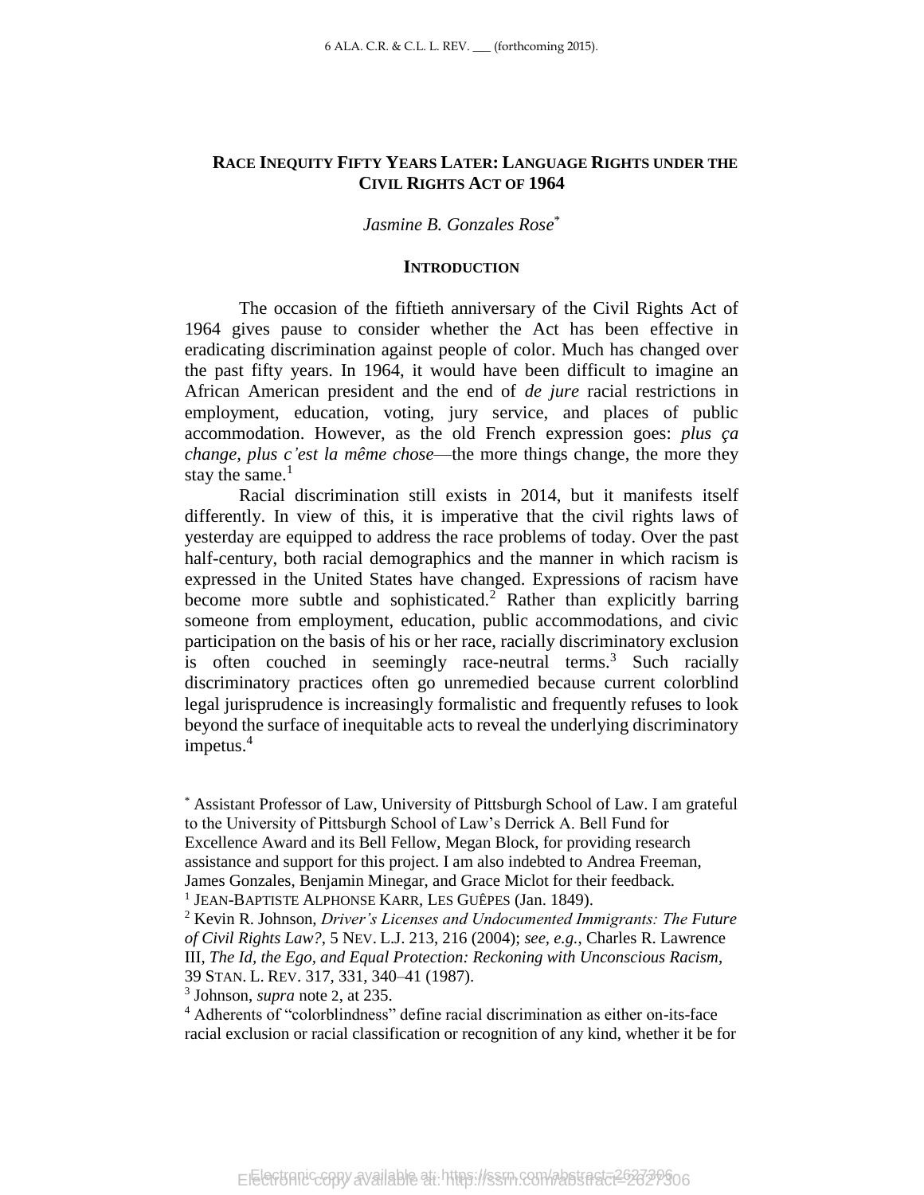# RACE INEQUITY FIFTY YEARS LATER: LANGUAGE RIGHTS UNDER THE CIVIL RIGHTS ACT OF 1964

*Jasmine B. Gonzales Rose*[*]

## INTRODUCTION

The occasion of the fiftieth anniversary of the Civil Rights Act of 1964 gives pause to consider whether the Act has been effective in eradicating discrimination against people of color. Much has changed over the past fifty years. In 1964, it would have been difficult to imagine an African American president and the end of *de jure* racial restrictions in employment, education, voting, jury service, and places of public accommodation. However, as the old French expression goes: *plus ça change, plus c'est la même chose*—the more things change, the more they stay the same.[1]

Racial discrimination still exists in 2014, but it manifests itself differently. In view of this, it is imperative that the civil rights laws of yesterday are equipped to address the race problems of today. Over the past half-century, both racial demographics and the manner in which racism is expressed in the United States have changed. Expressions of racism have become more subtle and sophisticated.[2] Rather than explicitly barring someone from employment, education, public accommodations, and civic participation on the basis of his or her race, racially discriminatory exclusion is often couched in seemingly race-neutral terms.[3] Such racially discriminatory practices often go unremedied because current colorblind legal jurisprudence is increasingly formalistic and frequently refuses to look beyond the surface of inequitable acts to reveal the underlying discriminatory impetus.[4]

---

[*] Assistant Professor of Law, University of Pittsburgh School of Law. I am grateful to the University of Pittsburgh School of Law's Derrick A. Bell Fund for Excellence Award and its Bell Fellow, Megan Block, for providing research assistance and support for this project. I am also indebted to Andrea Freeman, James Gonzales, Benjamin Minegar, and Grace Miclot for their feedback.

[1] JEAN-BAPTISTE ALPHONSE KARR, LES GUÊPES (Jan. 1849).

[2] Kevin R. Johnson, *Driver's Licenses and Undocumented Immigrants: The Future of Civil Rights Law?*, 5 NEV. L.J. 213, 216 (2004); *see, e.g.*, Charles R. Lawrence III, *The Id, the Ego, and Equal Protection: Reckoning with Unconscious Racism*, 39 STAN. L. REV. 317, 331, 340–41 (1987).

[3] Johnson, *supra* note 2, at 235.

[4] Adherents of "colorblindness" define racial discrimination as either on-its-face racial exclusion or racial classification or recognition of any kind, whether it be for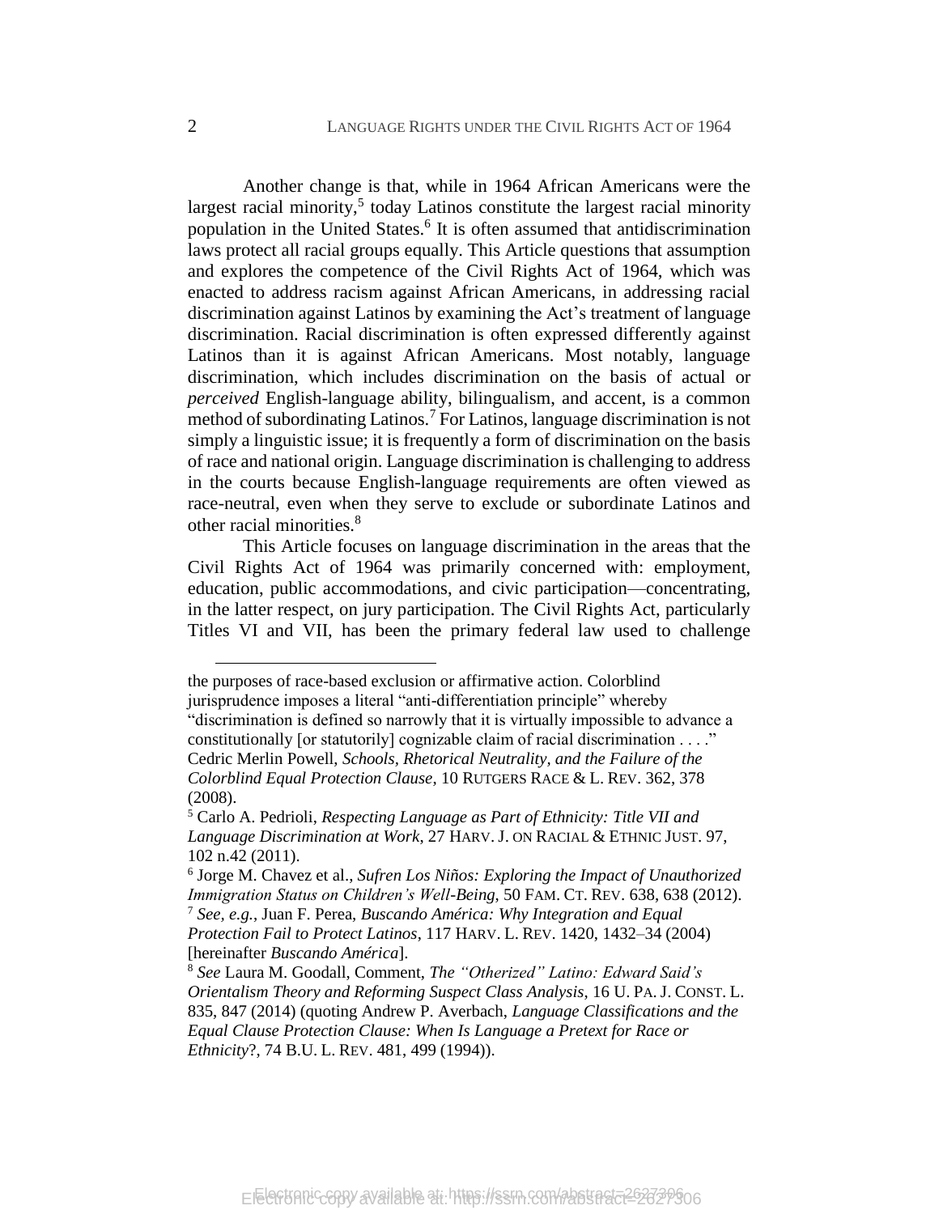Another change is that, while in 1964 African Americans were the largest racial minority,[5] today Latinos constitute the largest racial minority population in the United States.[6] It is often assumed that antidiscrimination laws protect all racial groups equally. This Article questions that assumption and explores the competence of the Civil Rights Act of 1964, which was enacted to address racism against African Americans, in addressing racial discrimination against Latinos by examining the Act's treatment of language discrimination. Racial discrimination is often expressed differently against Latinos than it is against African Americans. Most notably, language discrimination, which includes discrimination on the basis of actual or *perceived* English-language ability, bilingualism, and accent, is a common method of subordinating Latinos.[7] For Latinos, language discrimination is not simply a linguistic issue; it is frequently a form of discrimination on the basis of race and national origin. Language discrimination is challenging to address in the courts because English-language requirements are often viewed as race-neutral, even when they serve to exclude or subordinate Latinos and other racial minorities.[8]

This Article focuses on language discrimination in the areas that the Civil Rights Act of 1964 was primarily concerned with: employment, education, public accommodations, and civic participation—concentrating, in the latter respect, on jury participation. The Civil Rights Act, particularly Titles VI and VII, has been the primary federal law used to challenge

---

the purposes of race-based exclusion or affirmative action. Colorblind jurisprudence imposes a literal "anti-differentiation principle" whereby "discrimination is defined so narrowly that it is virtually impossible to advance a constitutionally [or statutorily] cognizable claim of racial discrimination . . . ." Cedric Merlin Powell, *Schools, Rhetorical Neutrality, and the Failure of the Colorblind Equal Protection Clause*, 10 RUTGERS RACE & L. REV. 362, 378 (2008).

[5] Carlo A. Pedrioli, *Respecting Language as Part of Ethnicity: Title VII and Language Discrimination at Work*, 27 HARV. J. ON RACIAL & ETHNIC JUST. 97, 102 n.42 (2011).

[6] Jorge M. Chavez et al., *Sufren Los Niños: Exploring the Impact of Unauthorized Immigration Status on Children's Well-Being*, 50 FAM. CT. REV. 638, 638 (2012).

[7] *See, e.g.*, Juan F. Perea, *Buscando América: Why Integration and Equal Protection Fail to Protect Latinos*, 117 HARV. L. REV. 1420, 1432–34 (2004) [hereinafter *Buscando América*].

[8] *See* Laura M. Goodall, Comment, *The "Otherized" Latino: Edward Said's Orientalism Theory and Reforming Suspect Class Analysis*, 16 U. PA. J. CONST. L. 835, 847 (2014) (quoting Andrew P. Averbach, *Language Classifications and the Equal Clause Protection Clause: When Is Language a Pretext for Race or Ethnicity*?, 74 B.U. L. REV. 481, 499 (1994)).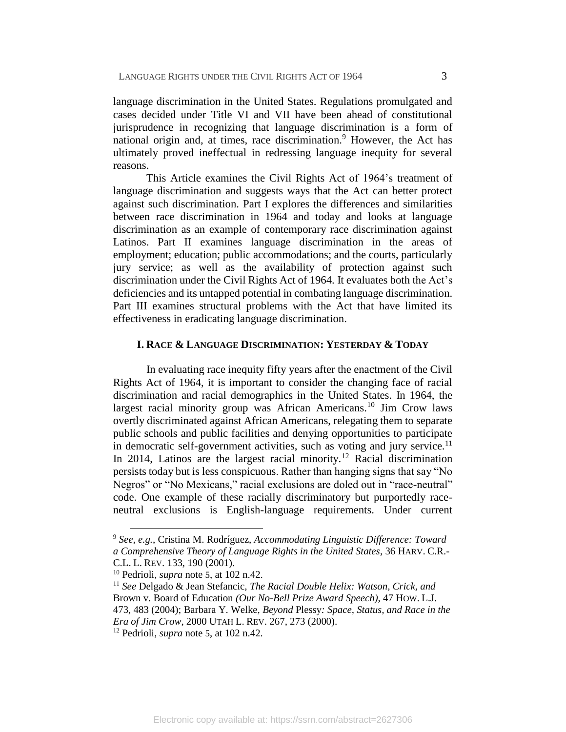language discrimination in the United States. Regulations promulgated and cases decided under Title VI and VII have been ahead of constitutional jurisprudence in recognizing that language discrimination is a form of national origin and, at times, race discrimination.[9] However, the Act has ultimately proved ineffectual in redressing language inequity for several reasons.

This Article examines the Civil Rights Act of 1964's treatment of language discrimination and suggests ways that the Act can better protect against such discrimination. Part I explores the differences and similarities between race discrimination in 1964 and today and looks at language discrimination as an example of contemporary race discrimination against Latinos. Part II examines language discrimination in the areas of employment; education; public accommodations; and the courts, particularly jury service; as well as the availability of protection against such discrimination under the Civil Rights Act of 1964. It evaluates both the Act's deficiencies and its untapped potential in combating language discrimination. Part III examines structural problems with the Act that have limited its effectiveness in eradicating language discrimination.

## I. RACE & LANGUAGE DISCRIMINATION: YESTERDAY & TODAY

In evaluating race inequity fifty years after the enactment of the Civil Rights Act of 1964, it is important to consider the changing face of racial discrimination and racial demographics in the United States. In 1964, the largest racial minority group was African Americans.[10] Jim Crow laws overtly discriminated against African Americans, relegating them to separate public schools and public facilities and denying opportunities to participate in democratic self-government activities, such as voting and jury service.[11] In 2014, Latinos are the largest racial minority.[12] Racial discrimination persists today but is less conspicuous. Rather than hanging signs that say "No Negros" or "No Mexicans," racial exclusions are doled out in "race-neutral" code. One example of these racially discriminatory but purportedly race-neutral exclusions is English-language requirements. Under current

---

[9] *See, e.g.*, Cristina M. Rodríguez, *Accommodating Linguistic Difference: Toward a Comprehensive Theory of Language Rights in the United States*, 36 HARV. C.R.-C.L. L. REV. 133, 190 (2001).

[10] Pedrioli, *supra* note 5, at 102 n.42.

[11] *See* Delgado & Jean Stefancic, *The Racial Double Helix: Watson, Crick, and* Brown v. Board of Education *(Our No-Bell Prize Award Speech)*, 47 HOW. L.J. 473, 483 (2004); Barbara Y. Welke, *Beyond* Plessy*: Space, Status, and Race in the Era of Jim Crow*, 2000 UTAH L. REV. 267, 273 (2000).

[12] Pedrioli, *supra* note 5, at 102 n.42.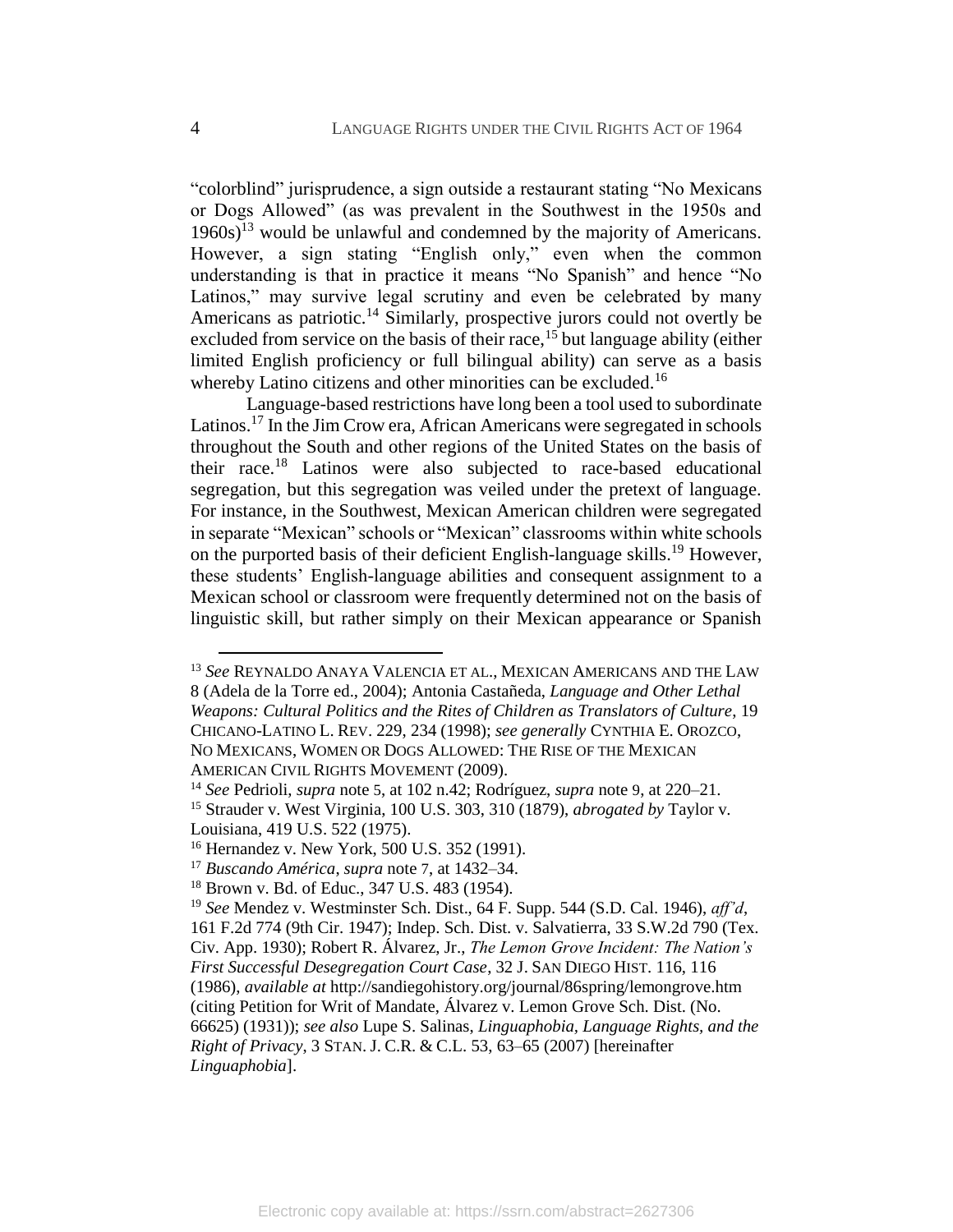"colorblind" jurisprudence, a sign outside a restaurant stating "No Mexicans or Dogs Allowed" (as was prevalent in the Southwest in the 1950s and 1960s)[13] would be unlawful and condemned by the majority of Americans. However, a sign stating "English only," even when the common understanding is that in practice it means "No Spanish" and hence "No Latinos," may survive legal scrutiny and even be celebrated by many Americans as patriotic.[14] Similarly, prospective jurors could not overtly be excluded from service on the basis of their race,[15] but language ability (either limited English proficiency or full bilingual ability) can serve as a basis whereby Latino citizens and other minorities can be excluded.[16]

Language-based restrictions have long been a tool used to subordinate Latinos.[17] In the Jim Crow era, African Americans were segregated in schools throughout the South and other regions of the United States on the basis of their race.[18] Latinos were also subjected to race-based educational segregation, but this segregation was veiled under the pretext of language. For instance, in the Southwest, Mexican American children were segregated in separate "Mexican" schools or "Mexican" classrooms within white schools on the purported basis of their deficient English-language skills.[19] However, these students' English-language abilities and consequent assignment to a Mexican school or classroom were frequently determined not on the basis of linguistic skill, but rather simply on their Mexican appearance or Spanish

---

[13] *See* REYNALDO ANAYA VALENCIA ET AL., MEXICAN AMERICANS AND THE LAW 8 (Adela de la Torre ed., 2004); Antonia Castañeda, *Language and Other Lethal Weapons: Cultural Politics and the Rites of Children as Translators of Culture*, 19 CHICANO-LATINO L. REV. 229, 234 (1998); *see generally* CYNTHIA E. OROZCO, NO MEXICANS, WOMEN OR DOGS ALLOWED: THE RISE OF THE MEXICAN AMERICAN CIVIL RIGHTS MOVEMENT (2009).

[14] *See* Pedrioli, *supra* note 5, at 102 n.42; Rodríguez, *supra* note 9, at 220–21.

[15] Strauder v. West Virginia, 100 U.S. 303, 310 (1879), *abrogated by* Taylor v. Louisiana, 419 U.S. 522 (1975).

[16] Hernandez v. New York, 500 U.S. 352 (1991).

[17] *Buscando América*, *supra* note 7, at 1432–34.

[18] Brown v. Bd. of Educ., 347 U.S. 483 (1954).

[19] *See* Mendez v. Westminster Sch. Dist., 64 F. Supp. 544 (S.D. Cal. 1946), *aff'd*, 161 F.2d 774 (9th Cir. 1947); Indep. Sch. Dist. v. Salvatierra, 33 S.W.2d 790 (Tex. Civ. App. 1930); Robert R. Álvarez, Jr., *The Lemon Grove Incident: The Nation's First Successful Desegregation Court Case*, 32 J. SAN DIEGO HIST. 116, 116 (1986), *available at* http://sandiegohistory.org/journal/86spring/lemongrove.htm (citing Petition for Writ of Mandate, Álvarez v. Lemon Grove Sch. Dist. (No. 66625) (1931)); *see also* Lupe S. Salinas, *Linguaphobia, Language Rights, and the Right of Privacy*, 3 STAN. J. C.R. & C.L. 53, 63–65 (2007) [hereinafter *Linguaphobia*].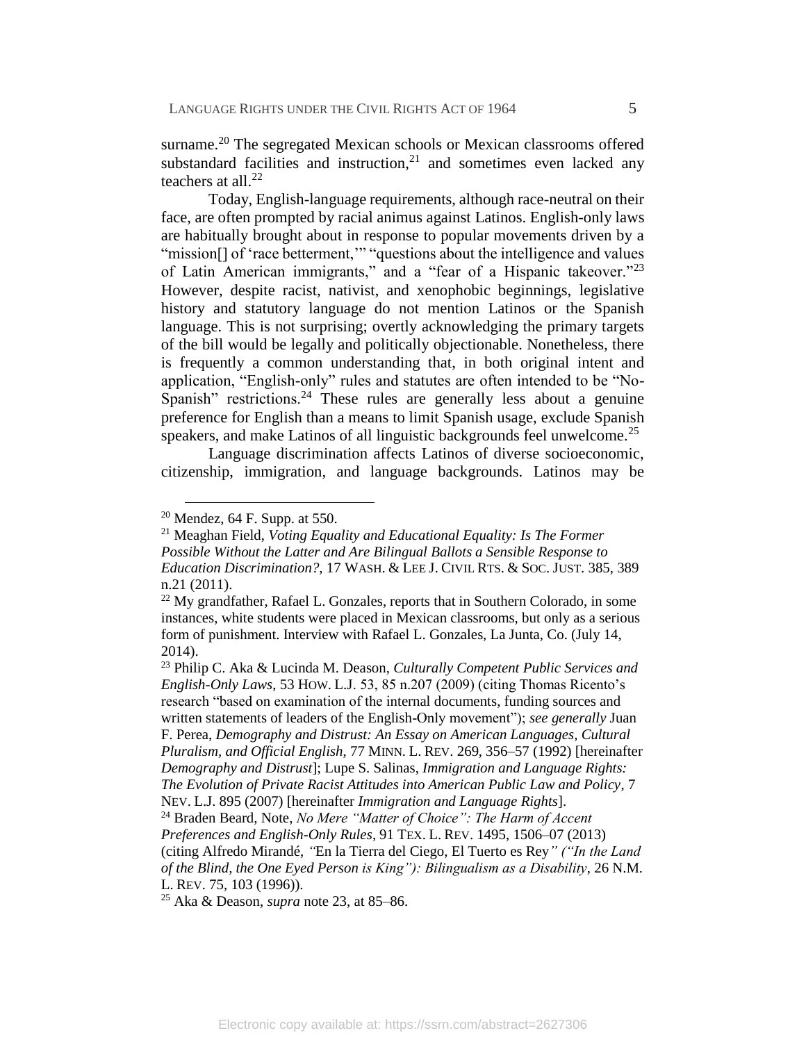surname.[20] The segregated Mexican schools or Mexican classrooms offered substandard facilities and instruction,[21] and sometimes even lacked any teachers at all.[22]

Today, English-language requirements, although race-neutral on their face, are often prompted by racial animus against Latinos. English-only laws are habitually brought about in response to popular movements driven by a "mission[] of 'race betterment,'" "questions about the intelligence and values of Latin American immigrants," and a "fear of a Hispanic takeover."[23] However, despite racist, nativist, and xenophobic beginnings, legislative history and statutory language do not mention Latinos or the Spanish language. This is not surprising; overtly acknowledging the primary targets of the bill would be legally and politically objectionable. Nonetheless, there is frequently a common understanding that, in both original intent and application, "English-only" rules and statutes are often intended to be "No-Spanish" restrictions.[24] These rules are generally less about a genuine preference for English than a means to limit Spanish usage, exclude Spanish speakers, and make Latinos of all linguistic backgrounds feel unwelcome.[25]

Language discrimination affects Latinos of diverse socioeconomic, citizenship, immigration, and language backgrounds. Latinos may be

---

[20] Mendez, 64 F. Supp. at 550.

[21] Meaghan Field, *Voting Equality and Educational Equality: Is The Former Possible Without the Latter and Are Bilingual Ballots a Sensible Response to Education Discrimination?*, 17 WASH. & LEE J. CIVIL RTS. & SOC. JUST. 385, 389 n.21 (2011).

[22] My grandfather, Rafael L. Gonzales, reports that in Southern Colorado, in some instances, white students were placed in Mexican classrooms, but only as a serious form of punishment. Interview with Rafael L. Gonzales, La Junta, Co. (July 14, 2014).

[23] Philip C. Aka & Lucinda M. Deason, *Culturally Competent Public Services and English-Only Laws*, 53 HOW. L.J. 53, 85 n.207 (2009) (citing Thomas Ricento's research "based on examination of the internal documents, funding sources and written statements of leaders of the English-Only movement"); *see generally* Juan F. Perea, *Demography and Distrust: An Essay on American Languages, Cultural Pluralism, and Official English*, 77 MINN. L. REV. 269, 356–57 (1992) [hereinafter *Demography and Distrust*]; Lupe S. Salinas, *Immigration and Language Rights: The Evolution of Private Racist Attitudes into American Public Law and Policy*, 7 NEV. L.J. 895 (2007) [hereinafter *Immigration and Language Rights*].

[24] Braden Beard, Note, *No Mere "Matter of Choice": The Harm of Accent Preferences and English-Only Rules*, 91 TEX. L. REV. 1495, 1506–07 (2013) (citing Alfredo Mirandé, *"*En la Tierra del Ciego, El Tuerto es Rey*" ("In the Land of the Blind, the One Eyed Person is King"): Bilingualism as a Disability*, 26 N.M. L. REV. 75, 103 (1996)).

[25] Aka & Deason, *supra* note 23, at 85–86.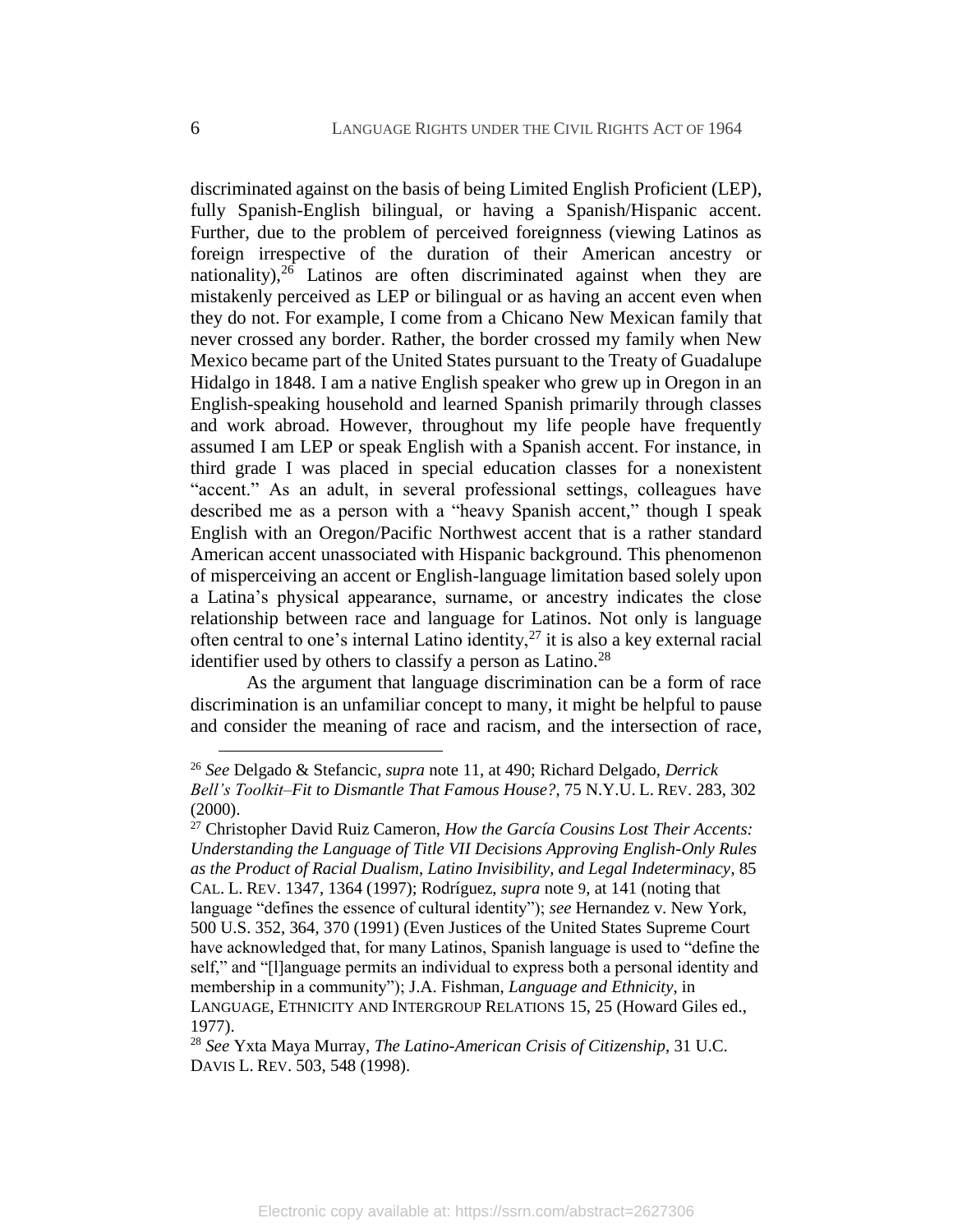discriminated against on the basis of being Limited English Proficient (LEP), fully Spanish-English bilingual, or having a Spanish/Hispanic accent. Further, due to the problem of perceived foreignness (viewing Latinos as foreign irrespective of the duration of their American ancestry or nationality),[26] Latinos are often discriminated against when they are mistakenly perceived as LEP or bilingual or as having an accent even when they do not. For example, I come from a Chicano New Mexican family that never crossed any border. Rather, the border crossed my family when New Mexico became part of the United States pursuant to the Treaty of Guadalupe Hidalgo in 1848. I am a native English speaker who grew up in Oregon in an English-speaking household and learned Spanish primarily through classes and work abroad. However, throughout my life people have frequently assumed I am LEP or speak English with a Spanish accent. For instance, in third grade I was placed in special education classes for a nonexistent "accent." As an adult, in several professional settings, colleagues have described me as a person with a "heavy Spanish accent," though I speak English with an Oregon/Pacific Northwest accent that is a rather standard American accent unassociated with Hispanic background. This phenomenon of misperceiving an accent or English-language limitation based solely upon a Latina's physical appearance, surname, or ancestry indicates the close relationship between race and language for Latinos. Not only is language often central to one's internal Latino identity,[27] it is also a key external racial identifier used by others to classify a person as Latino.[28]

As the argument that language discrimination can be a form of race discrimination is an unfamiliar concept to many, it might be helpful to pause and consider the meaning of race and racism, and the intersection of race,

---

[26] *See* Delgado & Stefancic, *supra* note 11, at 490; Richard Delgado, *Derrick Bell's Toolkit–Fit to Dismantle That Famous House?*, 75 N.Y.U. L. REV. 283, 302 (2000).

[27] Christopher David Ruiz Cameron, *How the García Cousins Lost Their Accents: Understanding the Language of Title VII Decisions Approving English-Only Rules as the Product of Racial Dualism, Latino Invisibility, and Legal Indeterminacy*, 85 CAL. L. REV. 1347, 1364 (1997); Rodríguez, *supra* note 9, at 141 (noting that language "defines the essence of cultural identity"); *see* Hernandez v. New York, 500 U.S. 352, 364, 370 (1991) (Even Justices of the United States Supreme Court have acknowledged that, for many Latinos, Spanish language is used to "define the self," and "[l]anguage permits an individual to express both a personal identity and membership in a community"); J.A. Fishman, *Language and Ethnicity*, in LANGUAGE, ETHNICITY AND INTERGROUP RELATIONS 15, 25 (Howard Giles ed., 1977).

[28] *See* Yxta Maya Murray, *The Latino-American Crisis of Citizenship*, 31 U.C. DAVIS L. REV. 503, 548 (1998).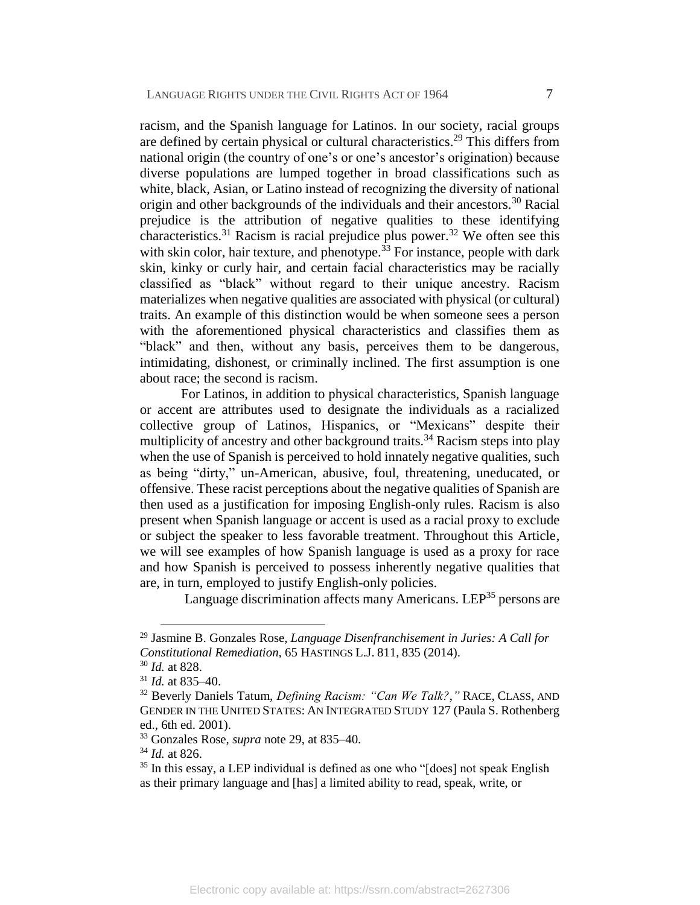racism, and the Spanish language for Latinos. In our society, racial groups are defined by certain physical or cultural characteristics.[29] This differs from national origin (the country of one's or one's ancestor's origination) because diverse populations are lumped together in broad classifications such as white, black, Asian, or Latino instead of recognizing the diversity of national origin and other backgrounds of the individuals and their ancestors.[30] Racial prejudice is the attribution of negative qualities to these identifying characteristics.[31] Racism is racial prejudice plus power.[32] We often see this with skin color, hair texture, and phenotype.[33] For instance, people with dark skin, kinky or curly hair, and certain facial characteristics may be racially classified as "black" without regard to their unique ancestry. Racism materializes when negative qualities are associated with physical (or cultural) traits. An example of this distinction would be when someone sees a person with the aforementioned physical characteristics and classifies them as "black" and then, without any basis, perceives them to be dangerous, intimidating, dishonest, or criminally inclined. The first assumption is one about race; the second is racism.

For Latinos, in addition to physical characteristics, Spanish language or accent are attributes used to designate the individuals as a racialized collective group of Latinos, Hispanics, or "Mexicans" despite their multiplicity of ancestry and other background traits.[34] Racism steps into play when the use of Spanish is perceived to hold innately negative qualities, such as being "dirty," un-American, abusive, foul, threatening, uneducated, or offensive. These racist perceptions about the negative qualities of Spanish are then used as a justification for imposing English-only rules. Racism is also present when Spanish language or accent is used as a racial proxy to exclude or subject the speaker to less favorable treatment. Throughout this Article, we will see examples of how Spanish language is used as a proxy for race and how Spanish is perceived to possess inherently negative qualities that are, in turn, employed to justify English-only policies.

Language discrimination affects many Americans. LEP[35] persons are

---

[29] Jasmine B. Gonzales Rose, *Language Disenfranchisement in Juries: A Call for Constitutional Remediation*, 65 HASTINGS L.J. 811, 835 (2014).

[30] *Id.* at 828.

[31] *Id.* at 835–40.

[32] Beverly Daniels Tatum, *Defining Racism: "Can We Talk?*,*"* RACE, CLASS, AND GENDER IN THE UNITED STATES: AN INTEGRATED STUDY 127 (Paula S. Rothenberg ed., 6th ed. 2001).

[33] Gonzales Rose, *supra* note 29, at 835–40.

[34] *Id.* at 826.

[35] In this essay, a LEP individual is defined as one who "[does] not speak English as their primary language and [has] a limited ability to read, speak, write, or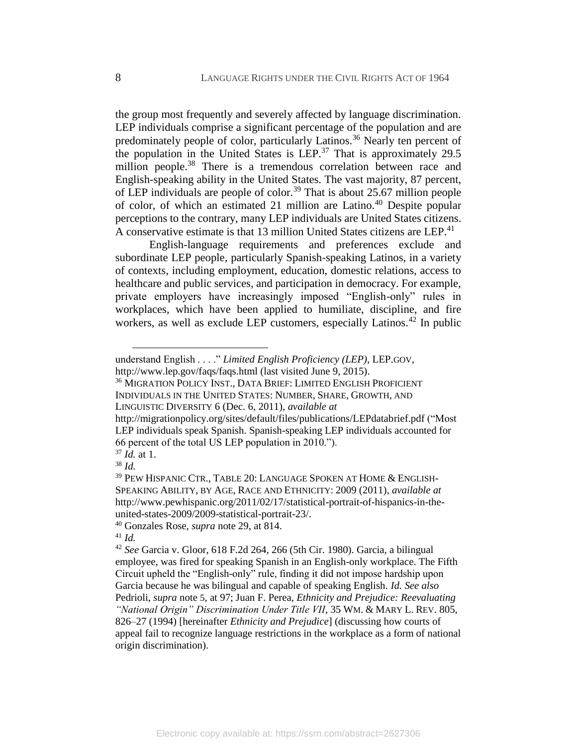the group most frequently and severely affected by language discrimination. LEP individuals comprise a significant percentage of the population and are predominately people of color, particularly Latinos.[36] Nearly ten percent of the population in the United States is LEP.[37] That is approximately 29.5 million people.[38] There is a tremendous correlation between race and English-speaking ability in the United States. The vast majority, 87 percent, of LEP individuals are people of color.[39] That is about 25.67 million people of color, of which an estimated 21 million are Latino.[40] Despite popular perceptions to the contrary, many LEP individuals are United States citizens. A conservative estimate is that 13 million United States citizens are LEP.[41]

English-language requirements and preferences exclude and subordinate LEP people, particularly Spanish-speaking Latinos, in a variety of contexts, including employment, education, domestic relations, access to healthcare and public services, and participation in democracy. For example, private employers have increasingly imposed "English-only" rules in workplaces, which have been applied to humiliate, discipline, and fire workers, as well as exclude LEP customers, especially Latinos.[42] In public

---

understand English . . . ." *Limited English Proficiency (LEP)*, LEP.GOV, http://www.lep.gov/faqs/faqs.html (last visited June 9, 2015).

[36] MIGRATION POLICY INST., DATA BRIEF: LIMITED ENGLISH PROFICIENT INDIVIDUALS IN THE UNITED STATES: NUMBER, SHARE, GROWTH, AND LINGUISTIC DIVERSITY 6 (Dec. 6, 2011), *available at* http://migrationpolicy.org/sites/default/files/publications/LEPdatabrief.pdf ("Most LEP individuals speak Spanish. Spanish-speaking LEP individuals accounted for 66 percent of the total US LEP population in 2010.").

[37] *Id.* at 1.

[38] *Id.*

[39] PEW HISPANIC CTR., TABLE 20: LANGUAGE SPOKEN AT HOME & ENGLISH-SPEAKING ABILITY, BY AGE, RACE AND ETHNICITY: 2009 (2011), *available at* http://www.pewhispanic.org/2011/02/17/statistical-portrait-of-hispanics-in-the-united-states-2009/2009-statistical-portrait-23/.

[40] Gonzales Rose, *supra* note 29, at 814.

[41] *Id.*

[42] *See* Garcia v. Gloor, 618 F.2d 264, 266 (5th Cir. 1980). Garcia, a bilingual employee, was fired for speaking Spanish in an English-only workplace. The Fifth Circuit upheld the "English-only" rule, finding it did not impose hardship upon Garcia because he was bilingual and capable of speaking English. *Id. See also* Pedrioli, *supra* note 5, at 97; Juan F. Perea, *Ethnicity and Prejudice: Reevaluating "National Origin" Discrimination Under Title VII*, 35 WM. & MARY L. REV. 805, 826–27 (1994) [hereinafter *Ethnicity and Prejudice*] (discussing how courts of appeal fail to recognize language restrictions in the workplace as a form of national origin discrimination).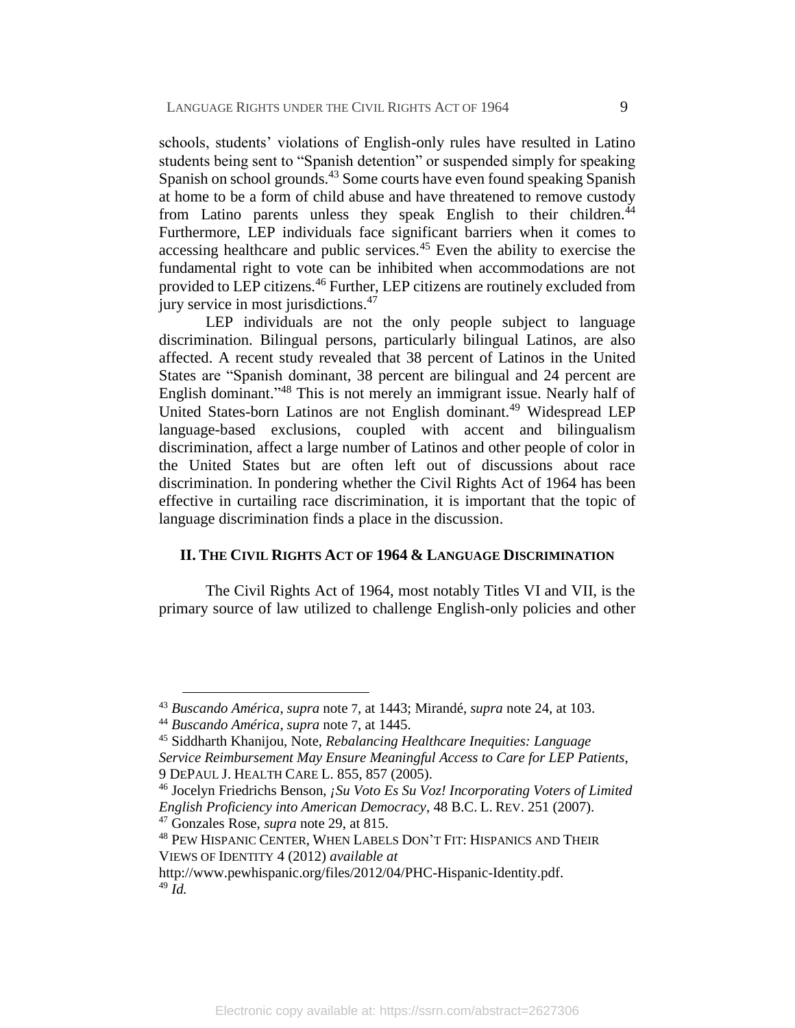schools, students' violations of English-only rules have resulted in Latino students being sent to "Spanish detention" or suspended simply for speaking Spanish on school grounds.[43] Some courts have even found speaking Spanish at home to be a form of child abuse and have threatened to remove custody from Latino parents unless they speak English to their children.[44] Furthermore, LEP individuals face significant barriers when it comes to accessing healthcare and public services.[45] Even the ability to exercise the fundamental right to vote can be inhibited when accommodations are not provided to LEP citizens.[46] Further, LEP citizens are routinely excluded from jury service in most jurisdictions.[47]

LEP individuals are not the only people subject to language discrimination. Bilingual persons, particularly bilingual Latinos, are also affected. A recent study revealed that 38 percent of Latinos in the United States are "Spanish dominant, 38 percent are bilingual and 24 percent are English dominant."[48] This is not merely an immigrant issue. Nearly half of United States-born Latinos are not English dominant.[49] Widespread LEP language-based exclusions, coupled with accent and bilingualism discrimination, affect a large number of Latinos and other people of color in the United States but are often left out of discussions about race discrimination. In pondering whether the Civil Rights Act of 1964 has been effective in curtailing race discrimination, it is important that the topic of language discrimination finds a place in the discussion.

## II. The Civil Rights Act of 1964 & Language Discrimination

The Civil Rights Act of 1964, most notably Titles VI and VII, is the primary source of law utilized to challenge English-only policies and other

---

[43] *Buscando América*, *supra* note 7, at 1443; Mirandé, *supra* note 24, at 103.

[44] *Buscando América*, *supra* note 7, at 1445.

[45] Siddharth Khanijou, Note, *Rebalancing Healthcare Inequities: Language Service Reimbursement May Ensure Meaningful Access to Care for LEP Patients*, 9 DePaul J. Health Care L. 855, 857 (2005).

[46] Jocelyn Friedrichs Benson, *¡Su Voto Es Su Voz! Incorporating Voters of Limited English Proficiency into American Democracy*, 48 B.C. L. Rev. 251 (2007).

[47] Gonzales Rose, *supra* note 29, at 815.

[48] Pew Hispanic Center, When Labels Don't Fit: Hispanics and Their Views of Identity 4 (2012) *available at* http://www.pewhispanic.org/files/2012/04/PHC-Hispanic-Identity.pdf.

[49] *Id.*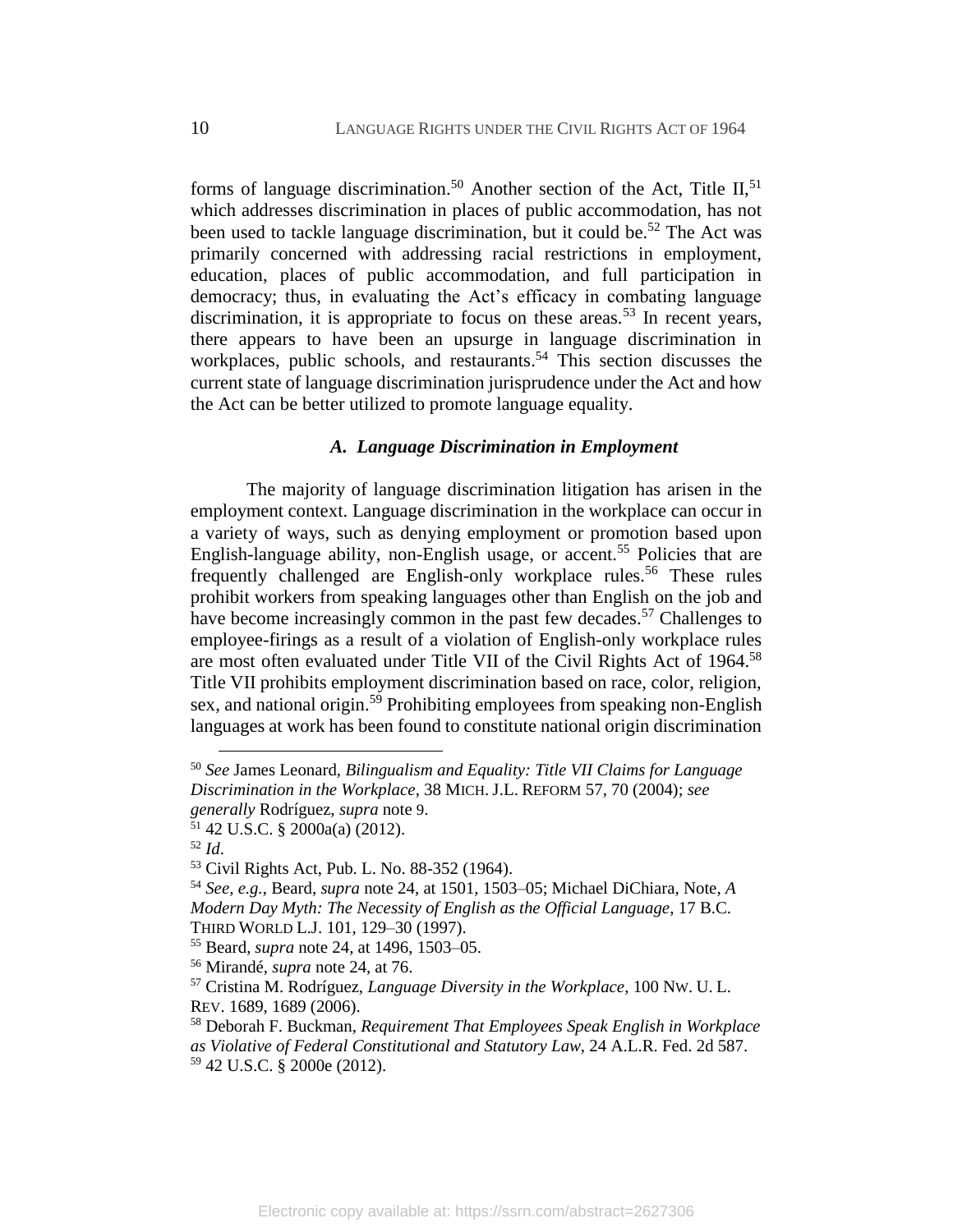forms of language discrimination.[50] Another section of the Act, Title II,[51] which addresses discrimination in places of public accommodation, has not been used to tackle language discrimination, but it could be.[52] The Act was primarily concerned with addressing racial restrictions in employment, education, places of public accommodation, and full participation in democracy; thus, in evaluating the Act's efficacy in combating language discrimination, it is appropriate to focus on these areas.[53] In recent years, there appears to have been an upsurge in language discrimination in workplaces, public schools, and restaurants.[54] This section discusses the current state of language discrimination jurisprudence under the Act and how the Act can be better utilized to promote language equality.

### *A. Language Discrimination in Employment*

The majority of language discrimination litigation has arisen in the employment context. Language discrimination in the workplace can occur in a variety of ways, such as denying employment or promotion based upon English-language ability, non-English usage, or accent.[55] Policies that are frequently challenged are English-only workplace rules.[56] These rules prohibit workers from speaking languages other than English on the job and have become increasingly common in the past few decades.[57] Challenges to employee-firings as a result of a violation of English-only workplace rules are most often evaluated under Title VII of the Civil Rights Act of 1964.[58] Title VII prohibits employment discrimination based on race, color, religion, sex, and national origin.[59] Prohibiting employees from speaking non-English languages at work has been found to constitute national origin discrimination

---

[50] *See* James Leonard, *Bilingualism and Equality: Title VII Claims for Language Discrimination in the Workplace*, 38 MICH. J.L. REFORM 57, 70 (2004); *see generally* Rodríguez, *supra* note 9.

[51] 42 U.S.C. § 2000a(a) (2012).

[52] *Id*.

[53] Civil Rights Act, Pub. L. No. 88-352 (1964).

[54] *See, e.g.*, Beard, *supra* note 24, at 1501, 1503–05; Michael DiChiara, Note, *A Modern Day Myth: The Necessity of English as the Official Language*, 17 B.C. THIRD WORLD L.J. 101, 129–30 (1997).

[55] Beard, *supra* note 24, at 1496, 1503–05.

[56] Mirandé, *supra* note 24, at 76.

[57] Cristina M. Rodríguez, *Language Diversity in the Workplace*, 100 NW. U. L. REV. 1689, 1689 (2006).

[58] Deborah F. Buckman, *Requirement That Employees Speak English in Workplace as Violative of Federal Constitutional and Statutory Law*, 24 A.L.R. Fed. 2d 587.

[59] 42 U.S.C. § 2000e (2012).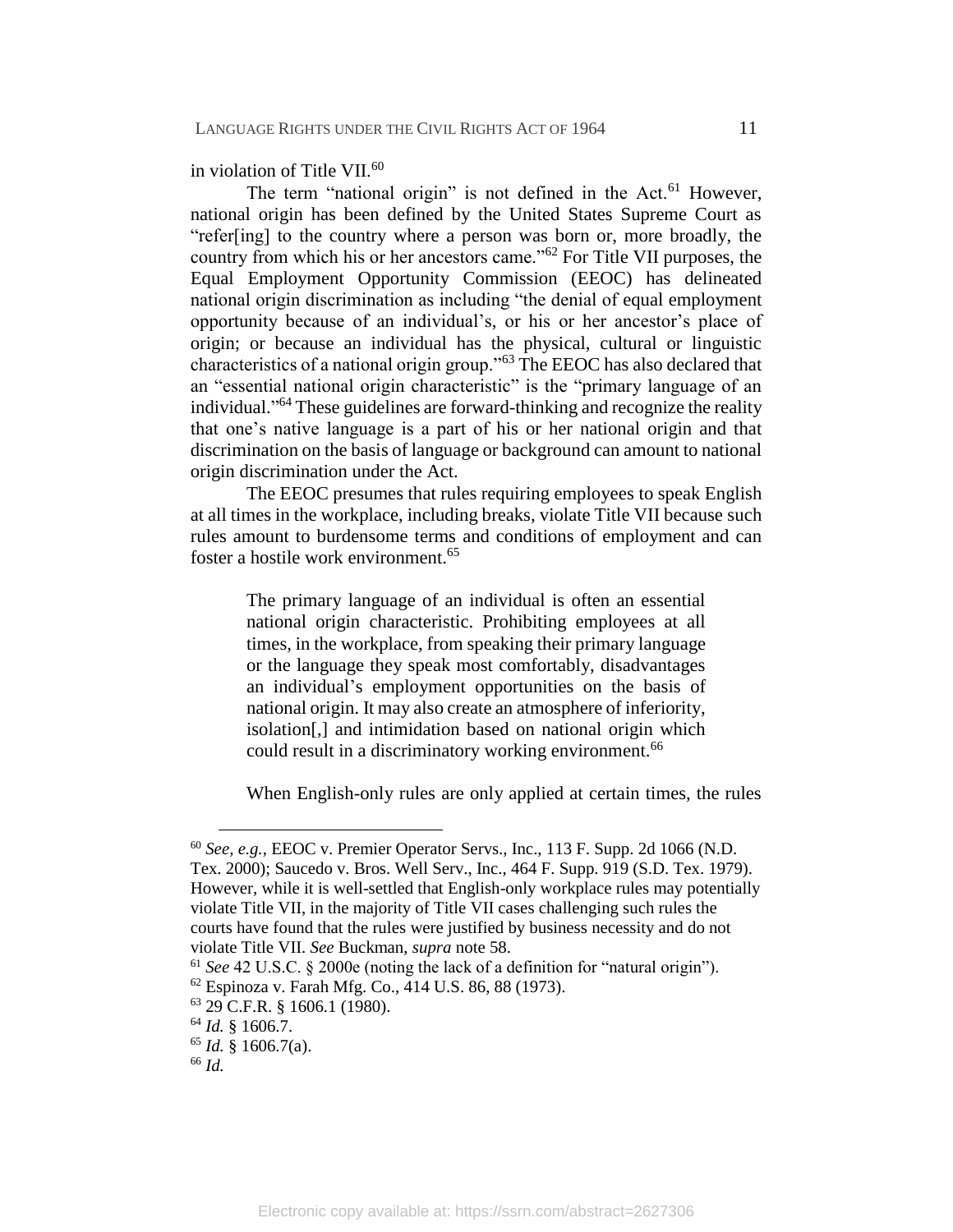in violation of Title VII.[60]

The term "national origin" is not defined in the Act.[61] However, national origin has been defined by the United States Supreme Court as "refer[ing] to the country where a person was born or, more broadly, the country from which his or her ancestors came."[62] For Title VII purposes, the Equal Employment Opportunity Commission (EEOC) has delineated national origin discrimination as including "the denial of equal employment opportunity because of an individual's, or his or her ancestor's place of origin; or because an individual has the physical, cultural or linguistic characteristics of a national origin group."[63] The EEOC has also declared that an "essential national origin characteristic" is the "primary language of an individual."[64] These guidelines are forward-thinking and recognize the reality that one's native language is a part of his or her national origin and that discrimination on the basis of language or background can amount to national origin discrimination under the Act.

The EEOC presumes that rules requiring employees to speak English at all times in the workplace, including breaks, violate Title VII because such rules amount to burdensome terms and conditions of employment and can foster a hostile work environment.[65]

> The primary language of an individual is often an essential national origin characteristic. Prohibiting employees at all times, in the workplace, from speaking their primary language or the language they speak most comfortably, disadvantages an individual's employment opportunities on the basis of national origin. It may also create an atmosphere of inferiority, isolation[,] and intimidation based on national origin which could result in a discriminatory working environment.[66]

When English-only rules are only applied at certain times, the rules

---

[60] *See, e.g.*, EEOC v. Premier Operator Servs., Inc., 113 F. Supp. 2d 1066 (N.D. Tex. 2000); Saucedo v. Bros. Well Serv., Inc., 464 F. Supp. 919 (S.D. Tex. 1979). However, while it is well-settled that English-only workplace rules may potentially violate Title VII, in the majority of Title VII cases challenging such rules the courts have found that the rules were justified by business necessity and do not violate Title VII. *See* Buckman, *supra* note 58.

[61] *See* 42 U.S.C. § 2000e (noting the lack of a definition for "natural origin").

[62] Espinoza v. Farah Mfg. Co., 414 U.S. 86, 88 (1973).

[63] 29 C.F.R. § 1606.1 (1980).

[64] *Id.* § 1606.7.

[65] *Id.* § 1606.7(a).

[66] *Id.*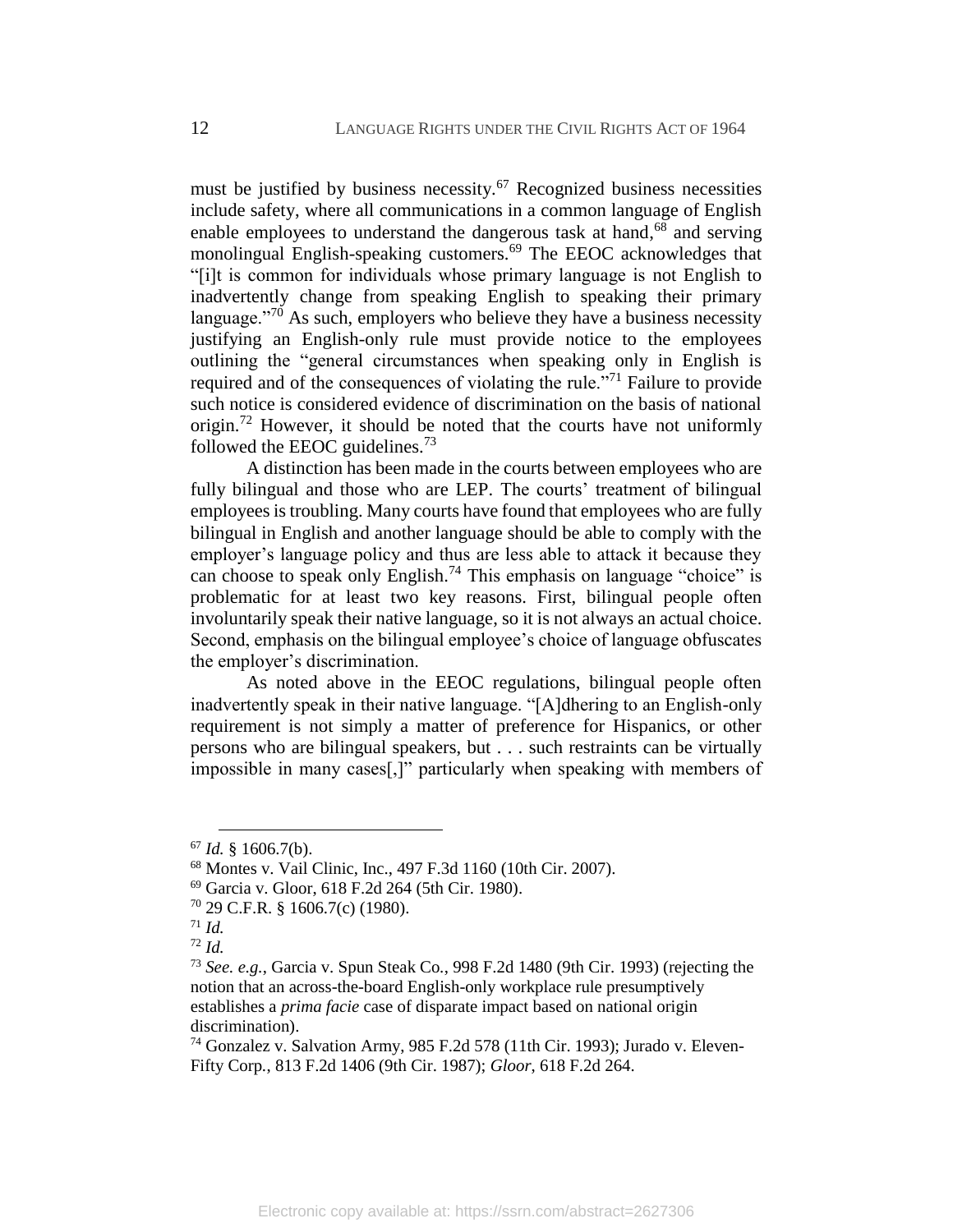must be justified by business necessity.[67] Recognized business necessities include safety, where all communications in a common language of English enable employees to understand the dangerous task at hand,[68] and serving monolingual English-speaking customers.[69] The EEOC acknowledges that "[i]t is common for individuals whose primary language is not English to inadvertently change from speaking English to speaking their primary language."[70] As such, employers who believe they have a business necessity justifying an English-only rule must provide notice to the employees outlining the "general circumstances when speaking only in English is required and of the consequences of violating the rule."[71] Failure to provide such notice is considered evidence of discrimination on the basis of national origin.[72] However, it should be noted that the courts have not uniformly followed the EEOC guidelines.[73]

A distinction has been made in the courts between employees who are fully bilingual and those who are LEP. The courts' treatment of bilingual employees is troubling. Many courts have found that employees who are fully bilingual in English and another language should be able to comply with the employer's language policy and thus are less able to attack it because they can choose to speak only English.[74] This emphasis on language "choice" is problematic for at least two key reasons. First, bilingual people often involuntarily speak their native language, so it is not always an actual choice. Second, emphasis on the bilingual employee's choice of language obfuscates the employer's discrimination.

As noted above in the EEOC regulations, bilingual people often inadvertently speak in their native language. "[A]dhering to an English-only requirement is not simply a matter of preference for Hispanics, or other persons who are bilingual speakers, but . . . such restraints can be virtually impossible in many cases[,]" particularly when speaking with members of

---

[67] *Id.* § 1606.7(b).

[68] Montes v. Vail Clinic, Inc., 497 F.3d 1160 (10th Cir. 2007).

[69] Garcia v. Gloor, 618 F.2d 264 (5th Cir. 1980).

[70] 29 C.F.R. § 1606.7(c) (1980).

[71] *Id.*

[72] *Id.*

[73] *See. e.g.*, Garcia v. Spun Steak Co., 998 F.2d 1480 (9th Cir. 1993) (rejecting the notion that an across-the-board English-only workplace rule presumptively establishes a *prima facie* case of disparate impact based on national origin discrimination).

[74] Gonzalez v. Salvation Army, 985 F.2d 578 (11th Cir. 1993); Jurado v. Eleven-Fifty Corp., 813 F.2d 1406 (9th Cir. 1987); *Gloor*, 618 F.2d 264.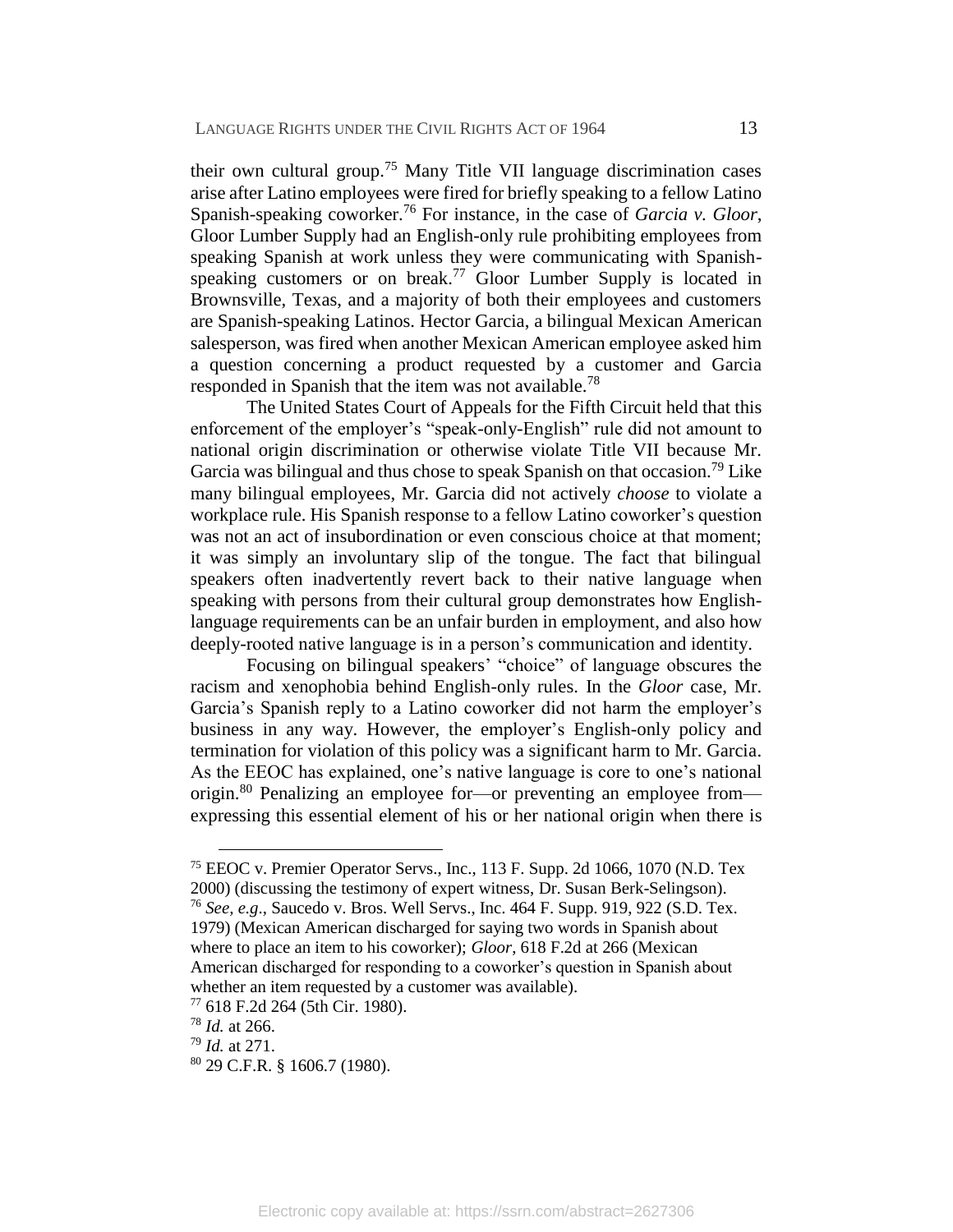their own cultural group.[75] Many Title VII language discrimination cases arise after Latino employees were fired for briefly speaking to a fellow Latino Spanish-speaking coworker.[76] For instance, in the case of *Garcia v. Gloor*, Gloor Lumber Supply had an English-only rule prohibiting employees from speaking Spanish at work unless they were communicating with Spanish-speaking customers or on break.[77] Gloor Lumber Supply is located in Brownsville, Texas, and a majority of both their employees and customers are Spanish-speaking Latinos. Hector Garcia, a bilingual Mexican American salesperson, was fired when another Mexican American employee asked him a question concerning a product requested by a customer and Garcia responded in Spanish that the item was not available.[78]

The United States Court of Appeals for the Fifth Circuit held that this enforcement of the employer's "speak-only-English" rule did not amount to national origin discrimination or otherwise violate Title VII because Mr. Garcia was bilingual and thus chose to speak Spanish on that occasion.[79] Like many bilingual employees, Mr. Garcia did not actively *choose* to violate a workplace rule. His Spanish response to a fellow Latino coworker's question was not an act of insubordination or even conscious choice at that moment; it was simply an involuntary slip of the tongue. The fact that bilingual speakers often inadvertently revert back to their native language when speaking with persons from their cultural group demonstrates how English-language requirements can be an unfair burden in employment, and also how deeply-rooted native language is in a person's communication and identity.

Focusing on bilingual speakers' "choice" of language obscures the racism and xenophobia behind English-only rules. In the *Gloor* case, Mr. Garcia's Spanish reply to a Latino coworker did not harm the employer's business in any way. However, the employer's English-only policy and termination for violation of this policy was a significant harm to Mr. Garcia. As the EEOC has explained, one's native language is core to one's national origin.[80] Penalizing an employee for—or preventing an employee from—expressing this essential element of his or her national origin when there is

---

[75] EEOC v. Premier Operator Servs., Inc., 113 F. Supp. 2d 1066, 1070 (N.D. Tex 2000) (discussing the testimony of expert witness, Dr. Susan Berk-Selingson).

[76] *See, e.g.*, Saucedo v. Bros. Well Servs., Inc. 464 F. Supp. 919, 922 (S.D. Tex. 1979) (Mexican American discharged for saying two words in Spanish about where to place an item to his coworker); *Gloor*, 618 F.2d at 266 (Mexican American discharged for responding to a coworker's question in Spanish about whether an item requested by a customer was available).

[77] 618 F.2d 264 (5th Cir. 1980).

[78] *Id.* at 266.

[79] *Id.* at 271.

[80] 29 C.F.R. § 1606.7 (1980).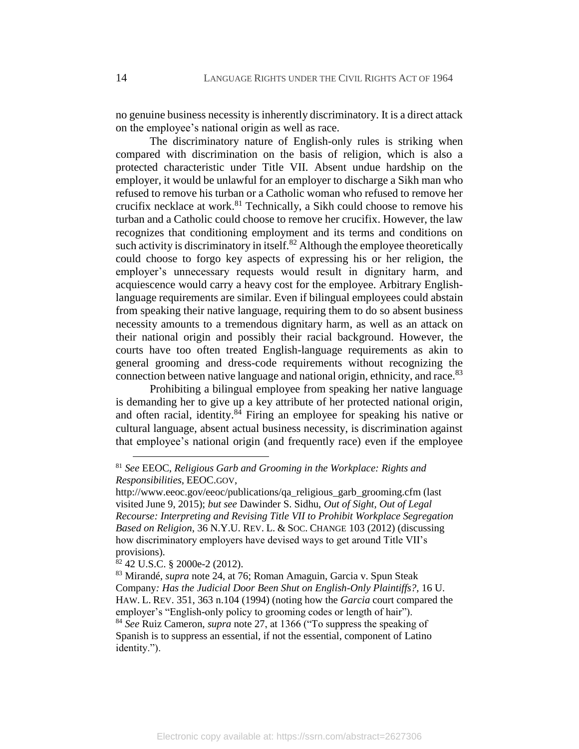no genuine business necessity is inherently discriminatory. It is a direct attack on the employee's national origin as well as race.

The discriminatory nature of English-only rules is striking when compared with discrimination on the basis of religion, which is also a protected characteristic under Title VII. Absent undue hardship on the employer, it would be unlawful for an employer to discharge a Sikh man who refused to remove his turban or a Catholic woman who refused to remove her crucifix necklace at work.[81] Technically, a Sikh could choose to remove his turban and a Catholic could choose to remove her crucifix. However, the law recognizes that conditioning employment and its terms and conditions on such activity is discriminatory in itself.[82] Although the employee theoretically could choose to forgo key aspects of expressing his or her religion, the employer's unnecessary requests would result in dignitary harm, and acquiescence would carry a heavy cost for the employee. Arbitrary English-language requirements are similar. Even if bilingual employees could abstain from speaking their native language, requiring them to do so absent business necessity amounts to a tremendous dignitary harm, as well as an attack on their national origin and possibly their racial background. However, the courts have too often treated English-language requirements as akin to general grooming and dress-code requirements without recognizing the connection between native language and national origin, ethnicity, and race.[83]

Prohibiting a bilingual employee from speaking her native language is demanding her to give up a key attribute of her protected national origin, and often racial, identity.[84] Firing an employee for speaking his native or cultural language, absent actual business necessity, is discrimination against that employee's national origin (and frequently race) even if the employee

---

[81] *See* EEOC, *Religious Garb and Grooming in the Workplace: Rights and Responsibilities*, EEOC.GOV, http://www.eeoc.gov/eeoc/publications/qa_religious_garb_grooming.cfm (last visited June 9, 2015); *but see* Dawinder S. Sidhu, *Out of Sight, Out of Legal Recourse: Interpreting and Revising Title VII to Prohibit Workplace Segregation Based on Religion*, 36 N.Y.U. REV. L. & SOC. CHANGE 103 (2012) (discussing how discriminatory employers have devised ways to get around Title VII's provisions).

[82] 42 U.S.C. § 2000e-2 (2012).

[83] Mirandé, *supra* note 24, at 76; Roman Amaguin, Garcia v. Spun Steak Company*: Has the Judicial Door Been Shut on English-Only Plaintiffs?*, 16 U. HAW. L. REV. 351, 363 n.104 (1994) (noting how the *Garcia* court compared the employer's "English-only policy to grooming codes or length of hair").

[84] *See* Ruiz Cameron, *supra* note 27, at 1366 ("To suppress the speaking of Spanish is to suppress an essential, if not the essential, component of Latino identity.").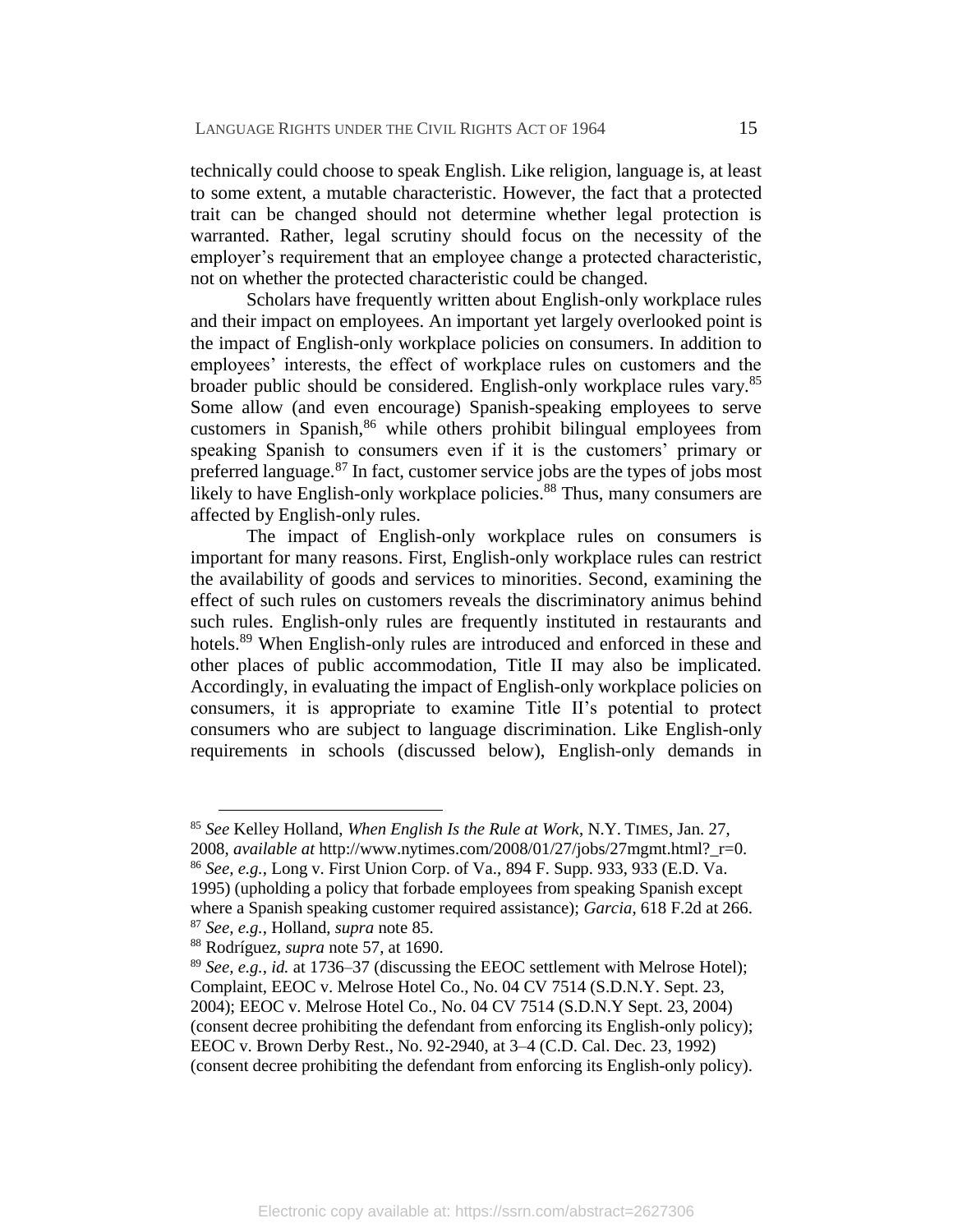technically could choose to speak English. Like religion, language is, at least to some extent, a mutable characteristic. However, the fact that a protected trait can be changed should not determine whether legal protection is warranted. Rather, legal scrutiny should focus on the necessity of the employer's requirement that an employee change a protected characteristic, not on whether the protected characteristic could be changed.

Scholars have frequently written about English-only workplace rules and their impact on employees. An important yet largely overlooked point is the impact of English-only workplace policies on consumers. In addition to employees' interests, the effect of workplace rules on customers and the broader public should be considered. English-only workplace rules vary.[85] Some allow (and even encourage) Spanish-speaking employees to serve customers in Spanish,[86] while others prohibit bilingual employees from speaking Spanish to consumers even if it is the customers' primary or preferred language.[87] In fact, customer service jobs are the types of jobs most likely to have English-only workplace policies.[88] Thus, many consumers are affected by English-only rules.

The impact of English-only workplace rules on consumers is important for many reasons. First, English-only workplace rules can restrict the availability of goods and services to minorities. Second, examining the effect of such rules on customers reveals the discriminatory animus behind such rules. English-only rules are frequently instituted in restaurants and hotels.[89] When English-only rules are introduced and enforced in these and other places of public accommodation, Title II may also be implicated. Accordingly, in evaluating the impact of English-only workplace policies on consumers, it is appropriate to examine Title II's potential to protect consumers who are subject to language discrimination. Like English-only requirements in schools (discussed below), English-only demands in

---

[85] *See* Kelley Holland, *When English Is the Rule at Work*, N.Y. TIMES, Jan. 27, 2008, *available at* http://www.nytimes.com/2008/01/27/jobs/27mgmt.html?_r=0.

[86] *See, e.g.*, Long v. First Union Corp. of Va., 894 F. Supp. 933, 933 (E.D. Va. 1995) (upholding a policy that forbade employees from speaking Spanish except where a Spanish speaking customer required assistance); *Garcia*, 618 F.2d at 266.

[87] *See, e.g.*, Holland, *supra* note 85.

[88] Rodríguez, *supra* note 57, at 1690.

[89] *See, e.g.*, *id.* at 1736–37 (discussing the EEOC settlement with Melrose Hotel); Complaint, EEOC v. Melrose Hotel Co., No. 04 CV 7514 (S.D.N.Y. Sept. 23, 2004); EEOC v. Melrose Hotel Co., No. 04 CV 7514 (S.D.N.Y Sept. 23, 2004) (consent decree prohibiting the defendant from enforcing its English-only policy); EEOC v. Brown Derby Rest., No. 92-2940, at 3–4 (C.D. Cal. Dec. 23, 1992) (consent decree prohibiting the defendant from enforcing its English-only policy).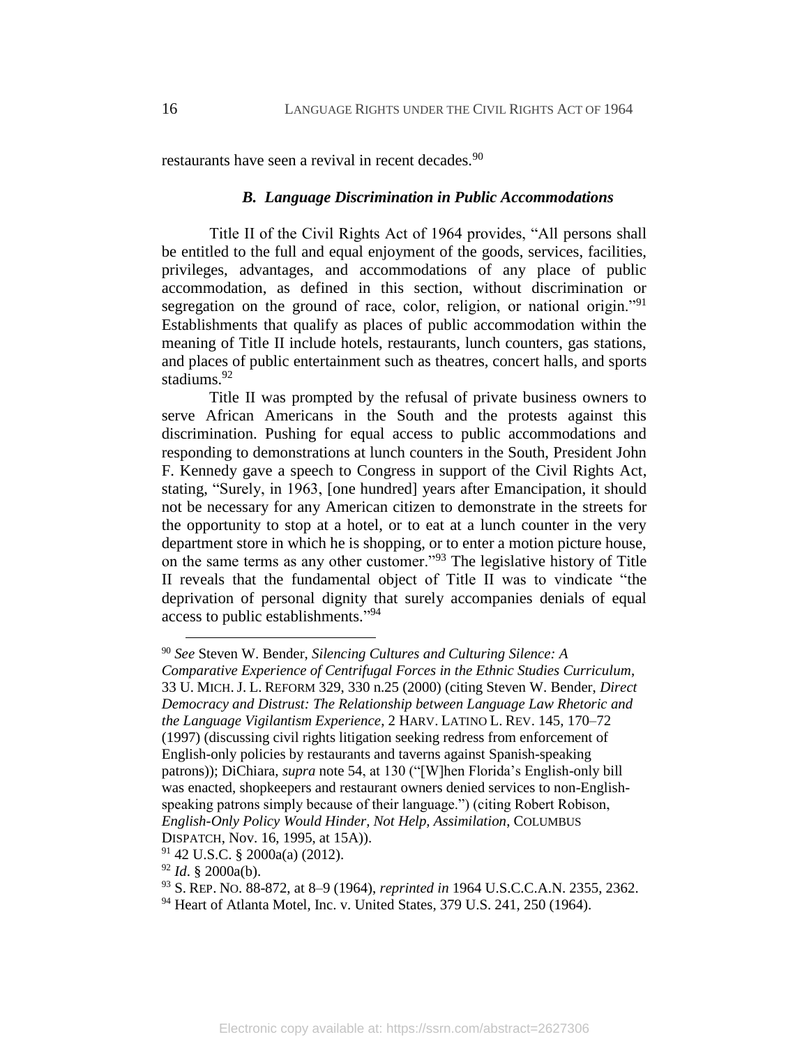restaurants have seen a revival in recent decades.[90]

### *B. Language Discrimination in Public Accommodations*

Title II of the Civil Rights Act of 1964 provides, "All persons shall be entitled to the full and equal enjoyment of the goods, services, facilities, privileges, advantages, and accommodations of any place of public accommodation, as defined in this section, without discrimination or segregation on the ground of race, color, religion, or national origin."[91] Establishments that qualify as places of public accommodation within the meaning of Title II include hotels, restaurants, lunch counters, gas stations, and places of public entertainment such as theatres, concert halls, and sports stadiums.[92]

Title II was prompted by the refusal of private business owners to serve African Americans in the South and the protests against this discrimination. Pushing for equal access to public accommodations and responding to demonstrations at lunch counters in the South, President John F. Kennedy gave a speech to Congress in support of the Civil Rights Act, stating, "Surely, in 1963, [one hundred] years after Emancipation, it should not be necessary for any American citizen to demonstrate in the streets for the opportunity to stop at a hotel, or to eat at a lunch counter in the very department store in which he is shopping, or to enter a motion picture house, on the same terms as any other customer."[93] The legislative history of Title II reveals that the fundamental object of Title II was to vindicate "the deprivation of personal dignity that surely accompanies denials of equal access to public establishments."[94]

---

[90] *See* Steven W. Bender, *Silencing Cultures and Culturing Silence: A Comparative Experience of Centrifugal Forces in the Ethnic Studies Curriculum*, 33 U. MICH. J. L. REFORM 329, 330 n.25 (2000) (citing Steven W. Bender, *Direct Democracy and Distrust: The Relationship between Language Law Rhetoric and the Language Vigilantism Experience*, 2 HARV. LATINO L. REV. 145, 170–72 (1997) (discussing civil rights litigation seeking redress from enforcement of English-only policies by restaurants and taverns against Spanish-speaking patrons)); DiChiara, *supra* note 54, at 130 ("[W]hen Florida's English-only bill was enacted, shopkeepers and restaurant owners denied services to non-English-speaking patrons simply because of their language.") (citing Robert Robison, *English-Only Policy Would Hinder, Not Help, Assimilation*, COLUMBUS DISPATCH, Nov. 16, 1995, at 15A)).

[91] 42 U.S.C. § 2000a(a) (2012).

[92] *Id*. § 2000a(b).

[93] S. REP. NO. 88-872, at 8–9 (1964), *reprinted in* 1964 U.S.C.C.A.N. 2355, 2362.

[94] Heart of Atlanta Motel, Inc. v. United States, 379 U.S. 241, 250 (1964).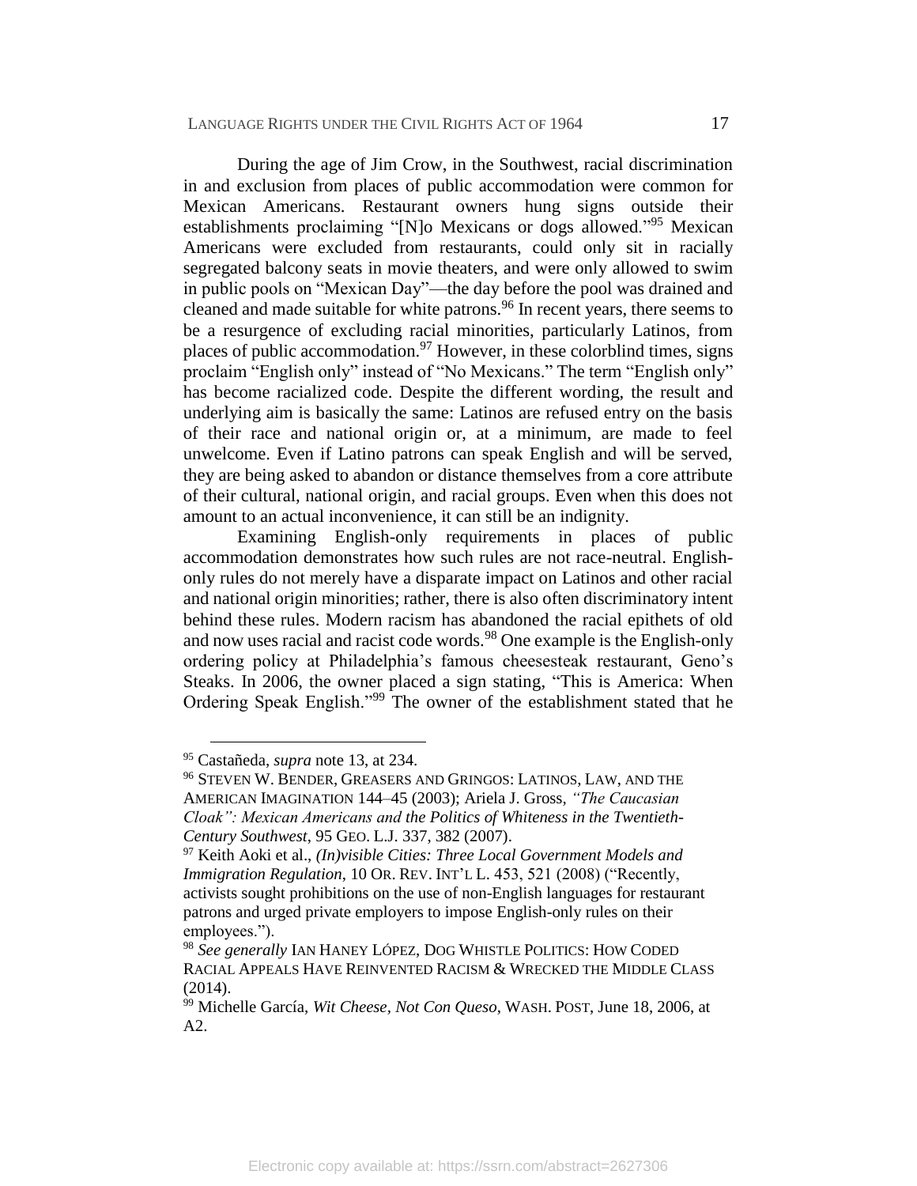During the age of Jim Crow, in the Southwest, racial discrimination in and exclusion from places of public accommodation were common for Mexican Americans. Restaurant owners hung signs outside their establishments proclaiming "[N]o Mexicans or dogs allowed."[95] Mexican Americans were excluded from restaurants, could only sit in racially segregated balcony seats in movie theaters, and were only allowed to swim in public pools on "Mexican Day"—the day before the pool was drained and cleaned and made suitable for white patrons.[96] In recent years, there seems to be a resurgence of excluding racial minorities, particularly Latinos, from places of public accommodation.[97] However, in these colorblind times, signs proclaim "English only" instead of "No Mexicans." The term "English only" has become racialized code. Despite the different wording, the result and underlying aim is basically the same: Latinos are refused entry on the basis of their race and national origin or, at a minimum, are made to feel unwelcome. Even if Latino patrons can speak English and will be served, they are being asked to abandon or distance themselves from a core attribute of their cultural, national origin, and racial groups. Even when this does not amount to an actual inconvenience, it can still be an indignity.

Examining English-only requirements in places of public accommodation demonstrates how such rules are not race-neutral. English-only rules do not merely have a disparate impact on Latinos and other racial and national origin minorities; rather, there is also often discriminatory intent behind these rules. Modern racism has abandoned the racial epithets of old and now uses racial and racist code words.[98] One example is the English-only ordering policy at Philadelphia's famous cheesesteak restaurant, Geno's Steaks. In 2006, the owner placed a sign stating, "This is America: When Ordering Speak English."[99] The owner of the establishment stated that he

---

[95] Castañeda, *supra* note 13, at 234.

[96] STEVEN W. BENDER, GREASERS AND GRINGOS: LATINOS, LAW, AND THE AMERICAN IMAGINATION 144–45 (2003); Ariela J. Gross, *"The Caucasian Cloak": Mexican Americans and the Politics of Whiteness in the Twentieth-Century Southwest*, 95 GEO. L.J. 337, 382 (2007).

[97] Keith Aoki et al., *(In)visible Cities: Three Local Government Models and Immigration Regulation*, 10 OR. REV. INT'L L. 453, 521 (2008) ("Recently, activists sought prohibitions on the use of non-English languages for restaurant patrons and urged private employers to impose English-only rules on their employees.").

[98] *See generally* IAN HANEY LÓPEZ, DOG WHISTLE POLITICS: HOW CODED RACIAL APPEALS HAVE REINVENTED RACISM & WRECKED THE MIDDLE CLASS (2014).

[99] Michelle García, *Wit Cheese, Not Con Queso*, WASH. POST, June 18, 2006, at A2.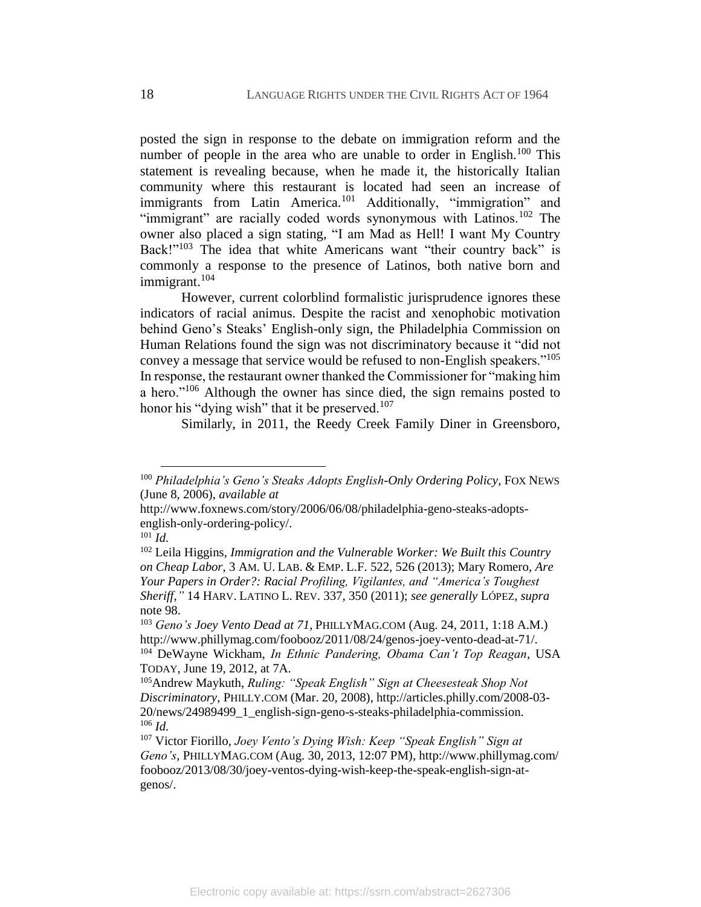posted the sign in response to the debate on immigration reform and the number of people in the area who are unable to order in English.[100] This statement is revealing because, when he made it, the historically Italian community where this restaurant is located had seen an increase of immigrants from Latin America.[101] Additionally, "immigration" and "immigrant" are racially coded words synonymous with Latinos.[102] The owner also placed a sign stating, "I am Mad as Hell! I want My Country Back!"[103] The idea that white Americans want "their country back" is commonly a response to the presence of Latinos, both native born and immigrant.[104]

However, current colorblind formalistic jurisprudence ignores these indicators of racial animus. Despite the racist and xenophobic motivation behind Geno's Steaks' English-only sign, the Philadelphia Commission on Human Relations found the sign was not discriminatory because it "did not convey a message that service would be refused to non-English speakers."[105] In response, the restaurant owner thanked the Commissioner for "making him a hero."[106] Although the owner has since died, the sign remains posted to honor his "dying wish" that it be preserved.[107]

Similarly, in 2011, the Reedy Creek Family Diner in Greensboro,

---

[100] *Philadelphia's Geno's Steaks Adopts English-Only Ordering Policy*, FOX NEWS (June 8, 2006), *available at* http://www.foxnews.com/story/2006/06/08/philadelphia-geno-steaks-adopts-english-only-ordering-policy/.

[101] *Id.*

[102] Leila Higgins, *Immigration and the Vulnerable Worker: We Built this Country on Cheap Labor*, 3 AM. U. LAB. & EMP. L.F. 522, 526 (2013); Mary Romero, *Are Your Papers in Order?: Racial Profiling, Vigilantes, and "America's Toughest Sheriff*,*"* 14 HARV. LATINO L. REV. 337, 350 (2011); *see generally* LÓPEZ, *supra* note 98.

[103] *Geno's Joey Vento Dead at 71*, PHILLYMAG.COM (Aug. 24, 2011, 1:18 A.M.) http://www.phillymag.com/foobooz/2011/08/24/genos-joey-vento-dead-at-71/.

[104] DeWayne Wickham, *In Ethnic Pandering, Obama Can't Top Reagan*, USA TODAY, June 19, 2012, at 7A.

[105] Andrew Maykuth, *Ruling: "Speak English" Sign at Cheesesteak Shop Not Discriminatory*, PHILLY.COM (Mar. 20, 2008), http://articles.philly.com/2008-03-20/news/24989499_1_english-sign-geno-s-steaks-philadelphia-commission.

[106] *Id.*

[107] Victor Fiorillo, *Joey Vento's Dying Wish: Keep "Speak English" Sign at Geno's*, PHILLYMAG.COM (Aug. 30, 2013, 12:07 PM), http://www.phillymag.com/foobooz/2013/08/30/joey-ventos-dying-wish-keep-the-speak-english-sign-at-genos/.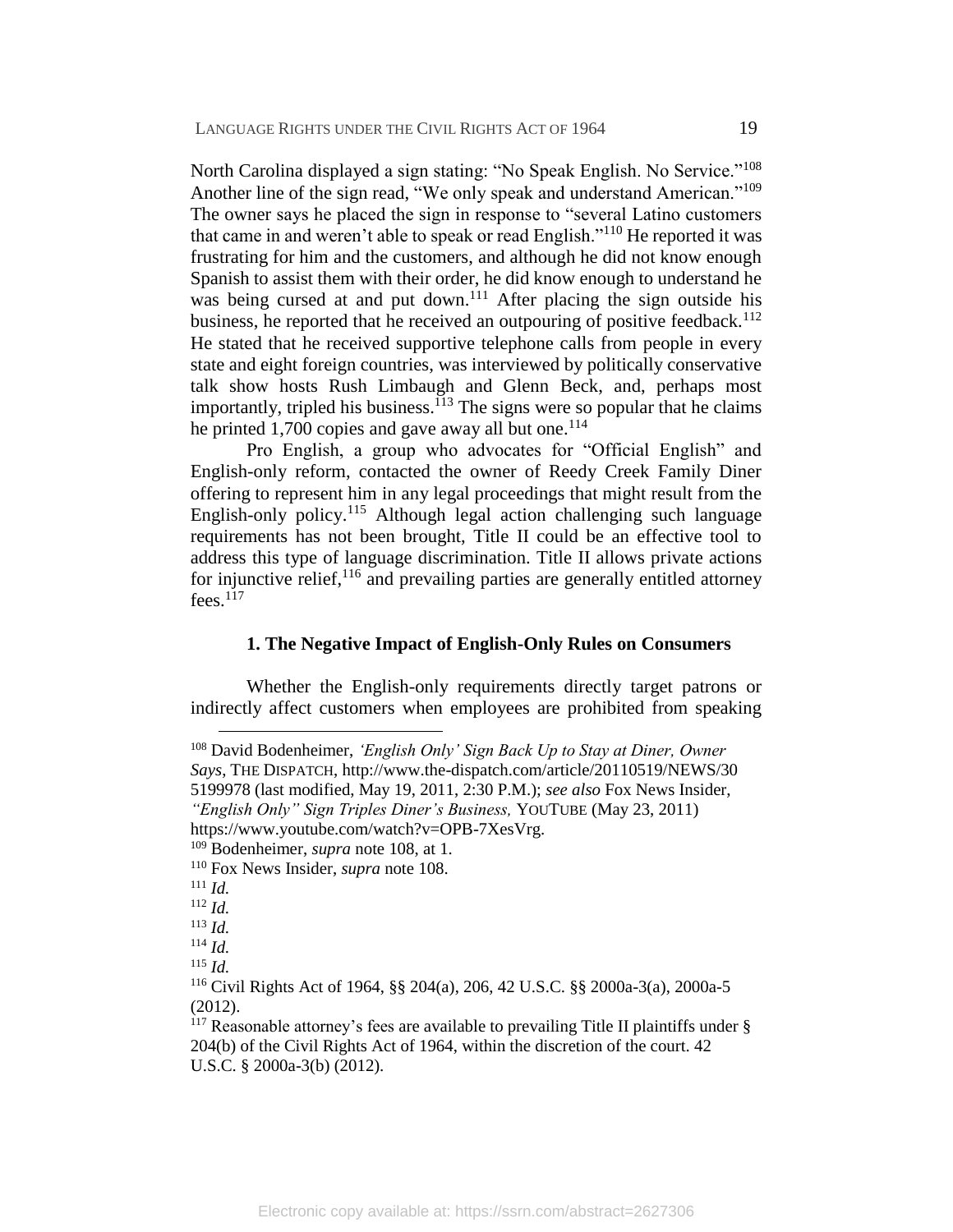North Carolina displayed a sign stating: "No Speak English. No Service."[108] Another line of the sign read, "We only speak and understand American."[109] The owner says he placed the sign in response to "several Latino customers that came in and weren't able to speak or read English."[110] He reported it was frustrating for him and the customers, and although he did not know enough Spanish to assist them with their order, he did know enough to understand he was being cursed at and put down.[111] After placing the sign outside his business, he reported that he received an outpouring of positive feedback.[112] He stated that he received supportive telephone calls from people in every state and eight foreign countries, was interviewed by politically conservative talk show hosts Rush Limbaugh and Glenn Beck, and, perhaps most importantly, tripled his business.[113] The signs were so popular that he claims he printed 1,700 copies and gave away all but one.[114]

Pro English, a group who advocates for "Official English" and English-only reform, contacted the owner of Reedy Creek Family Diner offering to represent him in any legal proceedings that might result from the English-only policy.[115] Although legal action challenging such language requirements has not been brought, Title II could be an effective tool to address this type of language discrimination. Title II allows private actions for injunctive relief,[116] and prevailing parties are generally entitled attorney fees.[117]

### 1. The Negative Impact of English-Only Rules on Consumers

Whether the English-only requirements directly target patrons or indirectly affect customers when employees are prohibited from speaking

---

[108] David Bodenheimer, *'English Only' Sign Back Up to Stay at Diner, Owner Says*, THE DISPATCH, http://www.the-dispatch.com/article/20110519/NEWS/305199978 (last modified, May 19, 2011, 2:30 P.M.); *see also* Fox News Insider, *"English Only" Sign Triples Diner's Business,* YOUTUBE (May 23, 2011) https://www.youtube.com/watch?v=OPB-7XesVrg.

[109] Bodenheimer, *supra* note 108, at 1.

[110] Fox News Insider, *supra* note 108.

[111] *Id.*

[112] *Id.*

[113] *Id.*

[114] *Id.*

[115] *Id.*

[116] Civil Rights Act of 1964, §§ 204(a), 206, 42 U.S.C. §§ 2000a-3(a), 2000a-5 (2012).

[117] Reasonable attorney's fees are available to prevailing Title II plaintiffs under § 204(b) of the Civil Rights Act of 1964, within the discretion of the court. 42 U.S.C. § 2000a-3(b) (2012).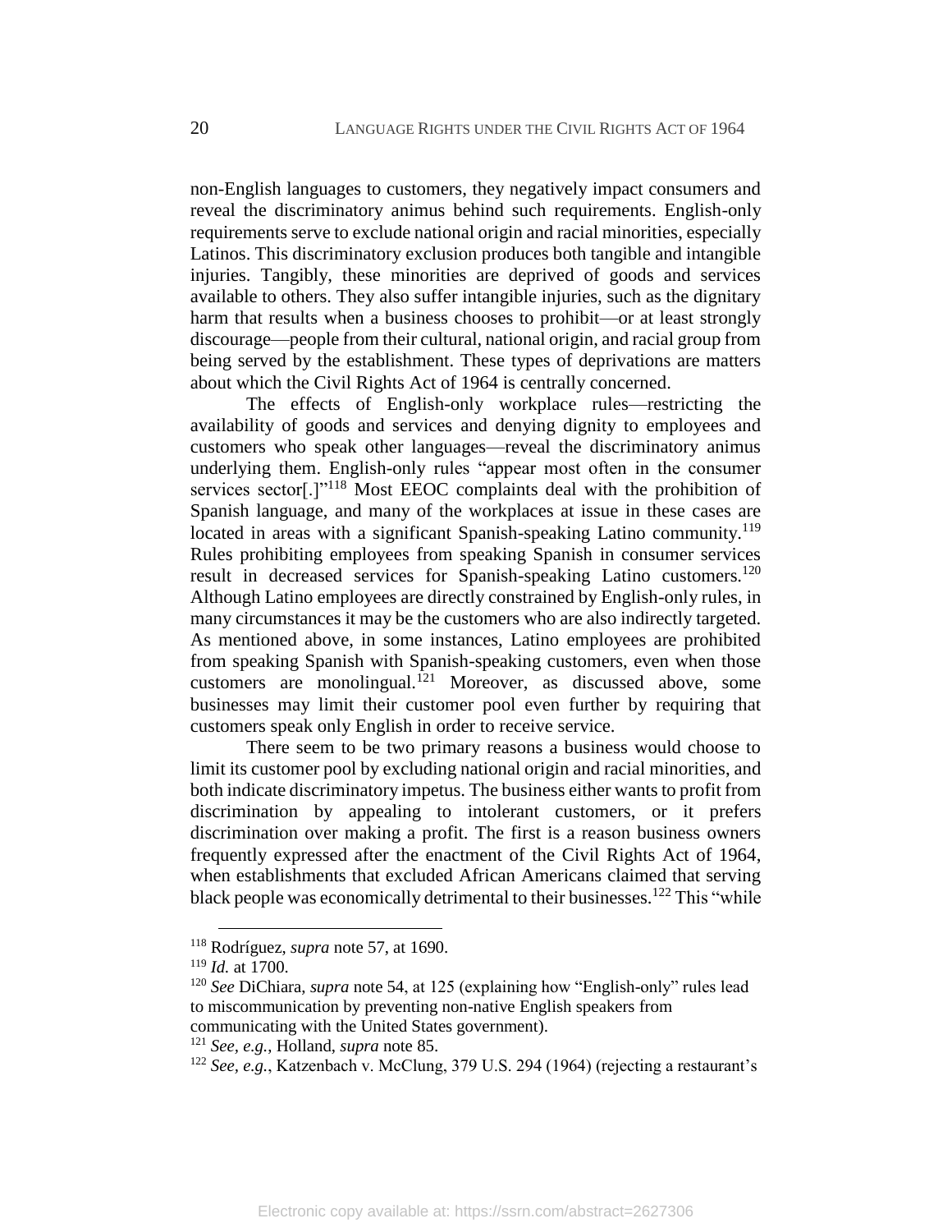non-English languages to customers, they negatively impact consumers and reveal the discriminatory animus behind such requirements. English-only requirements serve to exclude national origin and racial minorities, especially Latinos. This discriminatory exclusion produces both tangible and intangible injuries. Tangibly, these minorities are deprived of goods and services available to others. They also suffer intangible injuries, such as the dignitary harm that results when a business chooses to prohibit—or at least strongly discourage—people from their cultural, national origin, and racial group from being served by the establishment. These types of deprivations are matters about which the Civil Rights Act of 1964 is centrally concerned.

The effects of English-only workplace rules—restricting the availability of goods and services and denying dignity to employees and customers who speak other languages—reveal the discriminatory animus underlying them. English-only rules "appear most often in the consumer services sector[.]"[118] Most EEOC complaints deal with the prohibition of Spanish language, and many of the workplaces at issue in these cases are located in areas with a significant Spanish-speaking Latino community.[119] Rules prohibiting employees from speaking Spanish in consumer services result in decreased services for Spanish-speaking Latino customers.[120] Although Latino employees are directly constrained by English-only rules, in many circumstances it may be the customers who are also indirectly targeted. As mentioned above, in some instances, Latino employees are prohibited from speaking Spanish with Spanish-speaking customers, even when those customers are monolingual.[121] Moreover, as discussed above, some businesses may limit their customer pool even further by requiring that customers speak only English in order to receive service.

There seem to be two primary reasons a business would choose to limit its customer pool by excluding national origin and racial minorities, and both indicate discriminatory impetus. The business either wants to profit from discrimination by appealing to intolerant customers, or it prefers discrimination over making a profit. The first is a reason business owners frequently expressed after the enactment of the Civil Rights Act of 1964, when establishments that excluded African Americans claimed that serving black people was economically detrimental to their businesses.[122] This "while

---

[118] Rodríguez, *supra* note 57, at 1690.

[119] *Id.* at 1700.

[120] *See* DiChiara, *supra* note 54, at 125 (explaining how "English-only" rules lead to miscommunication by preventing non-native English speakers from communicating with the United States government).

[121] *See, e.g.*, Holland, *supra* note 85.

[122] *See, e.g.*, Katzenbach v. McClung, 379 U.S. 294 (1964) (rejecting a restaurant's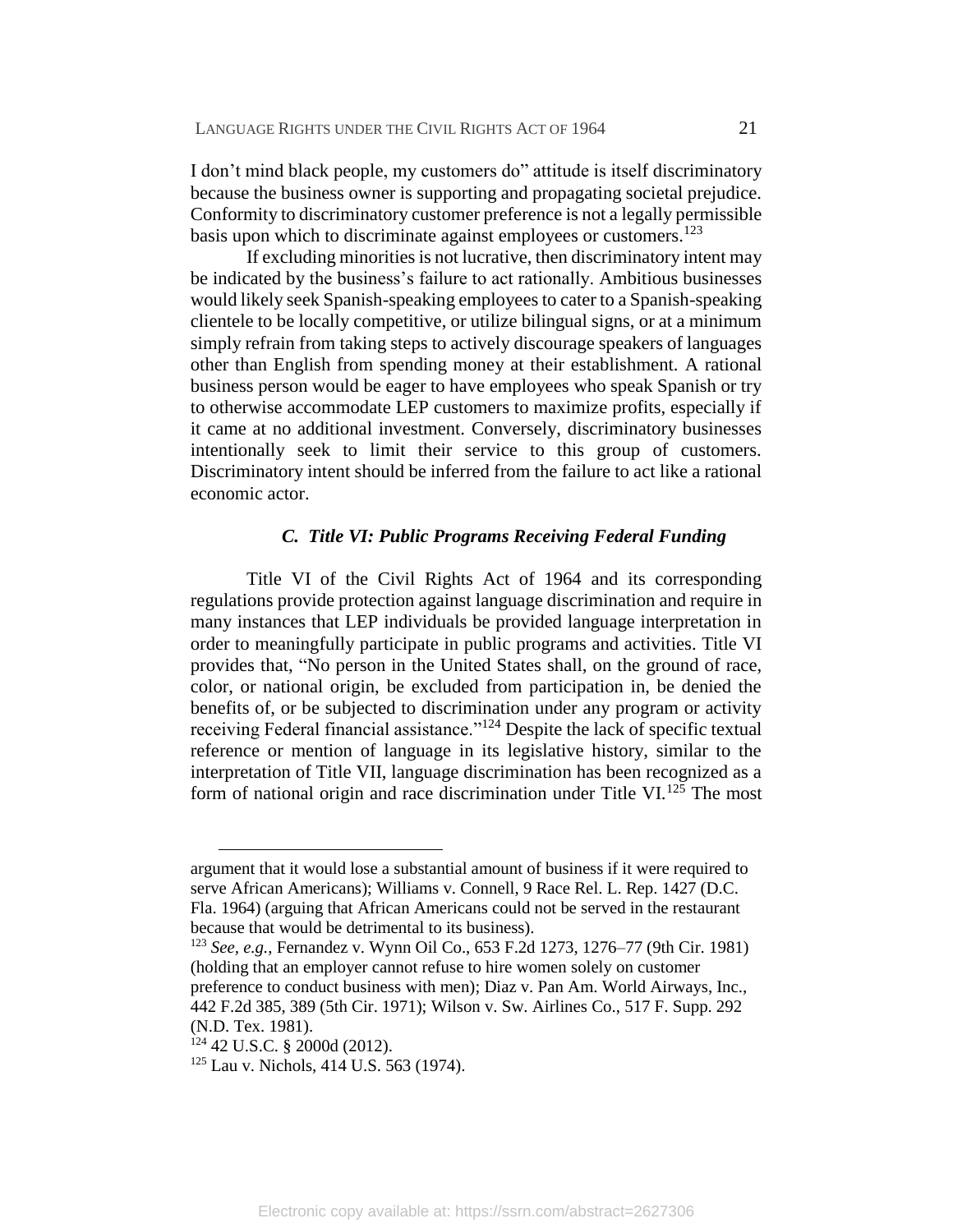I don't mind black people, my customers do" attitude is itself discriminatory because the business owner is supporting and propagating societal prejudice. Conformity to discriminatory customer preference is not a legally permissible basis upon which to discriminate against employees or customers.[123]

If excluding minorities is not lucrative, then discriminatory intent may be indicated by the business's failure to act rationally. Ambitious businesses would likely seek Spanish-speaking employees to cater to a Spanish-speaking clientele to be locally competitive, or utilize bilingual signs, or at a minimum simply refrain from taking steps to actively discourage speakers of languages other than English from spending money at their establishment. A rational business person would be eager to have employees who speak Spanish or try to otherwise accommodate LEP customers to maximize profits, especially if it came at no additional investment. Conversely, discriminatory businesses intentionally seek to limit their service to this group of customers. Discriminatory intent should be inferred from the failure to act like a rational economic actor.

### *C. Title VI: Public Programs Receiving Federal Funding*

Title VI of the Civil Rights Act of 1964 and its corresponding regulations provide protection against language discrimination and require in many instances that LEP individuals be provided language interpretation in order to meaningfully participate in public programs and activities. Title VI provides that, "No person in the United States shall, on the ground of race, color, or national origin, be excluded from participation in, be denied the benefits of, or be subjected to discrimination under any program or activity receiving Federal financial assistance."[124] Despite the lack of specific textual reference or mention of language in its legislative history, similar to the interpretation of Title VII, language discrimination has been recognized as a form of national origin and race discrimination under Title VI.[125] The most

---

argument that it would lose a substantial amount of business if it were required to serve African Americans); Williams v. Connell, 9 Race Rel. L. Rep. 1427 (D.C. Fla. 1964) (arguing that African Americans could not be served in the restaurant because that would be detrimental to its business).

[123] *See, e.g.*, Fernandez v. Wynn Oil Co., 653 F.2d 1273, 1276–77 (9th Cir. 1981) (holding that an employer cannot refuse to hire women solely on customer preference to conduct business with men); Diaz v. Pan Am. World Airways, Inc., 442 F.2d 385, 389 (5th Cir. 1971); Wilson v. Sw. Airlines Co., 517 F. Supp. 292 (N.D. Tex. 1981).

[124] 42 U.S.C. § 2000d (2012).

[125] Lau v. Nichols, 414 U.S. 563 (1974).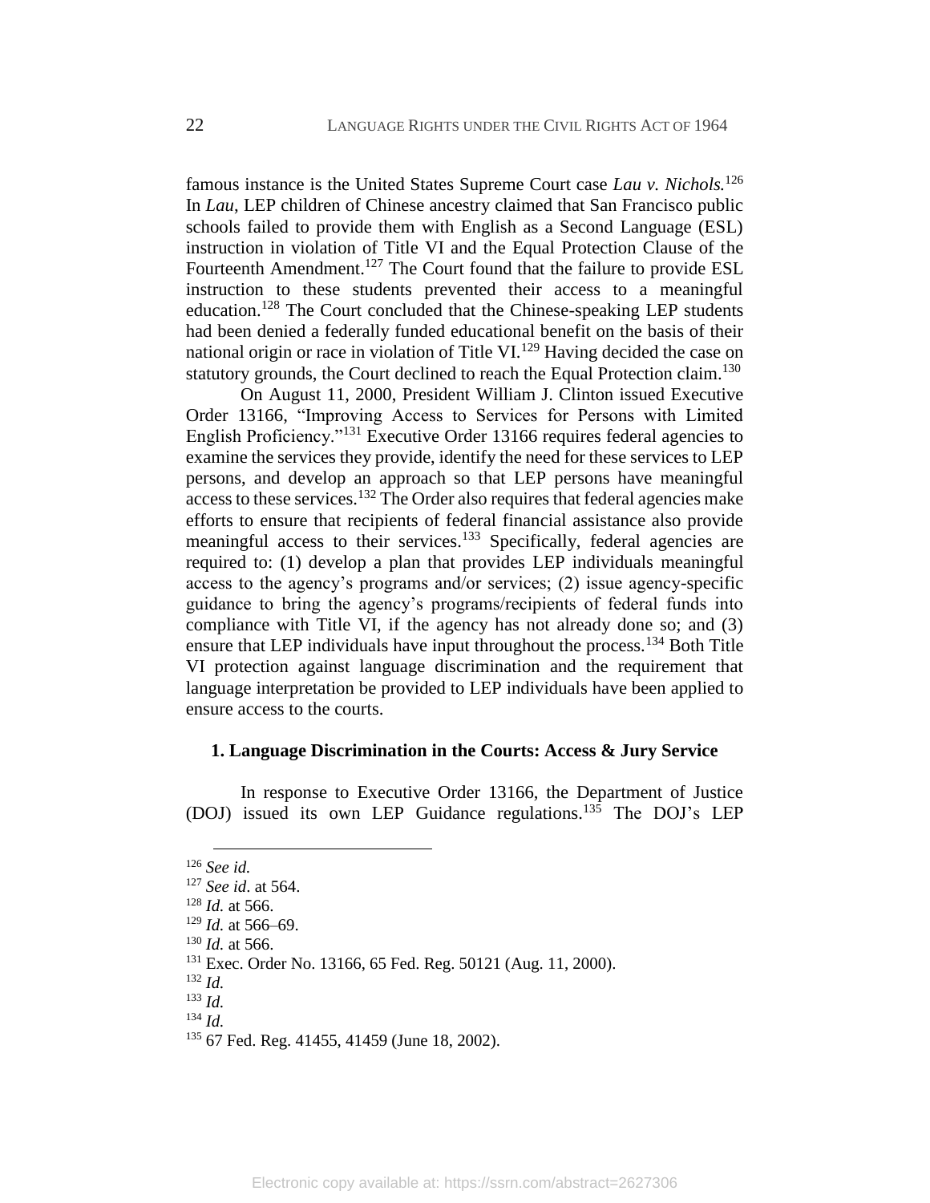famous instance is the United States Supreme Court case *Lau v. Nichols.*[126] In *Lau*, LEP children of Chinese ancestry claimed that San Francisco public schools failed to provide them with English as a Second Language (ESL) instruction in violation of Title VI and the Equal Protection Clause of the Fourteenth Amendment.[127] The Court found that the failure to provide ESL instruction to these students prevented their access to a meaningful education.[128] The Court concluded that the Chinese-speaking LEP students had been denied a federally funded educational benefit on the basis of their national origin or race in violation of Title VI.[129] Having decided the case on statutory grounds, the Court declined to reach the Equal Protection claim.[130]

On August 11, 2000, President William J. Clinton issued Executive Order 13166, "Improving Access to Services for Persons with Limited English Proficiency."[131] Executive Order 13166 requires federal agencies to examine the services they provide, identify the need for these services to LEP persons, and develop an approach so that LEP persons have meaningful access to these services.[132] The Order also requires that federal agencies make efforts to ensure that recipients of federal financial assistance also provide meaningful access to their services.[133] Specifically, federal agencies are required to: (1) develop a plan that provides LEP individuals meaningful access to the agency's programs and/or services; (2) issue agency-specific guidance to bring the agency's programs/recipients of federal funds into compliance with Title VI, if the agency has not already done so; and (3) ensure that LEP individuals have input throughout the process.[134] Both Title VI protection against language discrimination and the requirement that language interpretation be provided to LEP individuals have been applied to ensure access to the courts.

#### 1. Language Discrimination in the Courts: Access & Jury Service

In response to Executive Order 13166, the Department of Justice (DOJ) issued its own LEP Guidance regulations.[135] The DOJ's LEP

---

[126] *See id.*

[127] *See id*. at 564.

[128] *Id.* at 566.

[129] *Id.* at 566–69.

[130] *Id.* at 566.

[131] Exec. Order No. 13166, 65 Fed. Reg. 50121 (Aug. 11, 2000).

[132] *Id.*

[133] *Id.*

[134] *Id.*

[135] 67 Fed. Reg. 41455, 41459 (June 18, 2002).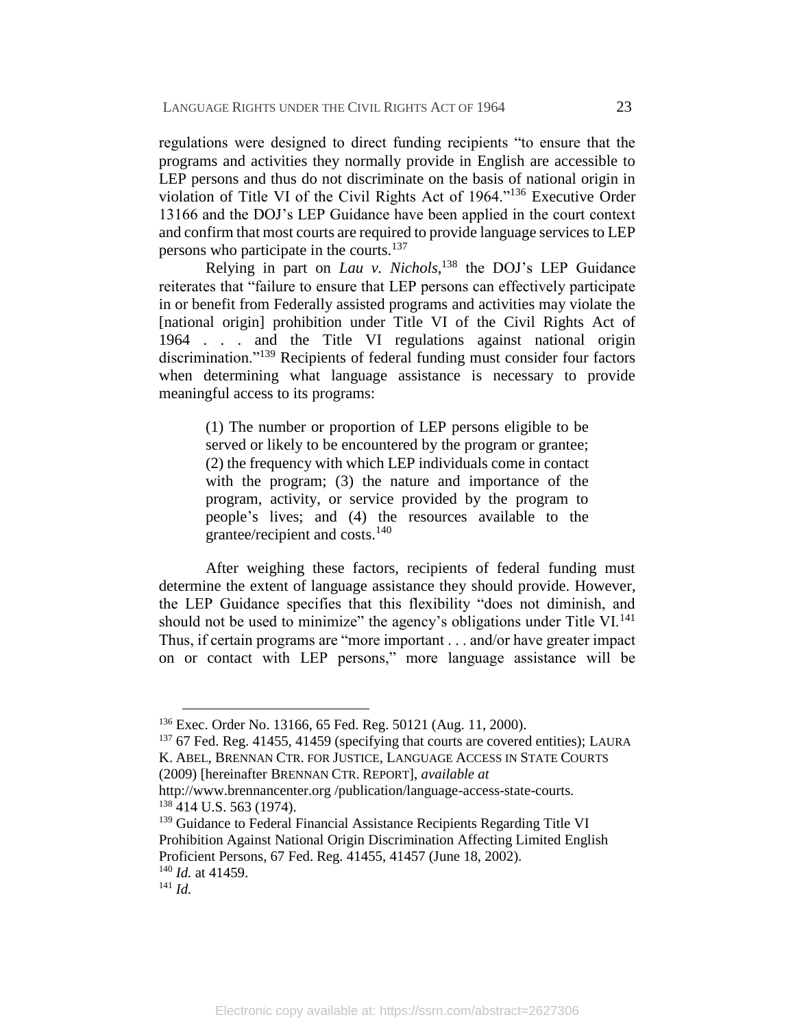regulations were designed to direct funding recipients "to ensure that the programs and activities they normally provide in English are accessible to LEP persons and thus do not discriminate on the basis of national origin in violation of Title VI of the Civil Rights Act of 1964."[136] Executive Order 13166 and the DOJ's LEP Guidance have been applied in the court context and confirm that most courts are required to provide language services to LEP persons who participate in the courts.[137]

Relying in part on *Lau v. Nichols*,[138] the DOJ's LEP Guidance reiterates that "failure to ensure that LEP persons can effectively participate in or benefit from Federally assisted programs and activities may violate the [national origin] prohibition under Title VI of the Civil Rights Act of 1964 . . . and the Title VI regulations against national origin discrimination."[139] Recipients of federal funding must consider four factors when determining what language assistance is necessary to provide meaningful access to its programs:

> (1) The number or proportion of LEP persons eligible to be served or likely to be encountered by the program or grantee; (2) the frequency with which LEP individuals come in contact with the program; (3) the nature and importance of the program, activity, or service provided by the program to people's lives; and (4) the resources available to the grantee/recipient and costs.[140]

After weighing these factors, recipients of federal funding must determine the extent of language assistance they should provide. However, the LEP Guidance specifies that this flexibility "does not diminish, and should not be used to minimize" the agency's obligations under Title VI.[141] Thus, if certain programs are "more important . . . and/or have greater impact on or contact with LEP persons," more language assistance will be

---

[136] Exec. Order No. 13166, 65 Fed. Reg. 50121 (Aug. 11, 2000).

[137] 67 Fed. Reg. 41455, 41459 (specifying that courts are covered entities); LAURA K. ABEL, BRENNAN CTR. FOR JUSTICE, LANGUAGE ACCESS IN STATE COURTS (2009) [hereinafter BRENNAN CTR. REPORT], *available at* http://www.brennancenter.org /publication/language-access-state-courts.

[138] 414 U.S. 563 (1974).

[139] Guidance to Federal Financial Assistance Recipients Regarding Title VI Prohibition Against National Origin Discrimination Affecting Limited English Proficient Persons, 67 Fed. Reg. 41455, 41457 (June 18, 2002).

[140] *Id.* at 41459.

[141] *Id.*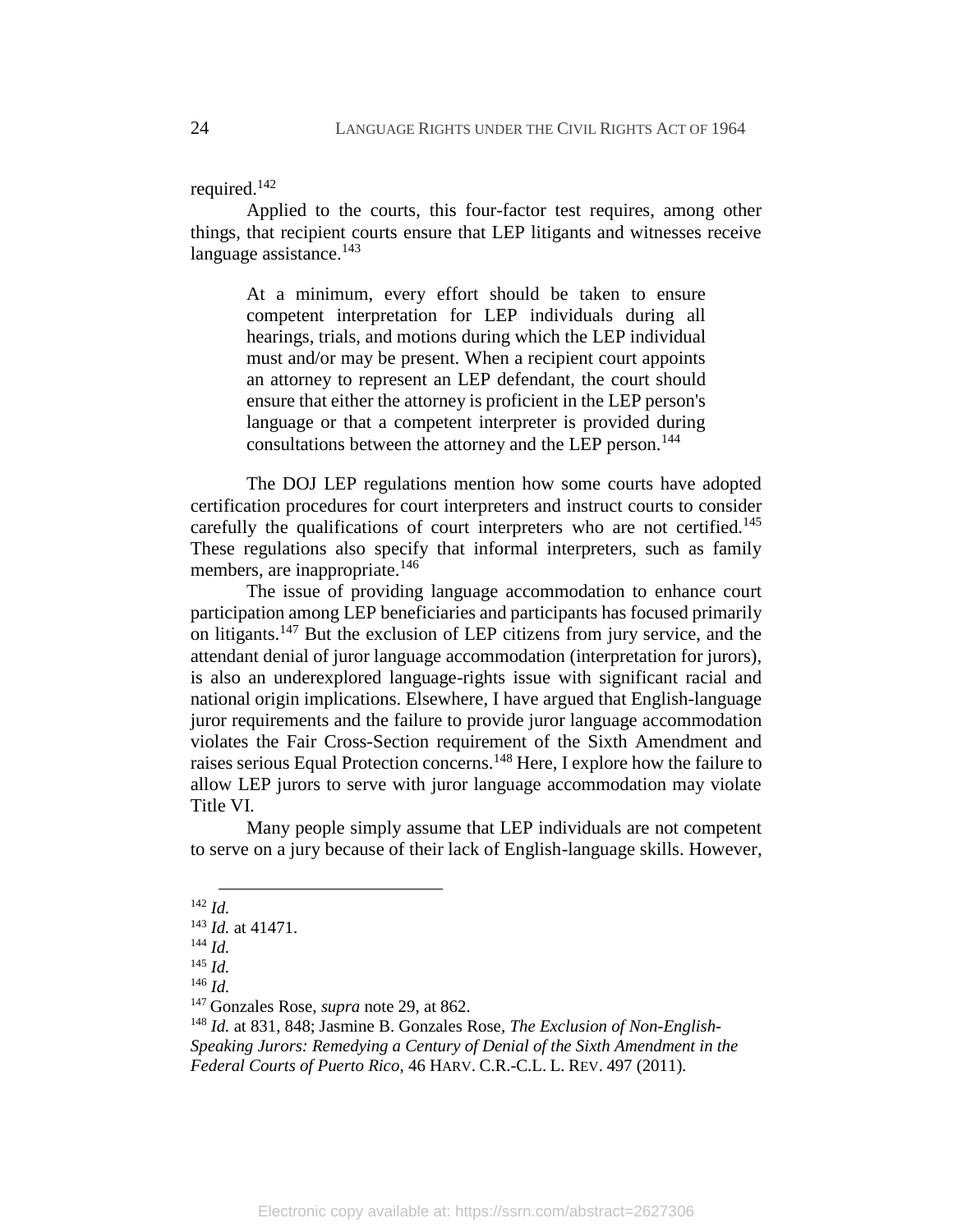required.[142]

Applied to the courts, this four-factor test requires, among other things, that recipient courts ensure that LEP litigants and witnesses receive language assistance.[143]

> At a minimum, every effort should be taken to ensure competent interpretation for LEP individuals during all hearings, trials, and motions during which the LEP individual must and/or may be present. When a recipient court appoints an attorney to represent an LEP defendant, the court should ensure that either the attorney is proficient in the LEP person's language or that a competent interpreter is provided during consultations between the attorney and the LEP person.[144]

The DOJ LEP regulations mention how some courts have adopted certification procedures for court interpreters and instruct courts to consider carefully the qualifications of court interpreters who are not certified.[145] These regulations also specify that informal interpreters, such as family members, are inappropriate.[146]

The issue of providing language accommodation to enhance court participation among LEP beneficiaries and participants has focused primarily on litigants.[147] But the exclusion of LEP citizens from jury service, and the attendant denial of juror language accommodation (interpretation for jurors), is also an underexplored language-rights issue with significant racial and national origin implications. Elsewhere, I have argued that English-language juror requirements and the failure to provide juror language accommodation violates the Fair Cross-Section requirement of the Sixth Amendment and raises serious Equal Protection concerns.[148] Here, I explore how the failure to allow LEP jurors to serve with juror language accommodation may violate Title VI.

Many people simply assume that LEP individuals are not competent to serve on a jury because of their lack of English-language skills. However,

---

[142] *Id.*

[143] *Id.* at 41471.

[144] *Id.*

[145] *Id.*

[146] *Id.*

[147] Gonzales Rose, *supra* note 29, at 862.

[148] *Id.* at 831, 848; Jasmine B. Gonzales Rose, *The Exclusion of Non-English-Speaking Jurors: Remedying a Century of Denial of the Sixth Amendment in the Federal Courts of Puerto Rico*, 46 HARV. C.R.-C.L. L. REV. 497 (2011).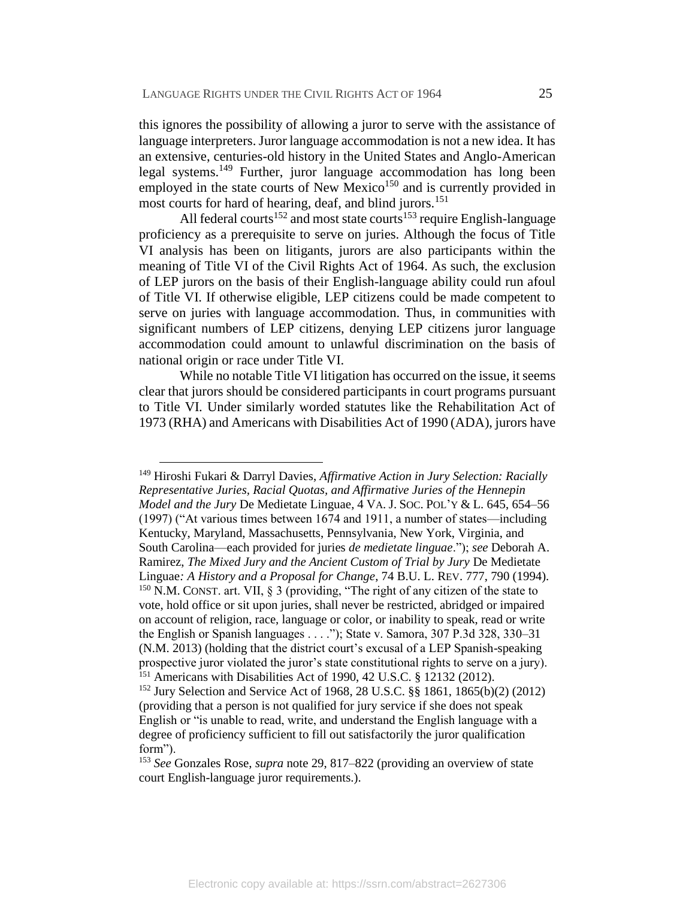this ignores the possibility of allowing a juror to serve with the assistance of language interpreters. Juror language accommodation is not a new idea. It has an extensive, centuries-old history in the United States and Anglo-American legal systems.[149] Further, juror language accommodation has long been employed in the state courts of New Mexico[150] and is currently provided in most courts for hard of hearing, deaf, and blind jurors.[151]

All federal courts[152] and most state courts[153] require English-language proficiency as a prerequisite to serve on juries. Although the focus of Title VI analysis has been on litigants, jurors are also participants within the meaning of Title VI of the Civil Rights Act of 1964. As such, the exclusion of LEP jurors on the basis of their English-language ability could run afoul of Title VI. If otherwise eligible, LEP citizens could be made competent to serve on juries with language accommodation. Thus, in communities with significant numbers of LEP citizens, denying LEP citizens juror language accommodation could amount to unlawful discrimination on the basis of national origin or race under Title VI.

While no notable Title VI litigation has occurred on the issue, it seems clear that jurors should be considered participants in court programs pursuant to Title VI. Under similarly worded statutes like the Rehabilitation Act of 1973 (RHA) and Americans with Disabilities Act of 1990 (ADA), jurors have

---

[149] Hiroshi Fukari & Darryl Davies, *Affirmative Action in Jury Selection: Racially Representative Juries, Racial Quotas, and Affirmative Juries of the Hennepin Model and the Jury* De Medietate Linguae, 4 VA. J. SOC. POL'Y & L. 645, 654–56 (1997) ("At various times between 1674 and 1911, a number of states—including Kentucky, Maryland, Massachusetts, Pennsylvania, New York, Virginia, and South Carolina—each provided for juries *de medietate linguae*."); *see* Deborah A. Ramirez, *The Mixed Jury and the Ancient Custom of Trial by Jury* De Medietate Linguae*: A History and a Proposal for Change*, 74 B.U. L. REV. 777, 790 (1994).

[150] N.M. CONST. art. VII, § 3 (providing, "The right of any citizen of the state to vote, hold office or sit upon juries, shall never be restricted, abridged or impaired on account of religion, race, language or color, or inability to speak, read or write the English or Spanish languages . . . ."); State v. Samora, 307 P.3d 328, 330–31 (N.M. 2013) (holding that the district court's excusal of a LEP Spanish-speaking prospective juror violated the juror's state constitutional rights to serve on a jury).

[151] Americans with Disabilities Act of 1990, 42 U.S.C. § 12132 (2012).

[152] Jury Selection and Service Act of 1968, 28 U.S.C. §§ 1861, 1865(b)(2) (2012) (providing that a person is not qualified for jury service if she does not speak English or "is unable to read, write, and understand the English language with a degree of proficiency sufficient to fill out satisfactorily the juror qualification form").

[153] *See* Gonzales Rose, *supra* note 29, 817–822 (providing an overview of state court English-language juror requirements.).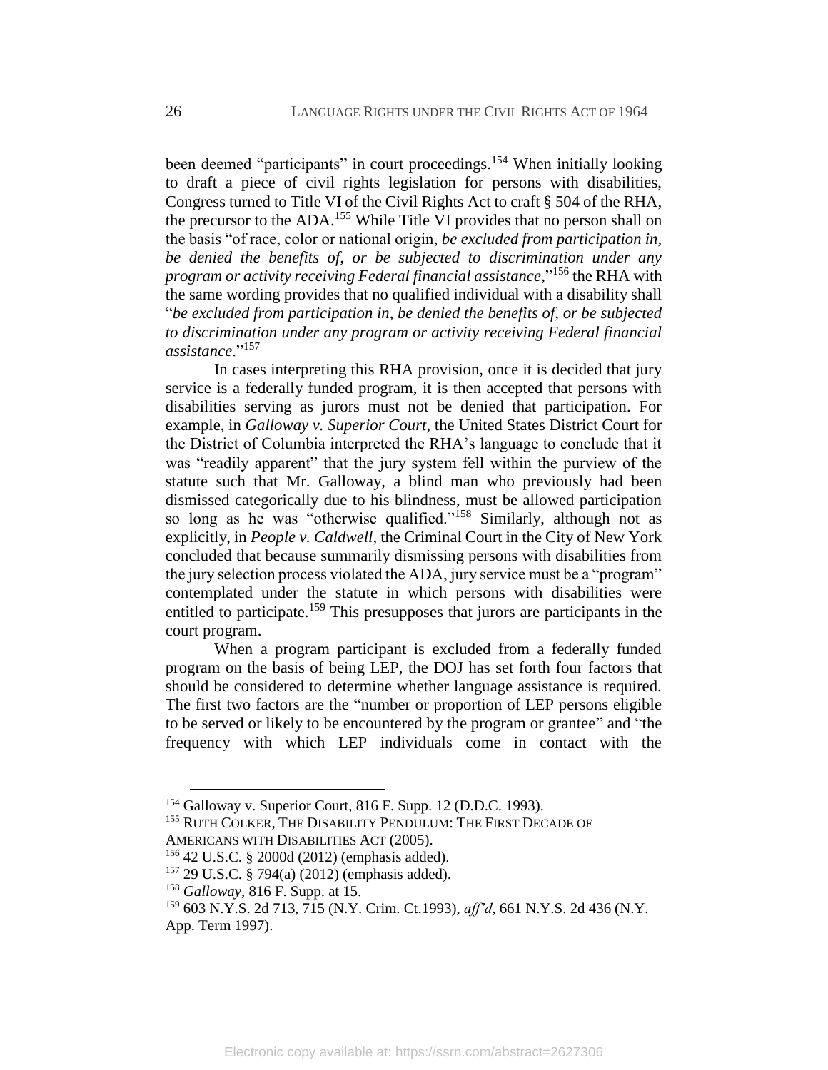been deemed "participants" in court proceedings.[154] When initially looking to draft a piece of civil rights legislation for persons with disabilities, Congress turned to Title VI of the Civil Rights Act to craft § 504 of the RHA, the precursor to the ADA.[155] While Title VI provides that no person shall on the basis "of race, color or national origin, *be excluded from participation in, be denied the benefits of, or be subjected to discrimination under any program or activity receiving Federal financial assistance*,"[156] the RHA with the same wording provides that no qualified individual with a disability shall "*be excluded from participation in, be denied the benefits of, or be subjected to discrimination under any program or activity receiving Federal financial assistance*."[157]

In cases interpreting this RHA provision, once it is decided that jury service is a federally funded program, it is then accepted that persons with disabilities serving as jurors must not be denied that participation. For example, in *Galloway v. Superior Court*, the United States District Court for the District of Columbia interpreted the RHA's language to conclude that it was "readily apparent" that the jury system fell within the purview of the statute such that Mr. Galloway, a blind man who previously had been dismissed categorically due to his blindness, must be allowed participation so long as he was "otherwise qualified."[158] Similarly, although not as explicitly, in *People v. Caldwell*, the Criminal Court in the City of New York concluded that because summarily dismissing persons with disabilities from the jury selection process violated the ADA, jury service must be a "program" contemplated under the statute in which persons with disabilities were entitled to participate.[159] This presupposes that jurors are participants in the court program.

When a program participant is excluded from a federally funded program on the basis of being LEP, the DOJ has set forth four factors that should be considered to determine whether language assistance is required. The first two factors are the "number or proportion of LEP persons eligible to be served or likely to be encountered by the program or grantee" and "the frequency with which LEP individuals come in contact with the

---

[154] Galloway v. Superior Court, 816 F. Supp. 12 (D.D.C. 1993).

[155] RUTH COLKER, THE DISABILITY PENDULUM: THE FIRST DECADE OF AMERICANS WITH DISABILITIES ACT (2005).

[156] 42 U.S.C. § 2000d (2012) (emphasis added).

[157] 29 U.S.C. § 794(a) (2012) (emphasis added).

[158] *Galloway*, 816 F. Supp. at 15.

[159] 603 N.Y.S. 2d 713, 715 (N.Y. Crim. Ct.1993), *aff'd*, 661 N.Y.S. 2d 436 (N.Y. App. Term 1997).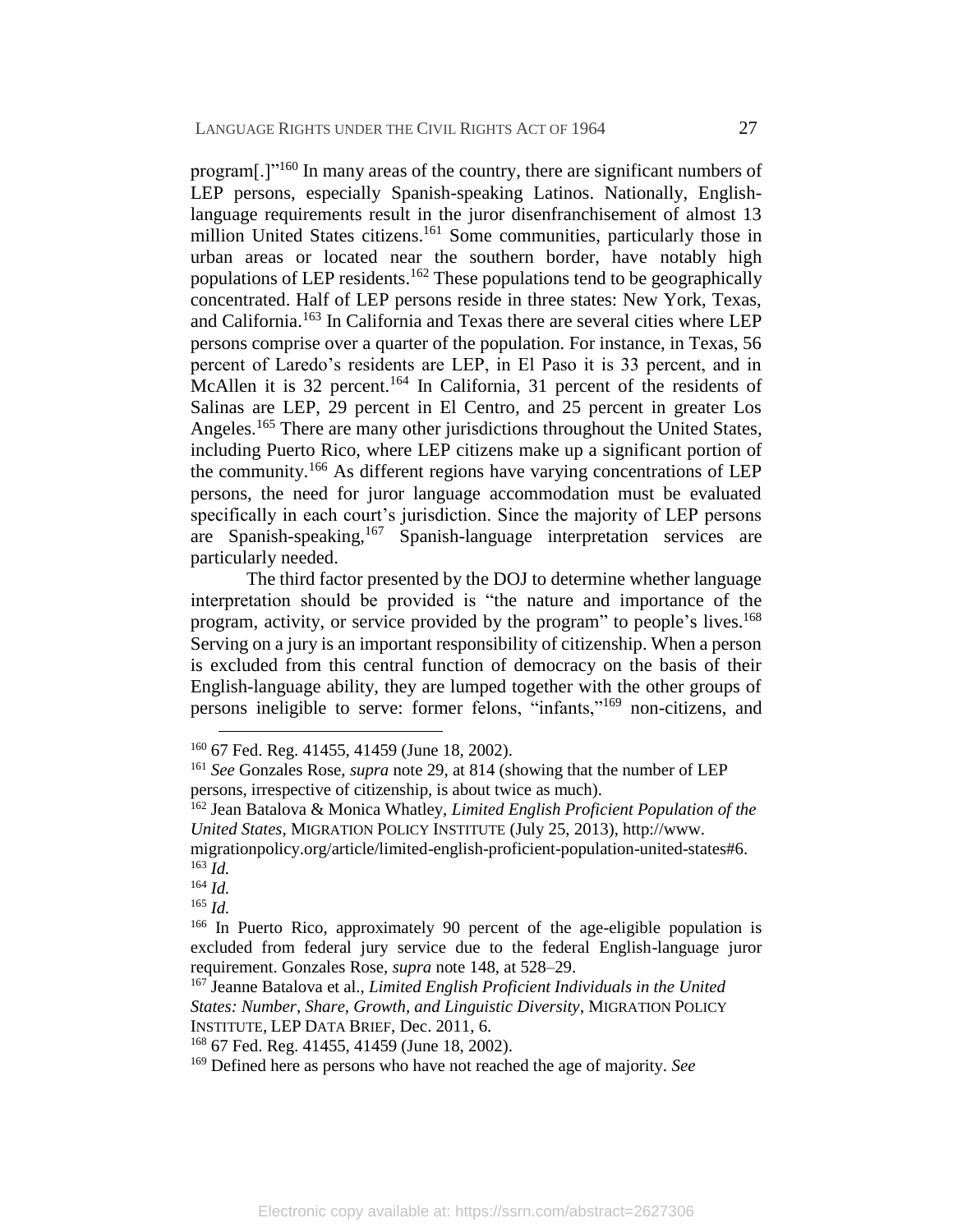program[.]"[160] In many areas of the country, there are significant numbers of LEP persons, especially Spanish-speaking Latinos. Nationally, English-language requirements result in the juror disenfranchisement of almost 13 million United States citizens.[161] Some communities, particularly those in urban areas or located near the southern border, have notably high populations of LEP residents.[162] These populations tend to be geographically concentrated. Half of LEP persons reside in three states: New York, Texas, and California.[163] In California and Texas there are several cities where LEP persons comprise over a quarter of the population. For instance, in Texas, 56 percent of Laredo's residents are LEP, in El Paso it is 33 percent, and in McAllen it is 32 percent.[164] In California, 31 percent of the residents of Salinas are LEP, 29 percent in El Centro, and 25 percent in greater Los Angeles.[165] There are many other jurisdictions throughout the United States, including Puerto Rico, where LEP citizens make up a significant portion of the community.[166] As different regions have varying concentrations of LEP persons, the need for juror language accommodation must be evaluated specifically in each court's jurisdiction. Since the majority of LEP persons are Spanish-speaking,[167] Spanish-language interpretation services are particularly needed.

The third factor presented by the DOJ to determine whether language interpretation should be provided is "the nature and importance of the program, activity, or service provided by the program" to people's lives.[168] Serving on a jury is an important responsibility of citizenship. When a person is excluded from this central function of democracy on the basis of their English-language ability, they are lumped together with the other groups of persons ineligible to serve: former felons, "infants,"[169] non-citizens, and

---

[160] 67 Fed. Reg. 41455, 41459 (June 18, 2002).

[161] *See* Gonzales Rose, *supra* note 29, at 814 (showing that the number of LEP persons, irrespective of citizenship, is about twice as much).

[162] Jean Batalova & Monica Whatley, *Limited English Proficient Population of the United States*, MIGRATION POLICY INSTITUTE (July 25, 2013), http://www.migrationpolicy.org/article/limited-english-proficient-population-united-states#6.

[163] *Id.*

[164] *Id.*

[165] *Id.*

[166] In Puerto Rico, approximately 90 percent of the age-eligible population is excluded from federal jury service due to the federal English-language juror requirement. Gonzales Rose, *supra* note 148, at 528–29.

[167] Jeanne Batalova et al., *Limited English Proficient Individuals in the United States: Number, Share, Growth, and Linguistic Diversity*, MIGRATION POLICY INSTITUTE, LEP DATA BRIEF, Dec. 2011, 6.

[168] 67 Fed. Reg. 41455, 41459 (June 18, 2002).

[169] Defined here as persons who have not reached the age of majority. *See*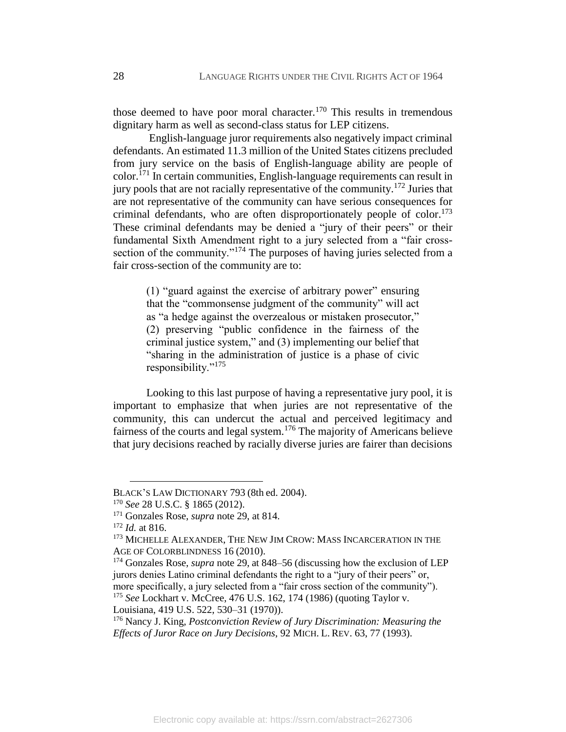those deemed to have poor moral character.[170] This results in tremendous dignitary harm as well as second-class status for LEP citizens.

English-language juror requirements also negatively impact criminal defendants. An estimated 11.3 million of the United States citizens precluded from jury service on the basis of English-language ability are people of color.[171] In certain communities, English-language requirements can result in jury pools that are not racially representative of the community.[172] Juries that are not representative of the community can have serious consequences for criminal defendants, who are often disproportionately people of color.[173] These criminal defendants may be denied a "jury of their peers" or their fundamental Sixth Amendment right to a jury selected from a "fair cross-section of the community."[174] The purposes of having juries selected from a fair cross-section of the community are to:

> (1) "guard against the exercise of arbitrary power" ensuring that the "commonsense judgment of the community" will act as "a hedge against the overzealous or mistaken prosecutor," (2) preserving "public confidence in the fairness of the criminal justice system," and (3) implementing our belief that "sharing in the administration of justice is a phase of civic responsibility."[175]

Looking to this last purpose of having a representative jury pool, it is important to emphasize that when juries are not representative of the community, this can undercut the actual and perceived legitimacy and fairness of the courts and legal system.[176] The majority of Americans believe that jury decisions reached by racially diverse juries are fairer than decisions

---

BLACK'S LAW DICTIONARY 793 (8th ed. 2004).

[170] *See* 28 U.S.C. § 1865 (2012).

[171] Gonzales Rose, *supra* note 29, at 814.

[172] *Id.* at 816.

[173] MICHELLE ALEXANDER, THE NEW JIM CROW: MASS INCARCERATION IN THE AGE OF COLORBLINDNESS 16 (2010).

[174] Gonzales Rose, *supra* note 29, at 848–56 (discussing how the exclusion of LEP jurors denies Latino criminal defendants the right to a "jury of their peers" or, more specifically, a jury selected from a "fair cross section of the community").

[175] *See* Lockhart v. McCree, 476 U.S. 162, 174 (1986) (quoting Taylor v. Louisiana, 419 U.S. 522, 530–31 (1970)).

[176] Nancy J. King, *Postconviction Review of Jury Discrimination: Measuring the Effects of Juror Race on Jury Decisions*, 92 MICH. L. REV. 63, 77 (1993).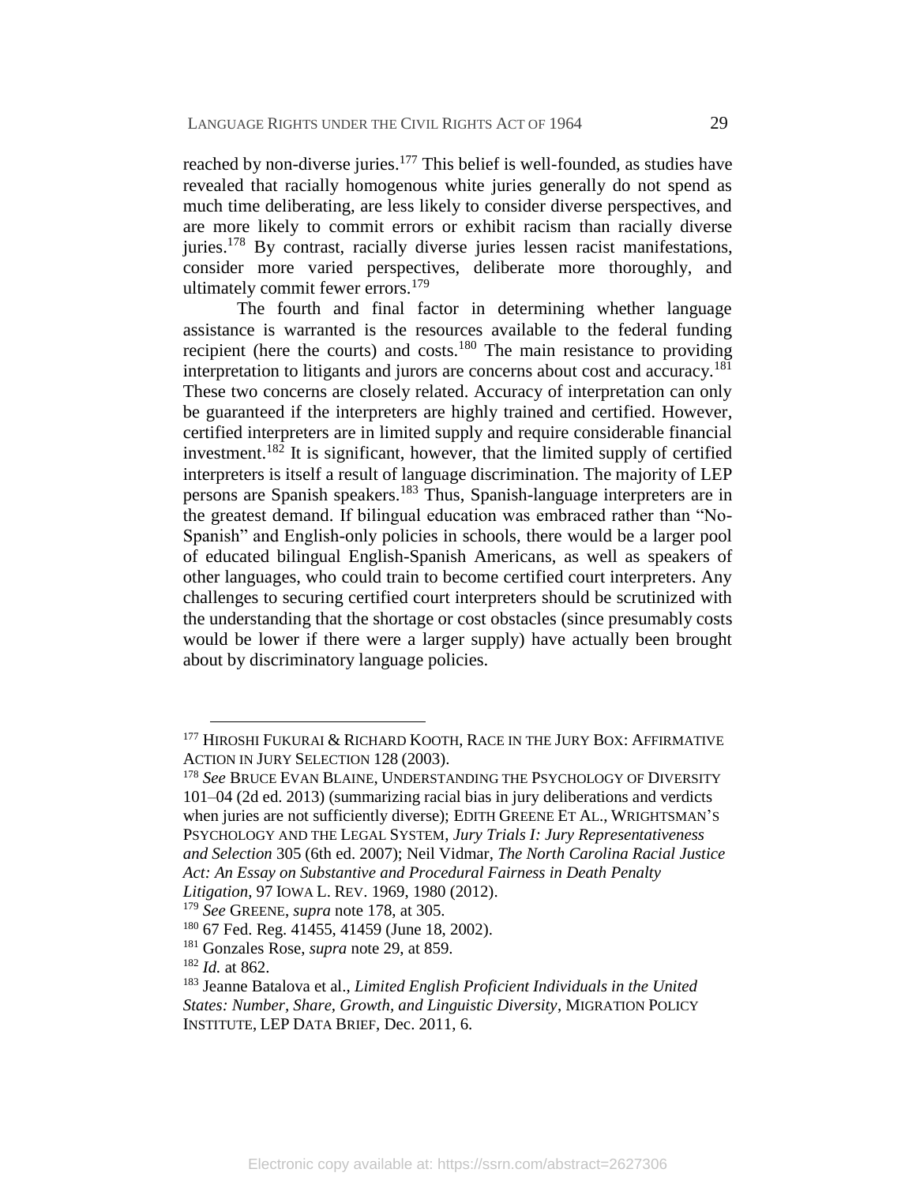reached by non-diverse juries.[177] This belief is well-founded, as studies have revealed that racially homogenous white juries generally do not spend as much time deliberating, are less likely to consider diverse perspectives, and are more likely to commit errors or exhibit racism than racially diverse juries.[178] By contrast, racially diverse juries lessen racist manifestations, consider more varied perspectives, deliberate more thoroughly, and ultimately commit fewer errors.[179]

The fourth and final factor in determining whether language assistance is warranted is the resources available to the federal funding recipient (here the courts) and costs.[180] The main resistance to providing interpretation to litigants and jurors are concerns about cost and accuracy.[181] These two concerns are closely related. Accuracy of interpretation can only be guaranteed if the interpreters are highly trained and certified. However, certified interpreters are in limited supply and require considerable financial investment.[182] It is significant, however, that the limited supply of certified interpreters is itself a result of language discrimination. The majority of LEP persons are Spanish speakers.[183] Thus, Spanish-language interpreters are in the greatest demand. If bilingual education was embraced rather than "No-Spanish" and English-only policies in schools, there would be a larger pool of educated bilingual English-Spanish Americans, as well as speakers of other languages, who could train to become certified court interpreters. Any challenges to securing certified court interpreters should be scrutinized with the understanding that the shortage or cost obstacles (since presumably costs would be lower if there were a larger supply) have actually been brought about by discriminatory language policies.

---

[177] HIROSHI FUKURAI & RICHARD KOOTH, RACE IN THE JURY BOX: AFFIRMATIVE ACTION IN JURY SELECTION 128 (2003).

[178] *See* BRUCE EVAN BLAINE, UNDERSTANDING THE PSYCHOLOGY OF DIVERSITY 101–04 (2d ed. 2013) (summarizing racial bias in jury deliberations and verdicts when juries are not sufficiently diverse); EDITH GREENE ET AL., WRIGHTSMAN'S PSYCHOLOGY AND THE LEGAL SYSTEM, *Jury Trials I: Jury Representativeness and Selection* 305 (6th ed. 2007); Neil Vidmar, *The North Carolina Racial Justice Act: An Essay on Substantive and Procedural Fairness in Death Penalty Litigation*, 97 IOWA L. REV. 1969, 1980 (2012).

[179] *See* GREENE, *supra* note 178, at 305.

[180] 67 Fed. Reg. 41455, 41459 (June 18, 2002).

[181] Gonzales Rose, *supra* note 29, at 859.

[182] *Id.* at 862.

[183] Jeanne Batalova et al., *Limited English Proficient Individuals in the United States: Number, Share, Growth, and Linguistic Diversity*, MIGRATION POLICY INSTITUTE, LEP DATA BRIEF, Dec. 2011, 6.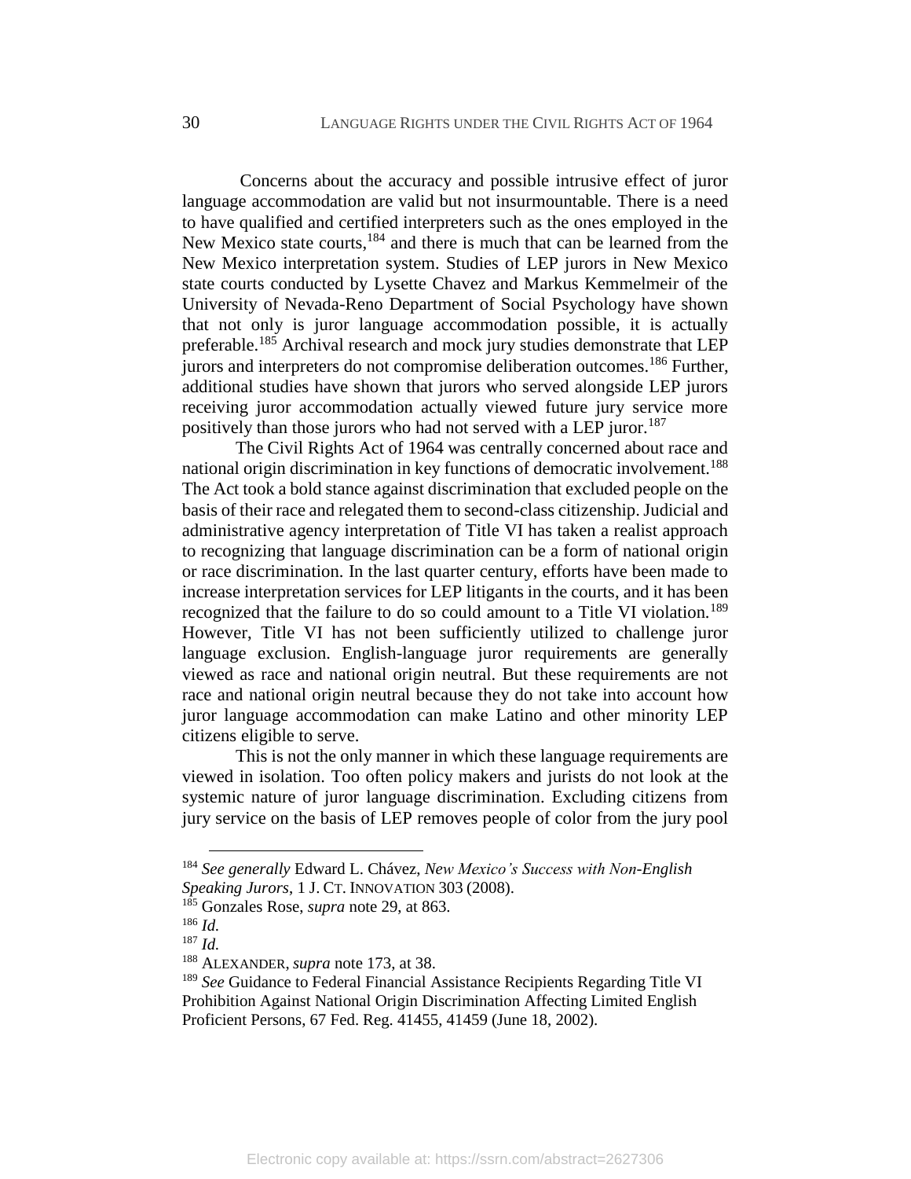Concerns about the accuracy and possible intrusive effect of juror language accommodation are valid but not insurmountable. There is a need to have qualified and certified interpreters such as the ones employed in the New Mexico state courts,[184] and there is much that can be learned from the New Mexico interpretation system. Studies of LEP jurors in New Mexico state courts conducted by Lysette Chavez and Markus Kemmelmeir of the University of Nevada-Reno Department of Social Psychology have shown that not only is juror language accommodation possible, it is actually preferable.[185] Archival research and mock jury studies demonstrate that LEP jurors and interpreters do not compromise deliberation outcomes.[186] Further, additional studies have shown that jurors who served alongside LEP jurors receiving juror accommodation actually viewed future jury service more positively than those jurors who had not served with a LEP juror.[187]

The Civil Rights Act of 1964 was centrally concerned about race and national origin discrimination in key functions of democratic involvement.[188] The Act took a bold stance against discrimination that excluded people on the basis of their race and relegated them to second-class citizenship. Judicial and administrative agency interpretation of Title VI has taken a realist approach to recognizing that language discrimination can be a form of national origin or race discrimination. In the last quarter century, efforts have been made to increase interpretation services for LEP litigants in the courts, and it has been recognized that the failure to do so could amount to a Title VI violation.[189] However, Title VI has not been sufficiently utilized to challenge juror language exclusion. English-language juror requirements are generally viewed as race and national origin neutral. But these requirements are not race and national origin neutral because they do not take into account how juror language accommodation can make Latino and other minority LEP citizens eligible to serve.

This is not the only manner in which these language requirements are viewed in isolation. Too often policy makers and jurists do not look at the systemic nature of juror language discrimination. Excluding citizens from jury service on the basis of LEP removes people of color from the jury pool

---

[184] *See generally* Edward L. Chávez, *New Mexico's Success with Non-English Speaking Jurors*, 1 J. CT. INNOVATION 303 (2008).

[185] Gonzales Rose, *supra* note 29, at 863.

[186] *Id.*

[187] *Id.*

[188] ALEXANDER, *supra* note 173, at 38.

[189] *See* Guidance to Federal Financial Assistance Recipients Regarding Title VI Prohibition Against National Origin Discrimination Affecting Limited English Proficient Persons, 67 Fed. Reg. 41455, 41459 (June 18, 2002).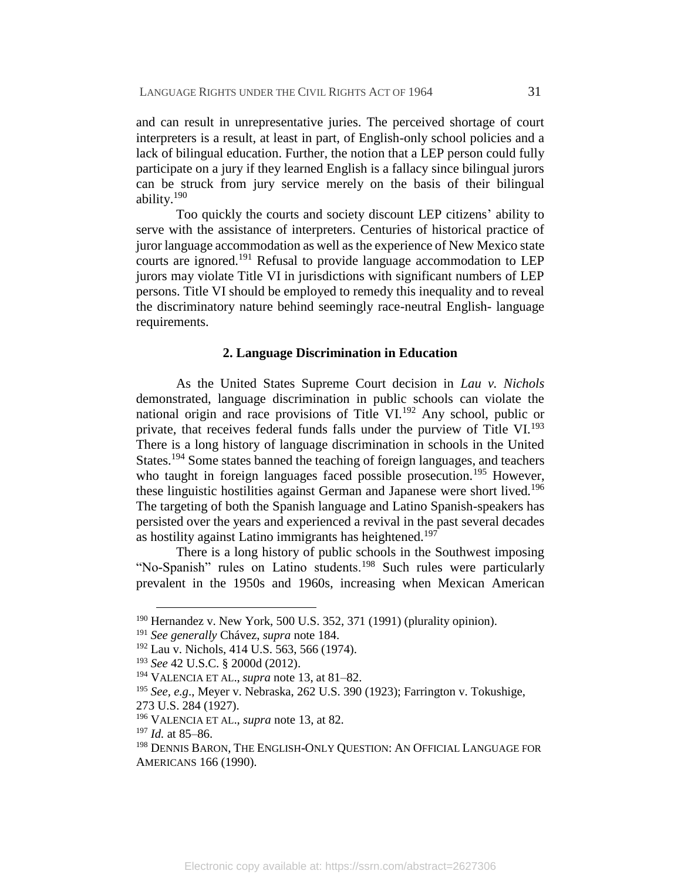and can result in unrepresentative juries. The perceived shortage of court interpreters is a result, at least in part, of English-only school policies and a lack of bilingual education. Further, the notion that a LEP person could fully participate on a jury if they learned English is a fallacy since bilingual jurors can be struck from jury service merely on the basis of their bilingual ability.[190]

Too quickly the courts and society discount LEP citizens' ability to serve with the assistance of interpreters. Centuries of historical practice of juror language accommodation as well as the experience of New Mexico state courts are ignored.[191] Refusal to provide language accommodation to LEP jurors may violate Title VI in jurisdictions with significant numbers of LEP persons. Title VI should be employed to remedy this inequality and to reveal the discriminatory nature behind seemingly race-neutral English- language requirements.

### 2. Language Discrimination in Education

As the United States Supreme Court decision in *Lau v. Nichols* demonstrated, language discrimination in public schools can violate the national origin and race provisions of Title VI.[192] Any school, public or private, that receives federal funds falls under the purview of Title VI.[193] There is a long history of language discrimination in schools in the United States.[194] Some states banned the teaching of foreign languages, and teachers who taught in foreign languages faced possible prosecution.[195] However, these linguistic hostilities against German and Japanese were short lived.[196] The targeting of both the Spanish language and Latino Spanish-speakers has persisted over the years and experienced a revival in the past several decades as hostility against Latino immigrants has heightened.[197]

There is a long history of public schools in the Southwest imposing "No-Spanish" rules on Latino students.[198] Such rules were particularly prevalent in the 1950s and 1960s, increasing when Mexican American

---

[190] Hernandez v. New York, 500 U.S. 352, 371 (1991) (plurality opinion).

[191] *See generally* Chávez, *supra* note 184.

[192] Lau v. Nichols, 414 U.S. 563, 566 (1974).

[193] *See* 42 U.S.C. § 2000d (2012).

[194] VALENCIA ET AL., *supra* note 13, at 81–82.

[195] *See, e.g*., Meyer v. Nebraska, 262 U.S. 390 (1923); Farrington v. Tokushige, 273 U.S. 284 (1927).

[196] VALENCIA ET AL., *supra* note 13, at 82.

[197] *Id.* at 85–86.

[198] DENNIS BARON, THE ENGLISH-ONLY QUESTION: AN OFFICIAL LANGUAGE FOR AMERICANS 166 (1990).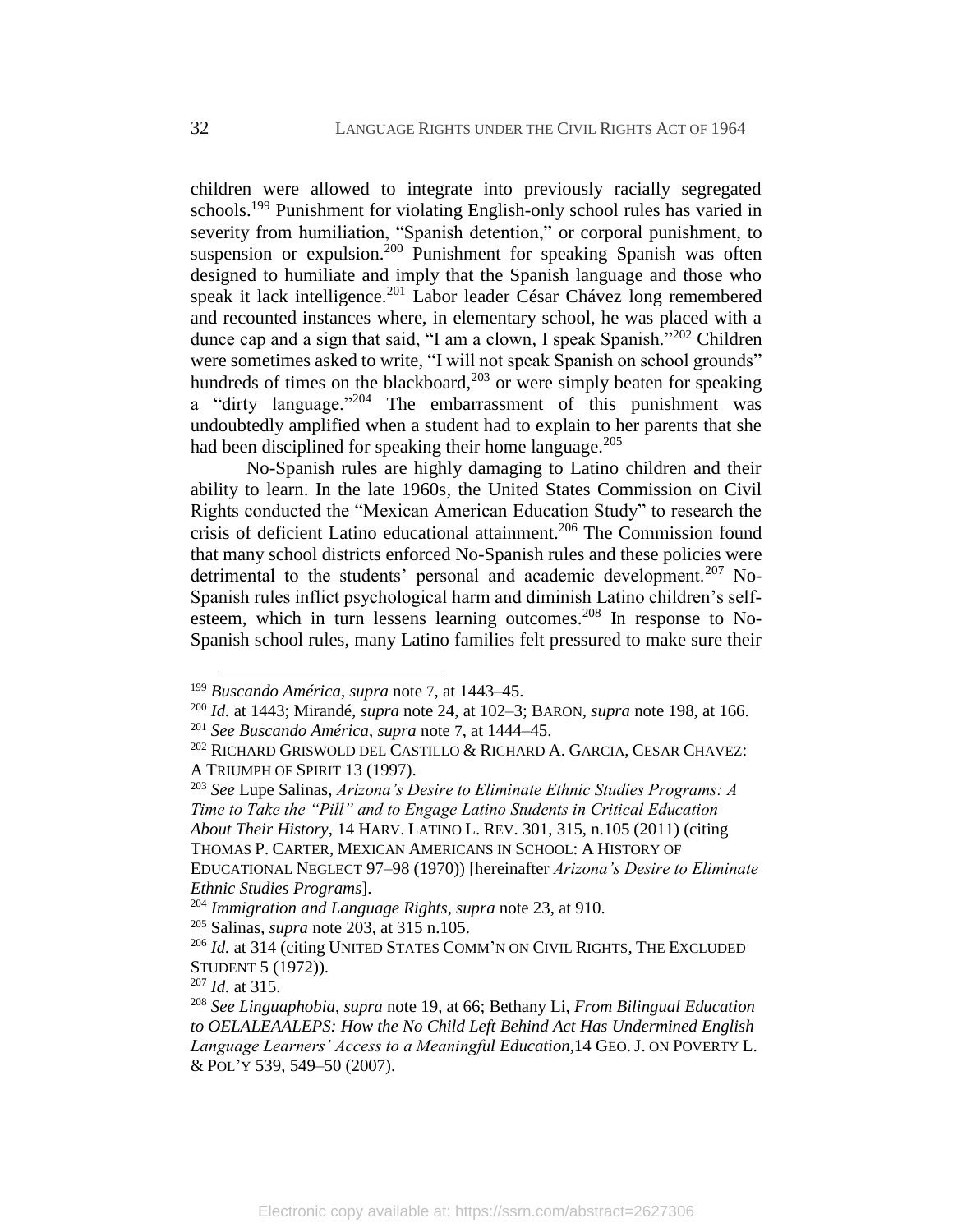children were allowed to integrate into previously racially segregated schools.[199] Punishment for violating English-only school rules has varied in severity from humiliation, "Spanish detention," or corporal punishment, to suspension or expulsion.[200] Punishment for speaking Spanish was often designed to humiliate and imply that the Spanish language and those who speak it lack intelligence.[201] Labor leader César Chávez long remembered and recounted instances where, in elementary school, he was placed with a dunce cap and a sign that said, "I am a clown, I speak Spanish."[202] Children were sometimes asked to write, "I will not speak Spanish on school grounds" hundreds of times on the blackboard,[203] or were simply beaten for speaking a "dirty language."[204] The embarrassment of this punishment was undoubtedly amplified when a student had to explain to her parents that she had been disciplined for speaking their home language.[205]

No-Spanish rules are highly damaging to Latino children and their ability to learn. In the late 1960s, the United States Commission on Civil Rights conducted the "Mexican American Education Study" to research the crisis of deficient Latino educational attainment.[206] The Commission found that many school districts enforced No-Spanish rules and these policies were detrimental to the students' personal and academic development.[207] No-Spanish rules inflict psychological harm and diminish Latino children's self-esteem, which in turn lessens learning outcomes.[208] In response to No-Spanish school rules, many Latino families felt pressured to make sure their

---

[199] *Buscando América*, *supra* note 7, at 1443–45.

[200] *Id.* at 1443; Mirandé, *supra* note 24, at 102–3; BARON, *supra* note 198, at 166.

[201] *See Buscando América*, *supra* note 7, at 1444–45.

[202] RICHARD GRISWOLD DEL CASTILLO & RICHARD A. GARCIA, CESAR CHAVEZ: A TRIUMPH OF SPIRIT 13 (1997).

[203] *See* Lupe Salinas, *Arizona's Desire to Eliminate Ethnic Studies Programs: A Time to Take the "Pill" and to Engage Latino Students in Critical Education About Their History*, 14 HARV. LATINO L. REV. 301, 315, n.105 (2011) (citing THOMAS P. CARTER, MEXICAN AMERICANS IN SCHOOL: A HISTORY OF EDUCATIONAL NEGLECT 97–98 (1970)) [hereinafter *Arizona's Desire to Eliminate Ethnic Studies Programs*].

[204] *Immigration and Language Rights*, *supra* note 23, at 910.

[205] Salinas, *supra* note 203, at 315 n.105.

[206] *Id.* at 314 (citing UNITED STATES COMM'N ON CIVIL RIGHTS, THE EXCLUDED STUDENT 5 (1972)).

[207] *Id.* at 315.

[208] *See Linguaphobia*, *supra* note 19, at 66; Bethany Li, *From Bilingual Education to OELALEAALEPS: How the No Child Left Behind Act Has Undermined English Language Learners' Access to a Meaningful Education*,14 GEO. J. ON POVERTY L. & POL'Y 539, 549–50 (2007).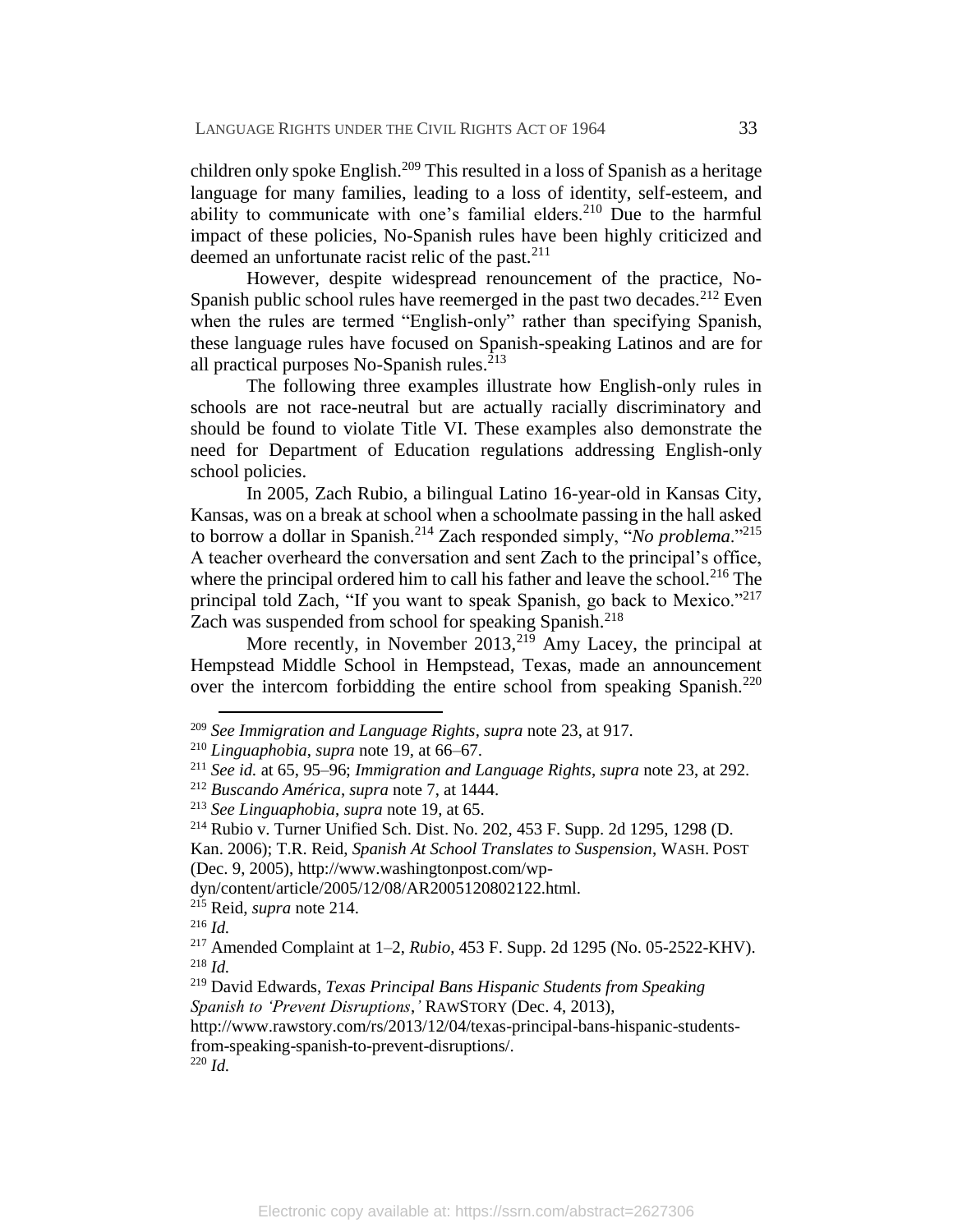children only spoke English.[209] This resulted in a loss of Spanish as a heritage language for many families, leading to a loss of identity, self-esteem, and ability to communicate with one's familial elders.[210] Due to the harmful impact of these policies, No-Spanish rules have been highly criticized and deemed an unfortunate racist relic of the past.[211]

However, despite widespread renouncement of the practice, No-Spanish public school rules have reemerged in the past two decades.[212] Even when the rules are termed "English-only" rather than specifying Spanish, these language rules have focused on Spanish-speaking Latinos and are for all practical purposes No-Spanish rules.[213]

The following three examples illustrate how English-only rules in schools are not race-neutral but are actually racially discriminatory and should be found to violate Title VI. These examples also demonstrate the need for Department of Education regulations addressing English-only school policies.

In 2005, Zach Rubio, a bilingual Latino 16-year-old in Kansas City, Kansas, was on a break at school when a schoolmate passing in the hall asked to borrow a dollar in Spanish.[214] Zach responded simply, "*No problema*."[215] A teacher overheard the conversation and sent Zach to the principal's office, where the principal ordered him to call his father and leave the school.[216] The principal told Zach, "If you want to speak Spanish, go back to Mexico."[217] Zach was suspended from school for speaking Spanish.[218]

More recently, in November 2013,[219] Amy Lacey, the principal at Hempstead Middle School in Hempstead, Texas, made an announcement over the intercom forbidding the entire school from speaking Spanish.[220]

---

[209] *See Immigration and Language Rights*, *supra* note 23, at 917.

[210] *Linguaphobia*, *supra* note 19, at 66–67.

[211] *See id.* at 65, 95–96; *Immigration and Language Rights*, *supra* note 23, at 292.

[212] *Buscando América*, *supra* note 7, at 1444.

[213] *See Linguaphobia*, *supra* note 19, at 65.

[214] Rubio v. Turner Unified Sch. Dist. No. 202, 453 F. Supp. 2d 1295, 1298 (D. Kan. 2006); T.R. Reid, *Spanish At School Translates to Suspension*, WASH. POST (Dec. 9, 2005), http://www.washingtonpost.com/wp-dyn/content/article/2005/12/08/AR2005120802122.html.

[215] Reid, *supra* note 214.

[216] *Id.*

[217] Amended Complaint at 1–2, *Rubio*, 453 F. Supp. 2d 1295 (No. 05-2522-KHV).

[218] *Id.*

[219] David Edwards, *Texas Principal Bans Hispanic Students from Speaking Spanish to 'Prevent Disruptions*,*'* RAWSTORY (Dec. 4, 2013), http://www.rawstory.com/rs/2013/12/04/texas-principal-bans-hispanic-students-from-speaking-spanish-to-prevent-disruptions/.

[220] *Id.*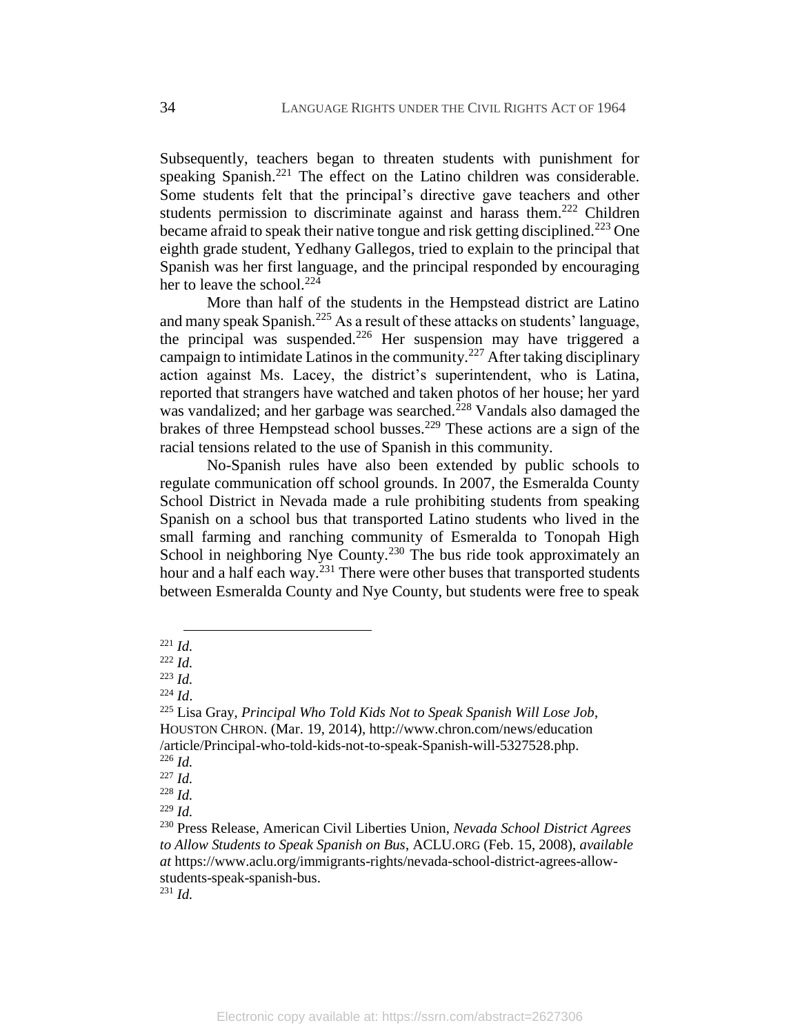Subsequently, teachers began to threaten students with punishment for speaking Spanish.[221] The effect on the Latino children was considerable. Some students felt that the principal's directive gave teachers and other students permission to discriminate against and harass them.[222] Children became afraid to speak their native tongue and risk getting disciplined.[223] One eighth grade student, Yedhany Gallegos, tried to explain to the principal that Spanish was her first language, and the principal responded by encouraging her to leave the school.[224]

More than half of the students in the Hempstead district are Latino and many speak Spanish.[225] As a result of these attacks on students' language, the principal was suspended.[226] Her suspension may have triggered a campaign to intimidate Latinos in the community.[227] After taking disciplinary action against Ms. Lacey, the district's superintendent, who is Latina, reported that strangers have watched and taken photos of her house; her yard was vandalized; and her garbage was searched.[228] Vandals also damaged the brakes of three Hempstead school busses.[229] These actions are a sign of the racial tensions related to the use of Spanish in this community.

No-Spanish rules have also been extended by public schools to regulate communication off school grounds. In 2007, the Esmeralda County School District in Nevada made a rule prohibiting students from speaking Spanish on a school bus that transported Latino students who lived in the small farming and ranching community of Esmeralda to Tonopah High School in neighboring Nye County.[230] The bus ride took approximately an hour and a half each way.[231] There were other buses that transported students between Esmeralda County and Nye County, but students were free to speak

---

[221] *Id.*

[222] *Id.*

[223] *Id.*

[224] *Id*.

[225] Lisa Gray, *Principal Who Told Kids Not to Speak Spanish Will Lose Job*, HOUSTON CHRON. (Mar. 19, 2014), http://www.chron.com/news/education/article/Principal-who-told-kids-not-to-speak-Spanish-will-5327528.php.

[226] *Id.*

[227] *Id.*

[228] *Id.*

[229] *Id.*

[230] Press Release, American Civil Liberties Union, *Nevada School District Agrees to Allow Students to Speak Spanish on Bus*, ACLU.ORG (Feb. 15, 2008), *available at* https://www.aclu.org/immigrants-rights/nevada-school-district-agrees-allow-students-speak-spanish-bus.

[231] *Id.*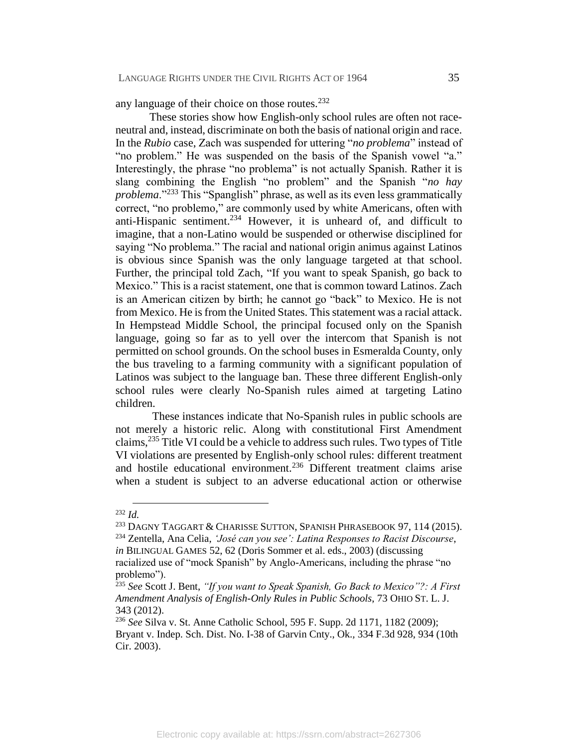any language of their choice on those routes.[232]

These stories show how English-only school rules are often not race-neutral and, instead, discriminate on both the basis of national origin and race. In the *Rubio* case, Zach was suspended for uttering "*no problema*" instead of "no problem." He was suspended on the basis of the Spanish vowel "a." Interestingly, the phrase "no problema" is not actually Spanish. Rather it is slang combining the English "no problem" and the Spanish "*no hay problema*."[233] This "Spanglish" phrase, as well as its even less grammatically correct, "no problemo," are commonly used by white Americans, often with anti-Hispanic sentiment.[234] However, it is unheard of, and difficult to imagine, that a non-Latino would be suspended or otherwise disciplined for saying "No problema." The racial and national origin animus against Latinos is obvious since Spanish was the only language targeted at that school. Further, the principal told Zach, "If you want to speak Spanish, go back to Mexico." This is a racist statement, one that is common toward Latinos. Zach is an American citizen by birth; he cannot go "back" to Mexico. He is not from Mexico. He is from the United States. This statement was a racial attack. In Hempstead Middle School, the principal focused only on the Spanish language, going so far as to yell over the intercom that Spanish is not permitted on school grounds. On the school buses in Esmeralda County, only the bus traveling to a farming community with a significant population of Latinos was subject to the language ban. These three different English-only school rules were clearly No-Spanish rules aimed at targeting Latino children.

These instances indicate that No-Spanish rules in public schools are not merely a historic relic. Along with constitutional First Amendment claims,[235] Title VI could be a vehicle to address such rules. Two types of Title VI violations are presented by English-only school rules: different treatment and hostile educational environment.[236] Different treatment claims arise when a student is subject to an adverse educational action or otherwise

---

[232] *Id.*

[233] DAGNY TAGGART & CHARISSE SUTTON, SPANISH PHRASEBOOK 97, 114 (2015).

[234] Zentella, Ana Celia, *'José can you see': Latina Responses to Racist Discourse*, *in* BILINGUAL GAMES 52, 62 (Doris Sommer et al. eds., 2003) (discussing racialized use of "mock Spanish" by Anglo-Americans, including the phrase "no problemo").

[235] *See* Scott J. Bent, *"If you want to Speak Spanish, Go Back to Mexico"?: A First Amendment Analysis of English-Only Rules in Public Schools*, 73 OHIO ST. L. J. 343 (2012).

[236] *See* Silva v. St. Anne Catholic School, 595 F. Supp. 2d 1171, 1182 (2009); Bryant v. Indep. Sch. Dist. No. I-38 of Garvin Cnty., Ok., 334 F.3d 928, 934 (10th Cir. 2003).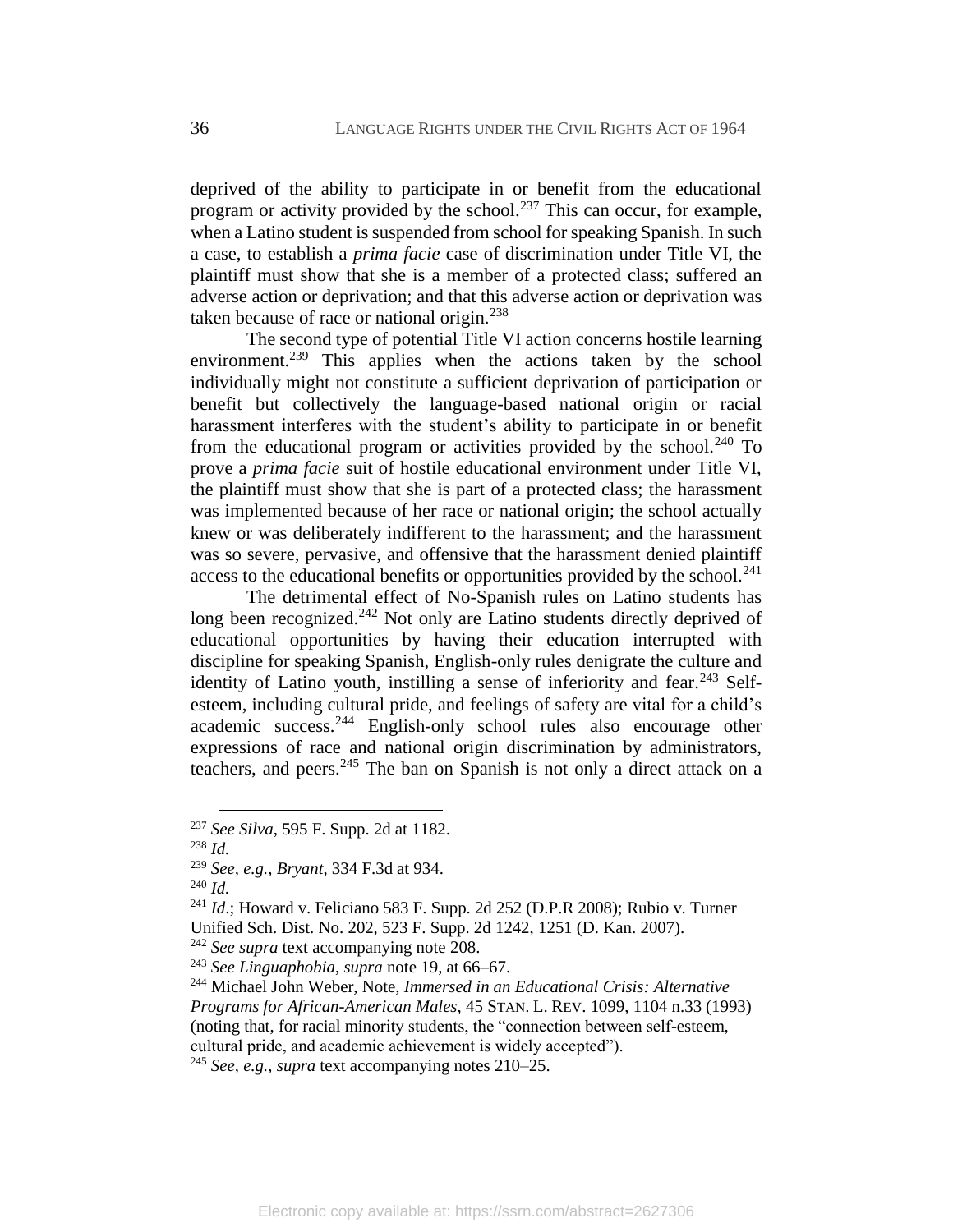deprived of the ability to participate in or benefit from the educational program or activity provided by the school.[237] This can occur, for example, when a Latino student is suspended from school for speaking Spanish. In such a case, to establish a *prima facie* case of discrimination under Title VI, the plaintiff must show that she is a member of a protected class; suffered an adverse action or deprivation; and that this adverse action or deprivation was taken because of race or national origin.[238]

The second type of potential Title VI action concerns hostile learning environment.[239] This applies when the actions taken by the school individually might not constitute a sufficient deprivation of participation or benefit but collectively the language-based national origin or racial harassment interferes with the student's ability to participate in or benefit from the educational program or activities provided by the school.[240] To prove a *prima facie* suit of hostile educational environment under Title VI, the plaintiff must show that she is part of a protected class; the harassment was implemented because of her race or national origin; the school actually knew or was deliberately indifferent to the harassment; and the harassment was so severe, pervasive, and offensive that the harassment denied plaintiff access to the educational benefits or opportunities provided by the school.[241]

The detrimental effect of No-Spanish rules on Latino students has long been recognized.[242] Not only are Latino students directly deprived of educational opportunities by having their education interrupted with discipline for speaking Spanish, English-only rules denigrate the culture and identity of Latino youth, instilling a sense of inferiority and fear.[243] Self-esteem, including cultural pride, and feelings of safety are vital for a child's academic success.[244] English-only school rules also encourage other expressions of race and national origin discrimination by administrators, teachers, and peers.[245] The ban on Spanish is not only a direct attack on a

---

[237] *See Silva*, 595 F. Supp. 2d at 1182.

[238] *Id.*

[239] *See, e.g.*, *Bryant*, 334 F.3d at 934.

[240] *Id.*

[241] *Id*.; Howard v. Feliciano 583 F. Supp. 2d 252 (D.P.R 2008); Rubio v. Turner Unified Sch. Dist. No. 202, 523 F. Supp. 2d 1242, 1251 (D. Kan. 2007).

[242] *See supra* text accompanying note 208.

[243] *See Linguaphobia*, *supra* note 19, at 66–67.

[244] Michael John Weber, Note, *Immersed in an Educational Crisis: Alternative Programs for African-American Males*, 45 STAN. L. REV. 1099, 1104 n.33 (1993) (noting that, for racial minority students, the "connection between self-esteem, cultural pride, and academic achievement is widely accepted").

[245] *See, e.g.*, *supra* text accompanying notes 210–25.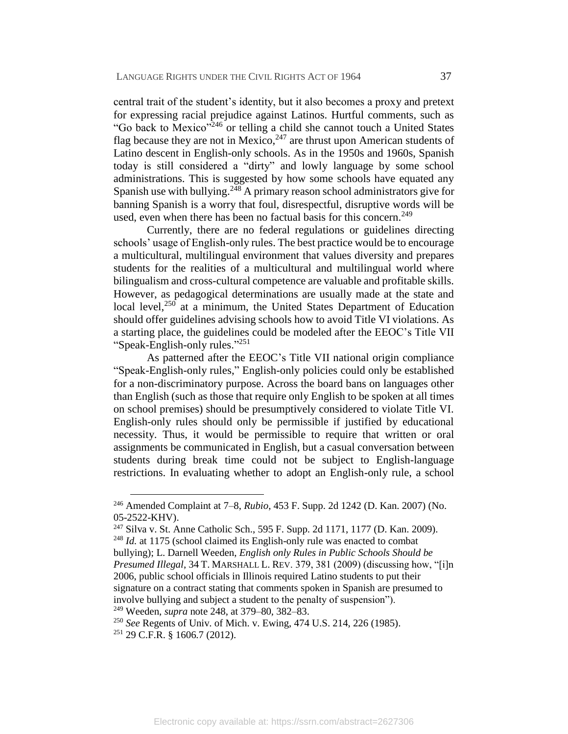central trait of the student's identity, but it also becomes a proxy and pretext for expressing racial prejudice against Latinos. Hurtful comments, such as "Go back to Mexico"[246] or telling a child she cannot touch a United States flag because they are not in Mexico,[247] are thrust upon American students of Latino descent in English-only schools. As in the 1950s and 1960s, Spanish today is still considered a "dirty" and lowly language by some school administrations. This is suggested by how some schools have equated any Spanish use with bullying.[248] A primary reason school administrators give for banning Spanish is a worry that foul, disrespectful, disruptive words will be used, even when there has been no factual basis for this concern.[249]

Currently, there are no federal regulations or guidelines directing schools' usage of English-only rules. The best practice would be to encourage a multicultural, multilingual environment that values diversity and prepares students for the realities of a multicultural and multilingual world where bilingualism and cross-cultural competence are valuable and profitable skills. However, as pedagogical determinations are usually made at the state and local level,[250] at a minimum, the United States Department of Education should offer guidelines advising schools how to avoid Title VI violations. As a starting place, the guidelines could be modeled after the EEOC's Title VII "Speak-English-only rules."[251]

As patterned after the EEOC's Title VII national origin compliance "Speak-English-only rules," English-only policies could only be established for a non-discriminatory purpose. Across the board bans on languages other than English (such as those that require only English to be spoken at all times on school premises) should be presumptively considered to violate Title VI. English-only rules should only be permissible if justified by educational necessity. Thus, it would be permissible to require that written or oral assignments be communicated in English, but a casual conversation between students during break time could not be subject to English-language restrictions. In evaluating whether to adopt an English-only rule, a school

---

[246] Amended Complaint at 7–8, *Rubio*, 453 F. Supp. 2d 1242 (D. Kan. 2007) (No. 05-2522-KHV).

[247] Silva v. St. Anne Catholic Sch., 595 F. Supp. 2d 1171, 1177 (D. Kan. 2009).

[248] *Id.* at 1175 (school claimed its English-only rule was enacted to combat bullying); L. Darnell Weeden, *English only Rules in Public Schools Should be Presumed Illegal*, 34 T. MARSHALL L. REV. 379, 381 (2009) (discussing how, "[i]n 2006, public school officials in Illinois required Latino students to put their signature on a contract stating that comments spoken in Spanish are presumed to involve bullying and subject a student to the penalty of suspension").

[249] Weeden, *supra* note 248, at 379–80, 382–83.

[250] *See* Regents of Univ. of Mich. v. Ewing, 474 U.S. 214, 226 (1985).

[251] 29 C.F.R. § 1606.7 (2012).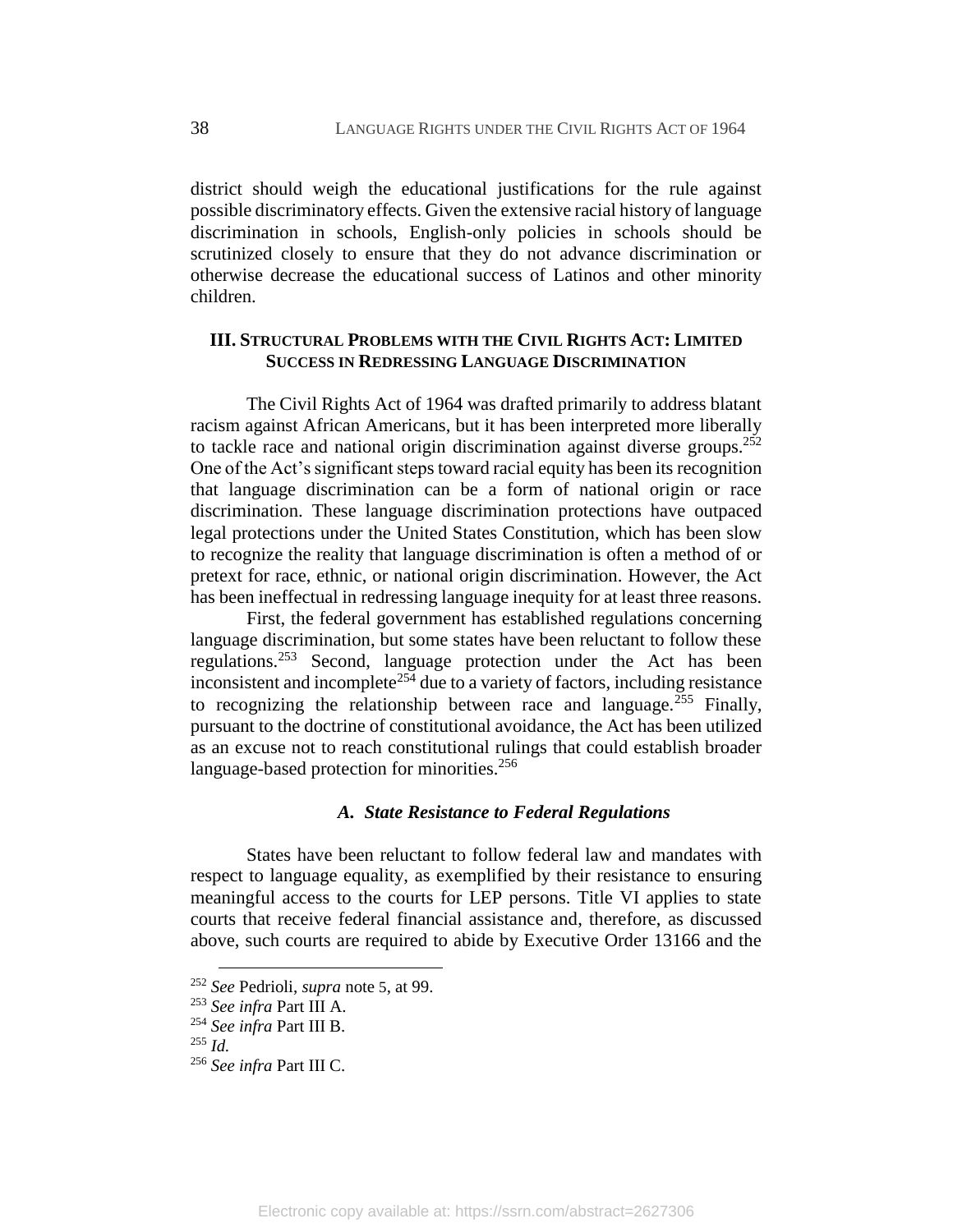district should weigh the educational justifications for the rule against possible discriminatory effects. Given the extensive racial history of language discrimination in schools, English-only policies in schools should be scrutinized closely to ensure that they do not advance discrimination or otherwise decrease the educational success of Latinos and other minority children.

## III. Structural Problems with the Civil Rights Act: Limited Success in Redressing Language Discrimination

The Civil Rights Act of 1964 was drafted primarily to address blatant racism against African Americans, but it has been interpreted more liberally to tackle race and national origin discrimination against diverse groups.[252] One of the Act's significant steps toward racial equity has been its recognition that language discrimination can be a form of national origin or race discrimination. These language discrimination protections have outpaced legal protections under the United States Constitution, which has been slow to recognize the reality that language discrimination is often a method of or pretext for race, ethnic, or national origin discrimination. However, the Act has been ineffectual in redressing language inequity for at least three reasons.

First, the federal government has established regulations concerning language discrimination, but some states have been reluctant to follow these regulations.[253] Second, language protection under the Act has been inconsistent and incomplete[254] due to a variety of factors, including resistance to recognizing the relationship between race and language.[255] Finally, pursuant to the doctrine of constitutional avoidance, the Act has been utilized as an excuse not to reach constitutional rulings that could establish broader language-based protection for minorities.[256]

### *A. State Resistance to Federal Regulations*

States have been reluctant to follow federal law and mandates with respect to language equality, as exemplified by their resistance to ensuring meaningful access to the courts for LEP persons. Title VI applies to state courts that receive federal financial assistance and, therefore, as discussed above, such courts are required to abide by Executive Order 13166 and the

---

[252] *See* Pedrioli, *supra* note 5, at 99.

[253] *See infra* Part III A.

[254] *See infra* Part III B.

[255] *Id.*

[256] *See infra* Part III C.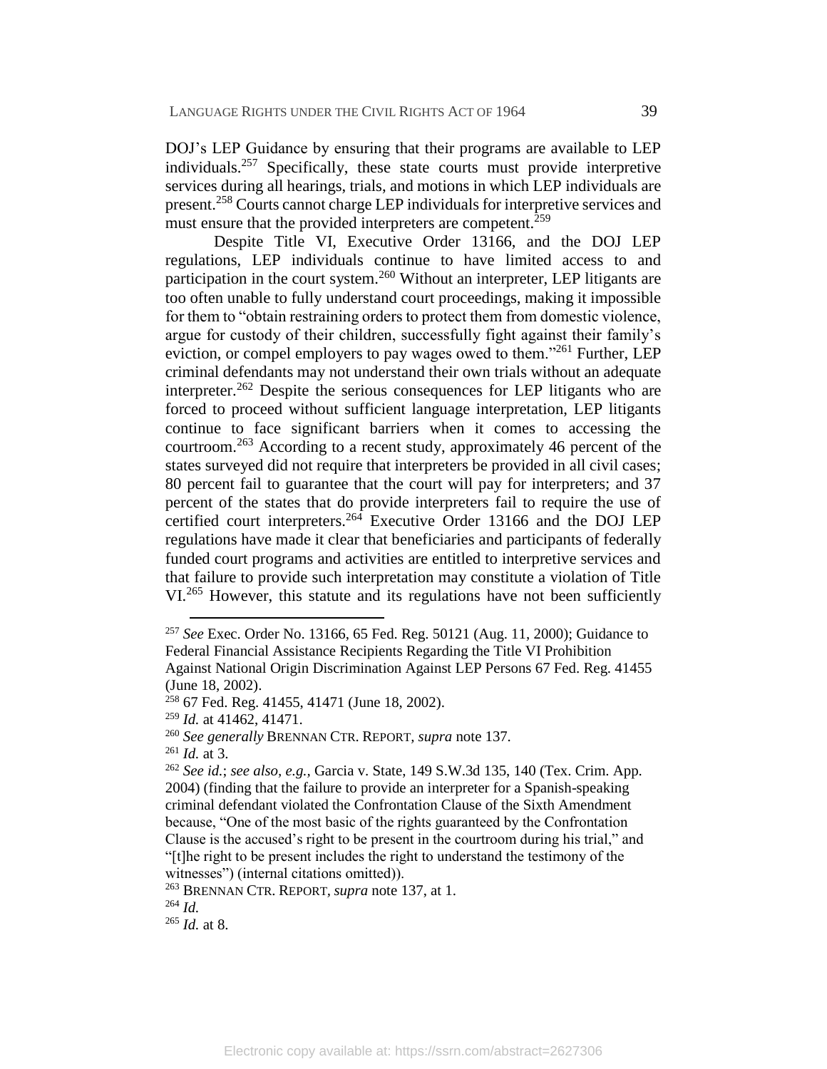DOJ's LEP Guidance by ensuring that their programs are available to LEP individuals.[257] Specifically, these state courts must provide interpretive services during all hearings, trials, and motions in which LEP individuals are present.[258] Courts cannot charge LEP individuals for interpretive services and must ensure that the provided interpreters are competent.[259]

Despite Title VI, Executive Order 13166, and the DOJ LEP regulations, LEP individuals continue to have limited access to and participation in the court system.[260] Without an interpreter, LEP litigants are too often unable to fully understand court proceedings, making it impossible for them to "obtain restraining orders to protect them from domestic violence, argue for custody of their children, successfully fight against their family's eviction, or compel employers to pay wages owed to them."[261] Further, LEP criminal defendants may not understand their own trials without an adequate interpreter.[262] Despite the serious consequences for LEP litigants who are forced to proceed without sufficient language interpretation, LEP litigants continue to face significant barriers when it comes to accessing the courtroom.[263] According to a recent study, approximately 46 percent of the states surveyed did not require that interpreters be provided in all civil cases; 80 percent fail to guarantee that the court will pay for interpreters; and 37 percent of the states that do provide interpreters fail to require the use of certified court interpreters.[264] Executive Order 13166 and the DOJ LEP regulations have made it clear that beneficiaries and participants of federally funded court programs and activities are entitled to interpretive services and that failure to provide such interpretation may constitute a violation of Title VI.[265] However, this statute and its regulations have not been sufficiently

---

[257] *See* Exec. Order No. 13166, 65 Fed. Reg. 50121 (Aug. 11, 2000); Guidance to Federal Financial Assistance Recipients Regarding the Title VI Prohibition Against National Origin Discrimination Against LEP Persons 67 Fed. Reg. 41455 (June 18, 2002).

[258] 67 Fed. Reg. 41455, 41471 (June 18, 2002).

[259] *Id.* at 41462, 41471.

[260] *See generally* BRENNAN CTR. REPORT, *supra* note 137.

[261] *Id.* at 3.

[262] *See id.*; *see also, e.g.*, Garcia v. State, 149 S.W.3d 135, 140 (Tex. Crim. App. 2004) (finding that the failure to provide an interpreter for a Spanish-speaking criminal defendant violated the Confrontation Clause of the Sixth Amendment because, "One of the most basic of the rights guaranteed by the Confrontation Clause is the accused's right to be present in the courtroom during his trial," and "[t]he right to be present includes the right to understand the testimony of the witnesses") (internal citations omitted)).

[263] BRENNAN CTR. REPORT, *supra* note 137, at 1.

[264] *Id.*

[265] *Id.* at 8.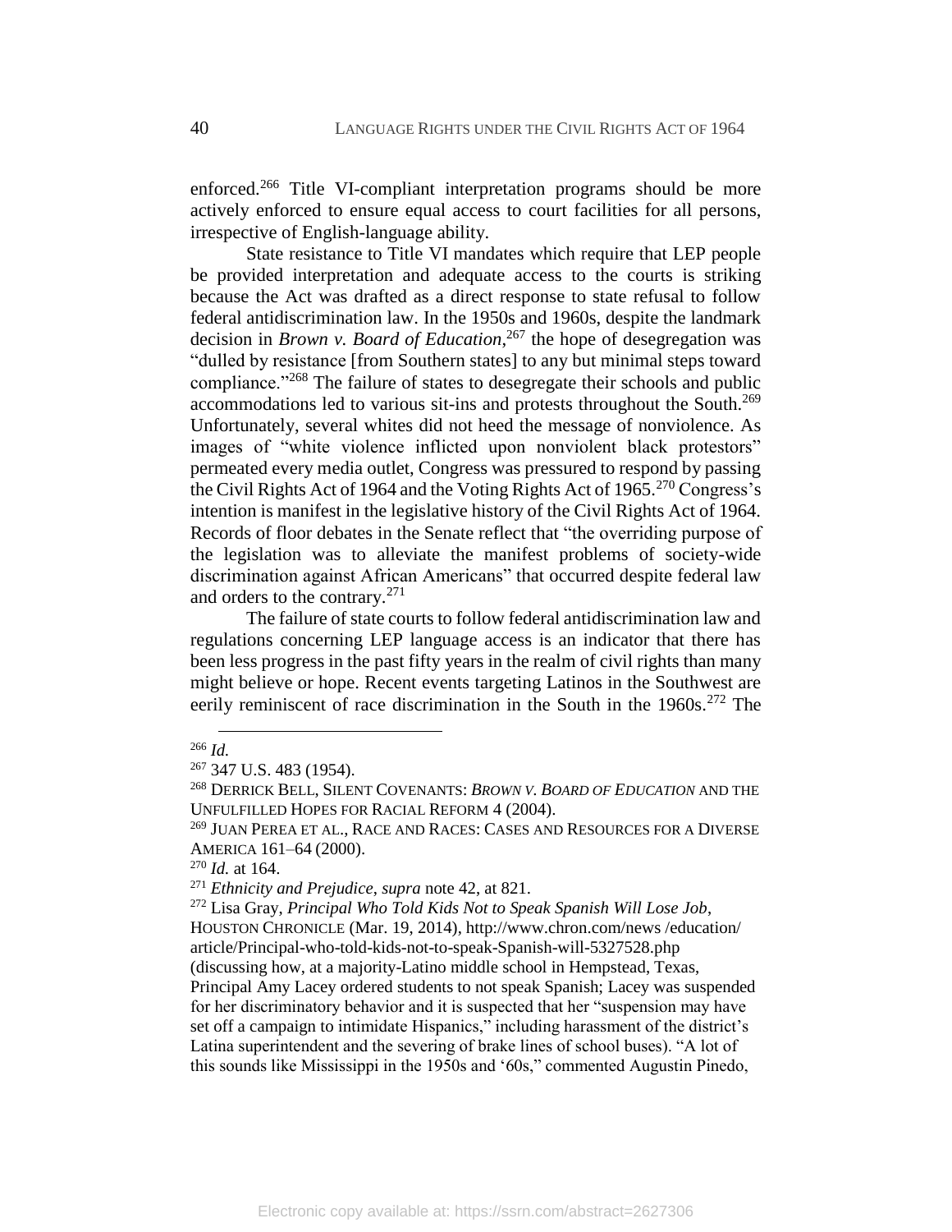enforced.[266] Title VI-compliant interpretation programs should be more actively enforced to ensure equal access to court facilities for all persons, irrespective of English-language ability.

State resistance to Title VI mandates which require that LEP people be provided interpretation and adequate access to the courts is striking because the Act was drafted as a direct response to state refusal to follow federal antidiscrimination law. In the 1950s and 1960s, despite the landmark decision in *Brown v. Board of Education*,[267] the hope of desegregation was "dulled by resistance [from Southern states] to any but minimal steps toward compliance."[268] The failure of states to desegregate their schools and public accommodations led to various sit-ins and protests throughout the South.[269] Unfortunately, several whites did not heed the message of nonviolence. As images of "white violence inflicted upon nonviolent black protestors" permeated every media outlet, Congress was pressured to respond by passing the Civil Rights Act of 1964 and the Voting Rights Act of 1965.[270] Congress's intention is manifest in the legislative history of the Civil Rights Act of 1964. Records of floor debates in the Senate reflect that "the overriding purpose of the legislation was to alleviate the manifest problems of society-wide discrimination against African Americans" that occurred despite federal law and orders to the contrary.[271]

The failure of state courts to follow federal antidiscrimination law and regulations concerning LEP language access is an indicator that there has been less progress in the past fifty years in the realm of civil rights than many might believe or hope. Recent events targeting Latinos in the Southwest are eerily reminiscent of race discrimination in the South in the 1960s.[272] The

---

[266] *Id.*

[267] 347 U.S. 483 (1954).

[268] DERRICK BELL, SILENT COVENANTS: *BROWN V. BOARD OF EDUCATION* AND THE UNFULFILLED HOPES FOR RACIAL REFORM 4 (2004).

[269] JUAN PEREA ET AL., RACE AND RACES: CASES AND RESOURCES FOR A DIVERSE AMERICA 161–64 (2000).

[270] *Id.* at 164.

[271] *Ethnicity and Prejudice*, *supra* note 42, at 821.

[272] Lisa Gray, *Principal Who Told Kids Not to Speak Spanish Will Lose Job*, HOUSTON CHRONICLE (Mar. 19, 2014), http://www.chron.com/news /education/ article/Principal-who-told-kids-not-to-speak-Spanish-will-5327528.php (discussing how, at a majority-Latino middle school in Hempstead, Texas, Principal Amy Lacey ordered students to not speak Spanish; Lacey was suspended for her discriminatory behavior and it is suspected that her "suspension may have set off a campaign to intimidate Hispanics," including harassment of the district's Latina superintendent and the severing of brake lines of school buses). "A lot of this sounds like Mississippi in the 1950s and '60s," commented Augustin Pinedo,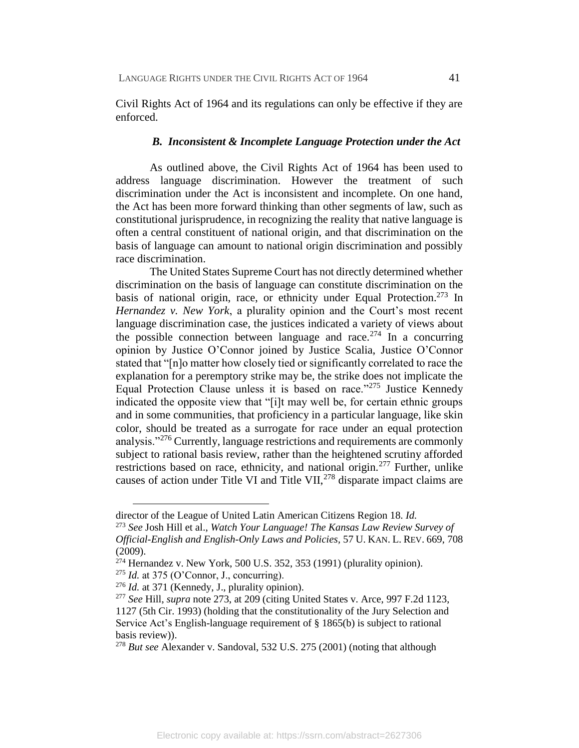Civil Rights Act of 1964 and its regulations can only be effective if they are enforced.

### *B. Inconsistent & Incomplete Language Protection under the Act*

As outlined above, the Civil Rights Act of 1964 has been used to address language discrimination. However the treatment of such discrimination under the Act is inconsistent and incomplete. On one hand, the Act has been more forward thinking than other segments of law, such as constitutional jurisprudence, in recognizing the reality that native language is often a central constituent of national origin, and that discrimination on the basis of language can amount to national origin discrimination and possibly race discrimination.

The United States Supreme Court has not directly determined whether discrimination on the basis of language can constitute discrimination on the basis of national origin, race, or ethnicity under Equal Protection.[273] In *Hernandez v. New York*, a plurality opinion and the Court's most recent language discrimination case, the justices indicated a variety of views about the possible connection between language and race.[274] In a concurring opinion by Justice O'Connor joined by Justice Scalia, Justice O'Connor stated that "[n]o matter how closely tied or significantly correlated to race the explanation for a peremptory strike may be, the strike does not implicate the Equal Protection Clause unless it is based on race."[275] Justice Kennedy indicated the opposite view that "[i]t may well be, for certain ethnic groups and in some communities, that proficiency in a particular language, like skin color, should be treated as a surrogate for race under an equal protection analysis."[276] Currently, language restrictions and requirements are commonly subject to rational basis review, rather than the heightened scrutiny afforded restrictions based on race, ethnicity, and national origin.[277] Further, unlike causes of action under Title VI and Title VII,[278] disparate impact claims are

---

director of the League of United Latin American Citizens Region 18. *Id.*

[273] *See* Josh Hill et al., *Watch Your Language! The Kansas Law Review Survey of Official-English and English-Only Laws and Policies*, 57 U. KAN. L. REV. 669, 708 (2009).

[274] Hernandez v. New York, 500 U.S. 352, 353 (1991) (plurality opinion).

[275] *Id.* at 375 (O'Connor, J., concurring).

[276] *Id.* at 371 (Kennedy, J., plurality opinion).

[277] *See* Hill, *supra* note 273, at 209 (citing United States v. Arce, 997 F.2d 1123, 1127 (5th Cir. 1993) (holding that the constitutionality of the Jury Selection and Service Act's English-language requirement of § 1865(b) is subject to rational basis review)).

[278] *But see* Alexander v. Sandoval, 532 U.S. 275 (2001) (noting that although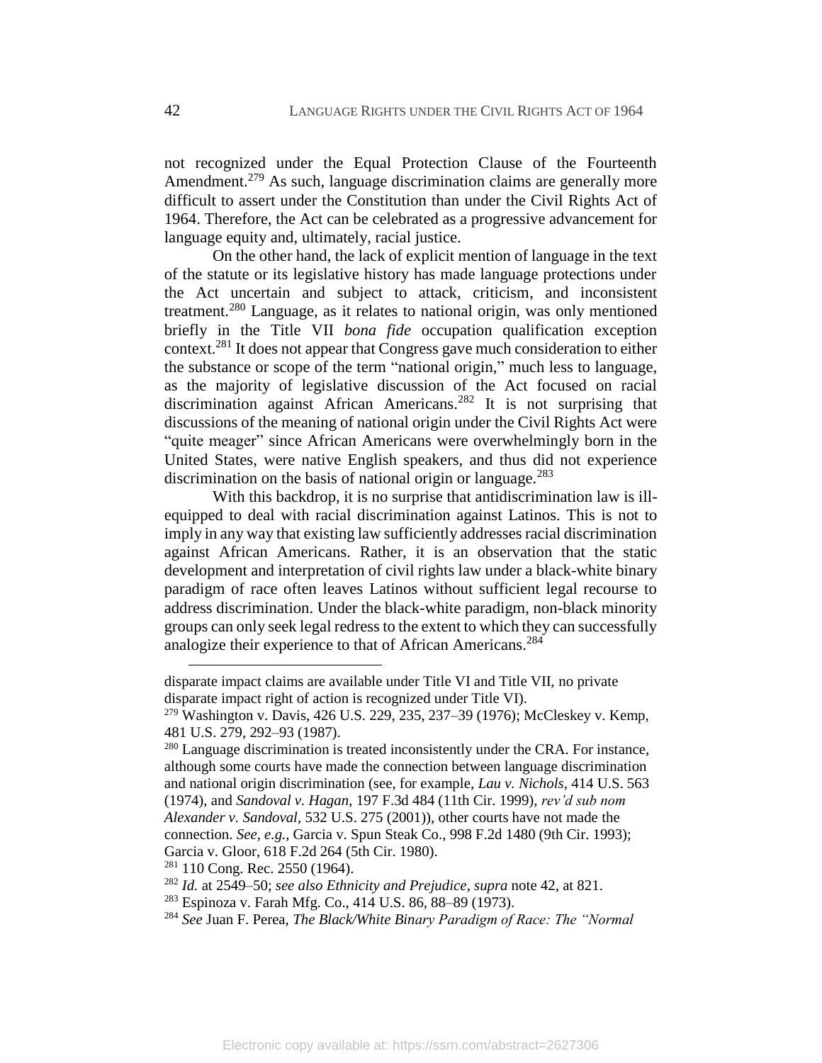not recognized under the Equal Protection Clause of the Fourteenth Amendment.[279] As such, language discrimination claims are generally more difficult to assert under the Constitution than under the Civil Rights Act of 1964. Therefore, the Act can be celebrated as a progressive advancement for language equity and, ultimately, racial justice.

On the other hand, the lack of explicit mention of language in the text of the statute or its legislative history has made language protections under the Act uncertain and subject to attack, criticism, and inconsistent treatment.[280] Language, as it relates to national origin, was only mentioned briefly in the Title VII *bona fide* occupation qualification exception context.[281] It does not appear that Congress gave much consideration to either the substance or scope of the term "national origin," much less to language, as the majority of legislative discussion of the Act focused on racial discrimination against African Americans.[282] It is not surprising that discussions of the meaning of national origin under the Civil Rights Act were "quite meager" since African Americans were overwhelmingly born in the United States, were native English speakers, and thus did not experience discrimination on the basis of national origin or language.[283]

With this backdrop, it is no surprise that antidiscrimination law is ill-equipped to deal with racial discrimination against Latinos. This is not to imply in any way that existing law sufficiently addresses racial discrimination against African Americans. Rather, it is an observation that the static development and interpretation of civil rights law under a black-white binary paradigm of race often leaves Latinos without sufficient legal recourse to address discrimination. Under the black-white paradigm, non-black minority groups can only seek legal redress to the extent to which they can successfully analogize their experience to that of African Americans.[284]

---

disparate impact claims are available under Title VI and Title VII, no private disparate impact right of action is recognized under Title VI).

[279] Washington v. Davis, 426 U.S. 229, 235, 237–39 (1976); McCleskey v. Kemp, 481 U.S. 279, 292–93 (1987).

[280] Language discrimination is treated inconsistently under the CRA. For instance, although some courts have made the connection between language discrimination and national origin discrimination (see, for example, *Lau v. Nichols*, 414 U.S. 563 (1974), and *Sandoval v. Hagan*, 197 F.3d 484 (11th Cir. 1999), *rev'd sub nom Alexander v. Sandoval*, 532 U.S. 275 (2001)), other courts have not made the connection. *See, e.g.*, Garcia v. Spun Steak Co., 998 F.2d 1480 (9th Cir. 1993); Garcia v. Gloor, 618 F.2d 264 (5th Cir. 1980).

[281] 110 Cong. Rec. 2550 (1964).

[282] *Id.* at 2549–50; *see also Ethnicity and Prejudice*, *supra* note 42, at 821.

[283] Espinoza v. Farah Mfg. Co., 414 U.S. 86, 88–89 (1973).

[284] *See* Juan F. Perea, *The Black/White Binary Paradigm of Race: The "Normal*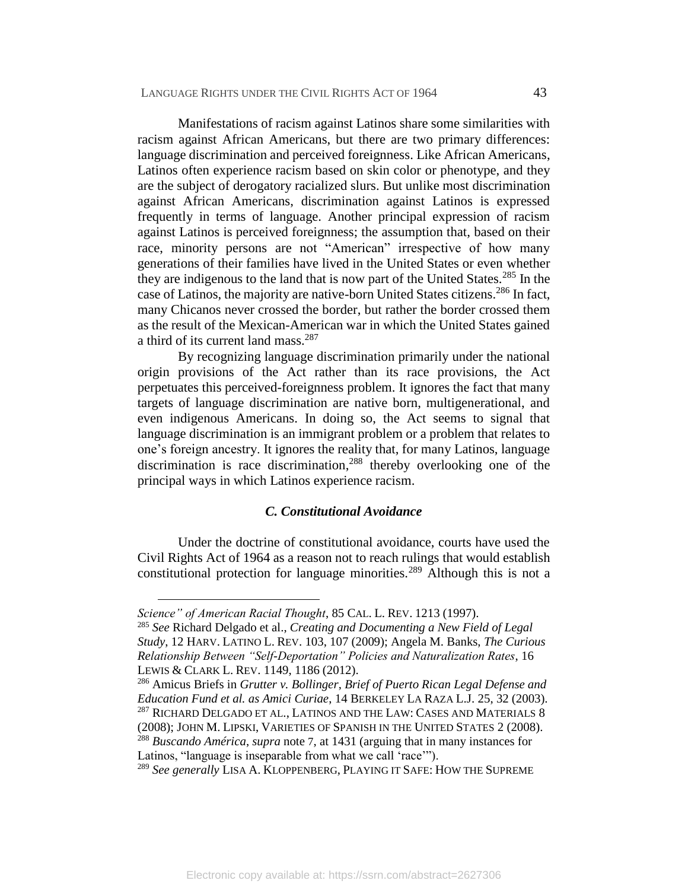Manifestations of racism against Latinos share some similarities with racism against African Americans, but there are two primary differences: language discrimination and perceived foreignness. Like African Americans, Latinos often experience racism based on skin color or phenotype, and they are the subject of derogatory racialized slurs. But unlike most discrimination against African Americans, discrimination against Latinos is expressed frequently in terms of language. Another principal expression of racism against Latinos is perceived foreignness; the assumption that, based on their race, minority persons are not "American" irrespective of how many generations of their families have lived in the United States or even whether they are indigenous to the land that is now part of the United States.[285] In the case of Latinos, the majority are native-born United States citizens.[286] In fact, many Chicanos never crossed the border, but rather the border crossed them as the result of the Mexican-American war in which the United States gained a third of its current land mass.[287]

By recognizing language discrimination primarily under the national origin provisions of the Act rather than its race provisions, the Act perpetuates this perceived-foreignness problem. It ignores the fact that many targets of language discrimination are native born, multigenerational, and even indigenous Americans. In doing so, the Act seems to signal that language discrimination is an immigrant problem or a problem that relates to one's foreign ancestry. It ignores the reality that, for many Latinos, language discrimination is race discrimination,[288] thereby overlooking one of the principal ways in which Latinos experience racism.

### *C. Constitutional Avoidance*

Under the doctrine of constitutional avoidance, courts have used the Civil Rights Act of 1964 as a reason not to reach rulings that would establish constitutional protection for language minorities.[289] Although this is not a

---

*Science" of American Racial Thought*, 85 CAL. L. REV. 1213 (1997).

[285] *See* Richard Delgado et al., *Creating and Documenting a New Field of Legal Study*, 12 HARV. LATINO L. REV. 103, 107 (2009); Angela M. Banks, *The Curious Relationship Between "Self-Deportation" Policies and Naturalization Rates*, 16 LEWIS & CLARK L. REV. 1149, 1186 (2012).

[286] Amicus Briefs in *Grutter v. Bollinger*, *Brief of Puerto Rican Legal Defense and Education Fund et al. as Amici Curiae*, 14 BERKELEY LA RAZA L.J. 25, 32 (2003).

[287] RICHARD DELGADO ET AL., LATINOS AND THE LAW: CASES AND MATERIALS 8 (2008); JOHN M. LIPSKI, VARIETIES OF SPANISH IN THE UNITED STATES 2 (2008).

[288] *Buscando América*, *supra* note 7, at 1431 (arguing that in many instances for Latinos, "language is inseparable from what we call 'race'").

[289] *See generally* LISA A. KLOPPENBERG, PLAYING IT SAFE: HOW THE SUPREME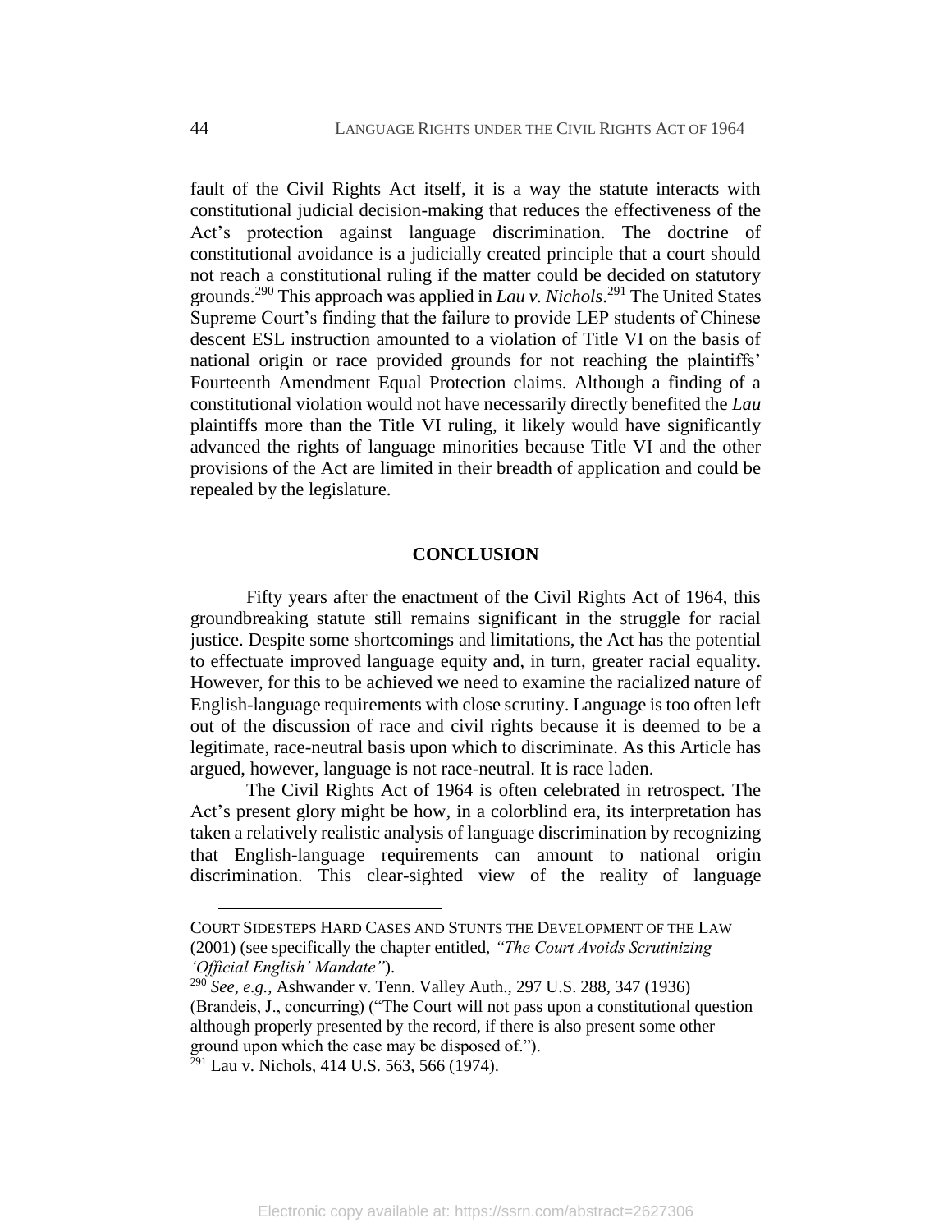fault of the Civil Rights Act itself, it is a way the statute interacts with constitutional judicial decision-making that reduces the effectiveness of the Act's protection against language discrimination. The doctrine of constitutional avoidance is a judicially created principle that a court should not reach a constitutional ruling if the matter could be decided on statutory grounds.[290] This approach was applied in *Lau v. Nichols*.[291] The United States Supreme Court's finding that the failure to provide LEP students of Chinese descent ESL instruction amounted to a violation of Title VI on the basis of national origin or race provided grounds for not reaching the plaintiffs' Fourteenth Amendment Equal Protection claims. Although a finding of a constitutional violation would not have necessarily directly benefited the *Lau* plaintiffs more than the Title VI ruling, it likely would have significantly advanced the rights of language minorities because Title VI and the other provisions of the Act are limited in their breadth of application and could be repealed by the legislature.

## CONCLUSION

Fifty years after the enactment of the Civil Rights Act of 1964, this groundbreaking statute still remains significant in the struggle for racial justice. Despite some shortcomings and limitations, the Act has the potential to effectuate improved language equity and, in turn, greater racial equality. However, for this to be achieved we need to examine the racialized nature of English-language requirements with close scrutiny. Language is too often left out of the discussion of race and civil rights because it is deemed to be a legitimate, race-neutral basis upon which to discriminate. As this Article has argued, however, language is not race-neutral. It is race laden.

The Civil Rights Act of 1964 is often celebrated in retrospect. The Act's present glory might be how, in a colorblind era, its interpretation has taken a relatively realistic analysis of language discrimination by recognizing that English-language requirements can amount to national origin discrimination. This clear-sighted view of the reality of language

---

COURT SIDESTEPS HARD CASES AND STUNTS THE DEVELOPMENT OF THE LAW (2001) (see specifically the chapter entitled, *"The Court Avoids Scrutinizing 'Official English' Mandate"*).

[290] *See, e.g.*, Ashwander v. Tenn. Valley Auth., 297 U.S. 288, 347 (1936) (Brandeis, J., concurring) ("The Court will not pass upon a constitutional question although properly presented by the record, if there is also present some other ground upon which the case may be disposed of.").

[291] Lau v. Nichols, 414 U.S. 563, 566 (1974).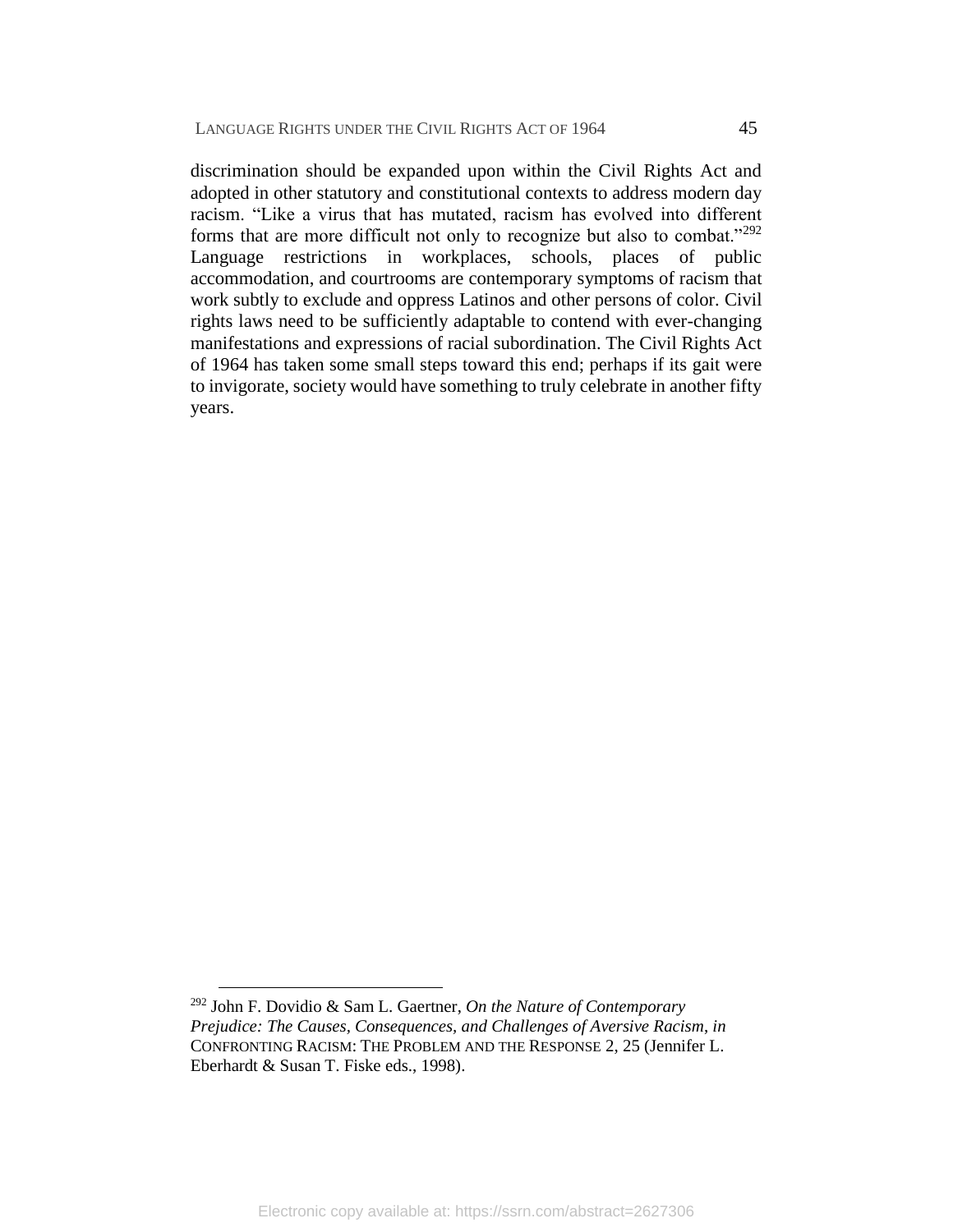discrimination should be expanded upon within the Civil Rights Act and adopted in other statutory and constitutional contexts to address modern day racism. "Like a virus that has mutated, racism has evolved into different forms that are more difficult not only to recognize but also to combat."[292] Language restrictions in workplaces, schools, places of public accommodation, and courtrooms are contemporary symptoms of racism that work subtly to exclude and oppress Latinos and other persons of color. Civil rights laws need to be sufficiently adaptable to contend with ever-changing manifestations and expressions of racial subordination. The Civil Rights Act of 1964 has taken some small steps toward this end; perhaps if its gait were to invigorate, society would have something to truly celebrate in another fifty years.

---

[292] John F. Dovidio & Sam L. Gaertner, *On the Nature of Contemporary Prejudice: The Causes, Consequences, and Challenges of Aversive Racism*, *in* CONFRONTING RACISM: THE PROBLEM AND THE RESPONSE 2, 25 (Jennifer L. Eberhardt & Susan T. Fiske eds., 1998).